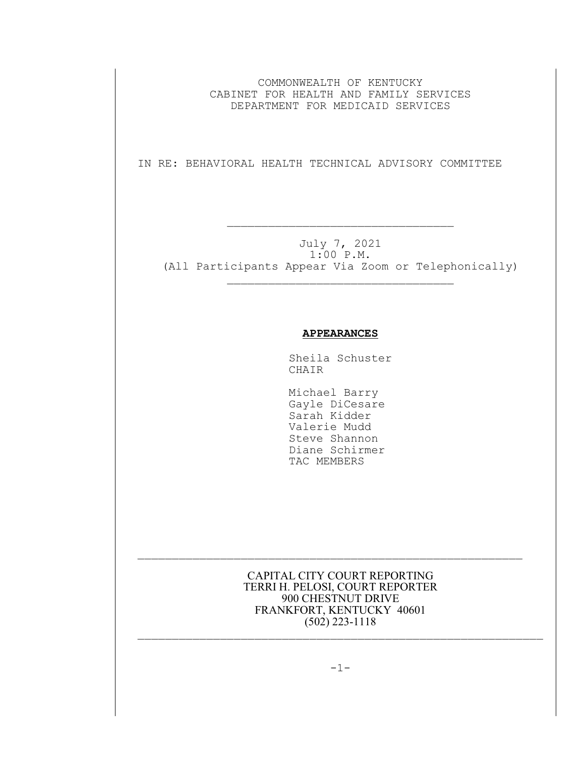COMMONWEALTH OF KENTUCKY
CABINET FOR HEALTH AND FAMILY SERVICES
DEPARTMENT FOR MEDICAID SERVICES

IN RE: BEHAVIORAL HEALTH TECHNICAL ADVISORY COMMITTEE

---

July 7, 2021
1:00 P.M.
(All Participants Appear Via Zoom or Telephonically)

---

**APPEARANCES**

Sheila Schuster
CHAIR

Michael Barry
Gayle DiCesare
Sarah Kidder
Valerie Mudd
Steve Shannon
Diane Schirmer
TAC MEMBERS

---

CAPITAL CITY COURT REPORTING
TERRI H. PELOSI, COURT REPORTER
900 CHESTNUT DRIVE
FRANKFORT, KENTUCKY 40601
(502) 223-1118

---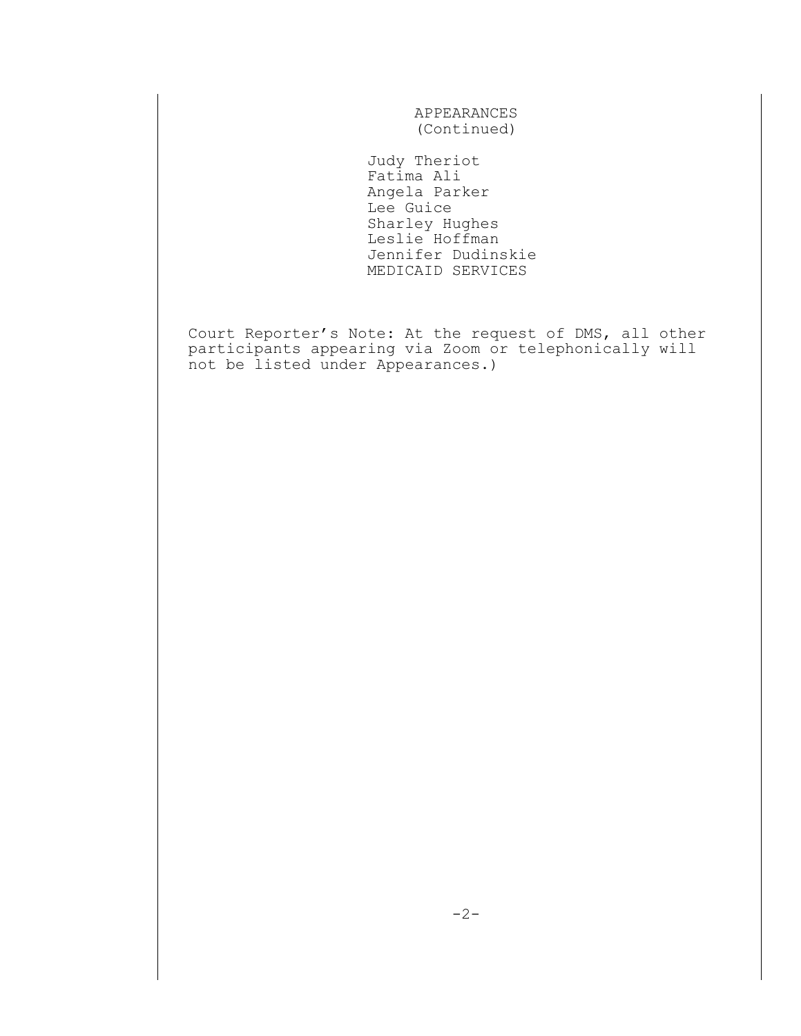APPEARANCES
(Continued)

Judy Theriot
Fatima Ali
Angela Parker
Lee Guice
Sharley Hughes
Leslie Hoffman
Jennifer Dudinskie
MEDICAID SERVICES

Court Reporter's Note: At the request of DMS, all other participants appearing via Zoom or telephonically will not be listed under Appearances.)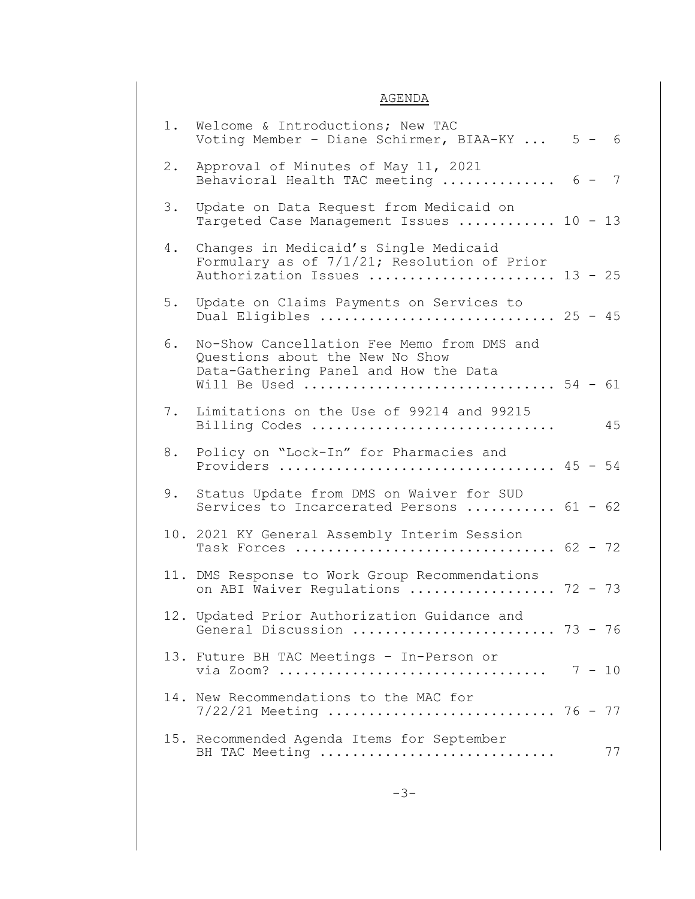# AGENDA

1. Welcome & Introductions; New TAC Voting Member - Diane Schirmer, BIAA-KY ... 5 - 6

2. Approval of Minutes of May 11, 2021 Behavioral Health TAC meeting .............. 6 - 7

3. Update on Data Request from Medicaid on Targeted Case Management Issues ............ 10 - 13

4. Changes in Medicaid's Single Medicaid Formulary as of 7/1/21; Resolution of Prior Authorization Issues ....................... 13 - 25

5. Update on Claims Payments on Services to Dual Eligibles ............................ 25 - 45

6. No-Show Cancellation Fee Memo from DMS and Questions about the New No Show Data-Gathering Panel and How the Data Will Be Used ............................... 54 - 61

7. Limitations on the Use of 99214 and 99215 Billing Codes ............................. 45

8. Policy on "Lock-In" for Pharmacies and Providers ................................. 45 - 54

9. Status Update from DMS on Waiver for SUD Services to Incarcerated Persons ........... 61 - 62

10. 2021 KY General Assembly Interim Session Task Forces ............................... 62 - 72

11. DMS Response to Work Group Recommendations on ABI Waiver Regulations .................. 72 - 73

12. Updated Prior Authorization Guidance and General Discussion ........................ 73 - 76

13. Future BH TAC Meetings - In-Person or via Zoom? ................................ 7 - 10

14. New Recommendations to the MAC for 7/22/21 Meeting ........................... 76 - 77

15. Recommended Agenda Items for September BH TAC Meeting ............................ 77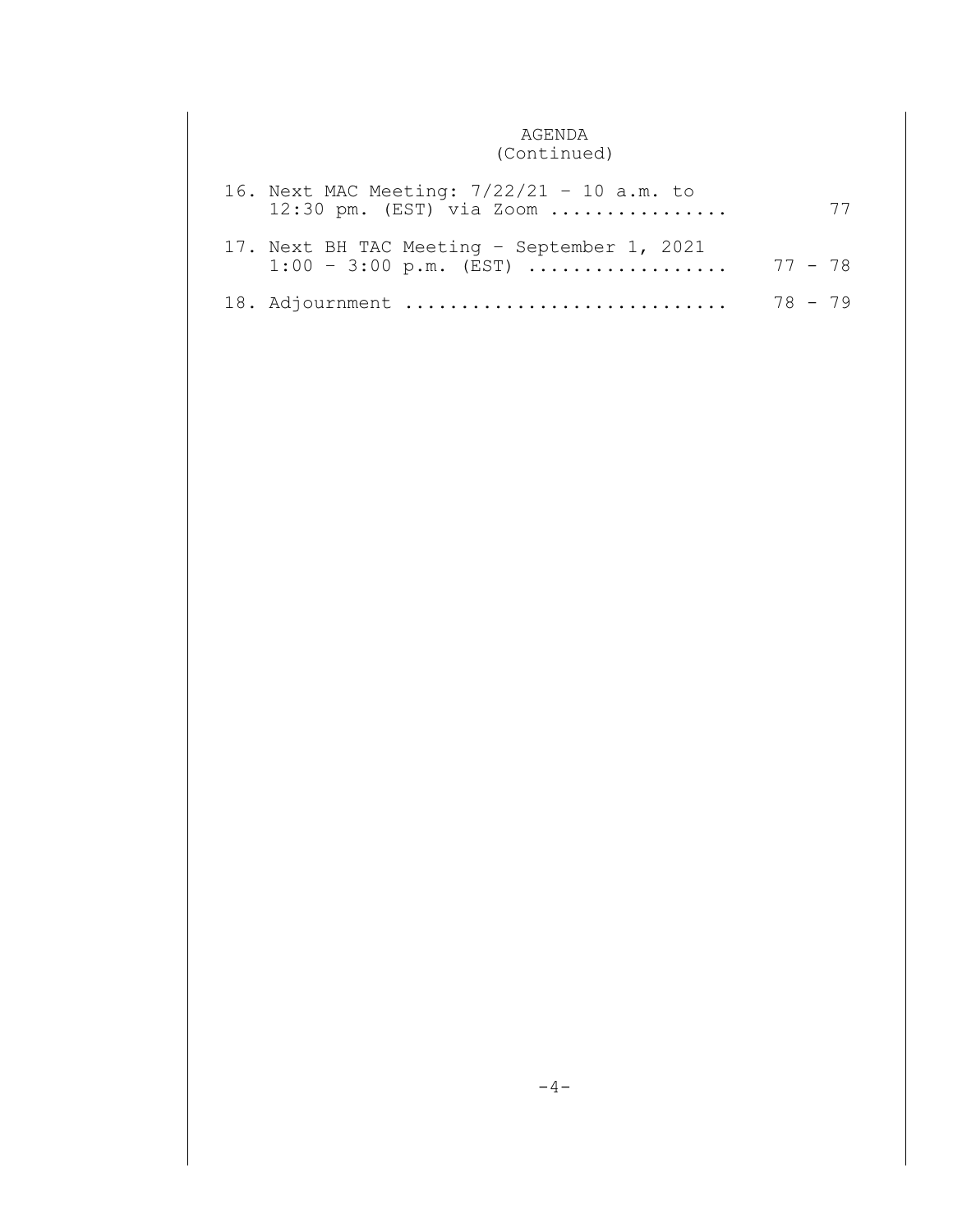# AGENDA
(Continued)

16. Next MAC Meeting: 7/22/21 - 10 a.m. to 12:30 pm. (EST) via Zoom ................ 77

17. Next BH TAC Meeting - September 1, 2021 1:00 - 3:00 p.m. (EST) .................. 77 - 78

18. Adjournment ............................ 78 - 79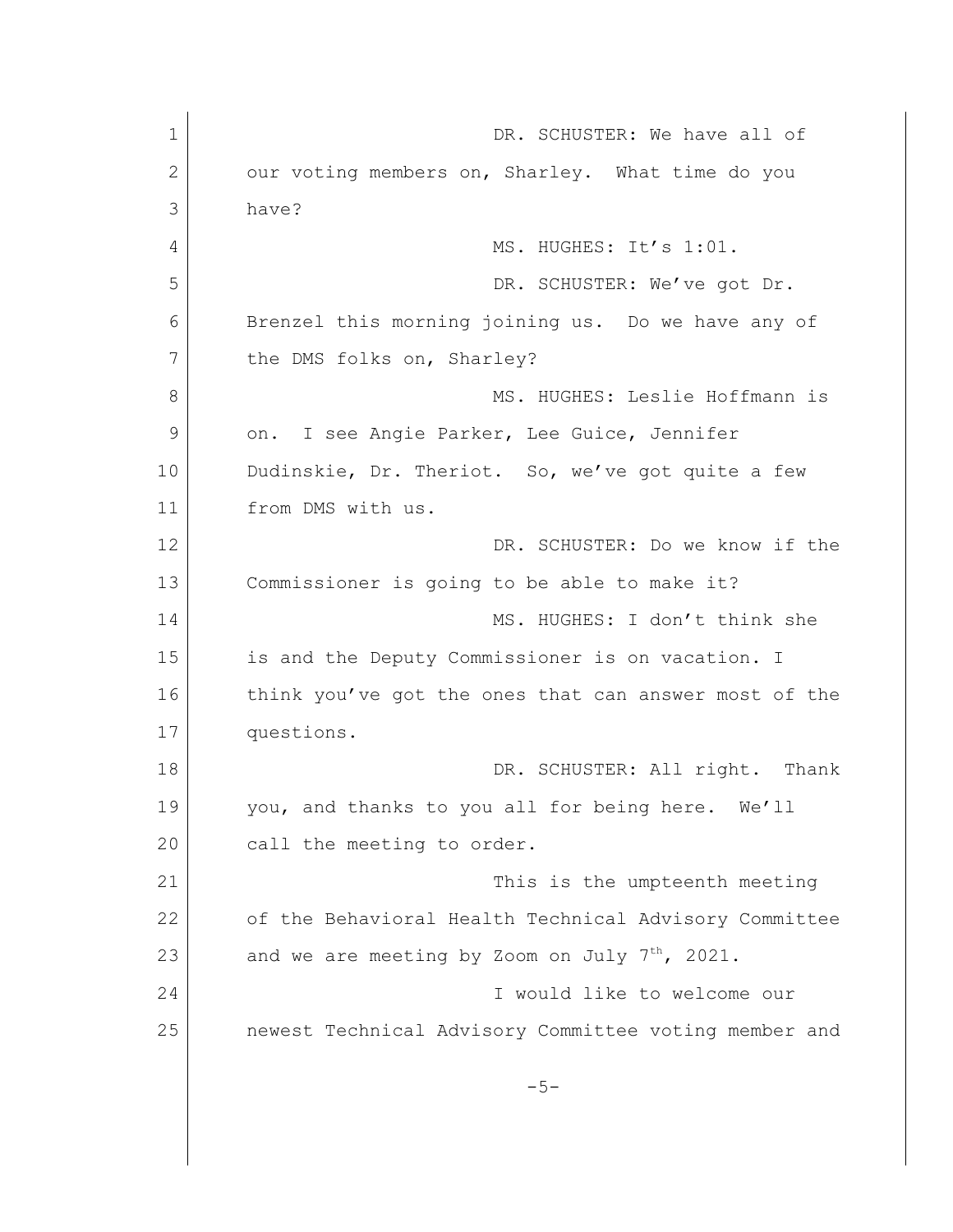DR. SCHUSTER: We have all of our voting members on, Sharley. What time do you have?

MS. HUGHES: It's 1:01.

DR. SCHUSTER: We've got Dr. Brenzel this morning joining us. Do we have any of the DMS folks on, Sharley?

MS. HUGHES: Leslie Hoffmann is on. I see Angie Parker, Lee Guice, Jennifer Dudinskie, Dr. Theriot. So, we've got quite a few from DMS with us.

DR. SCHUSTER: Do we know if the Commissioner is going to be able to make it?

MS. HUGHES: I don't think she is and the Deputy Commissioner is on vacation. I think you've got the ones that can answer most of the questions.

DR. SCHUSTER: All right. Thank you, and thanks to you all for being here. We'll call the meeting to order.

This is the umpteenth meeting of the Behavioral Health Technical Advisory Committee and we are meeting by Zoom on July 7th, 2021.

I would like to welcome our newest Technical Advisory Committee voting member and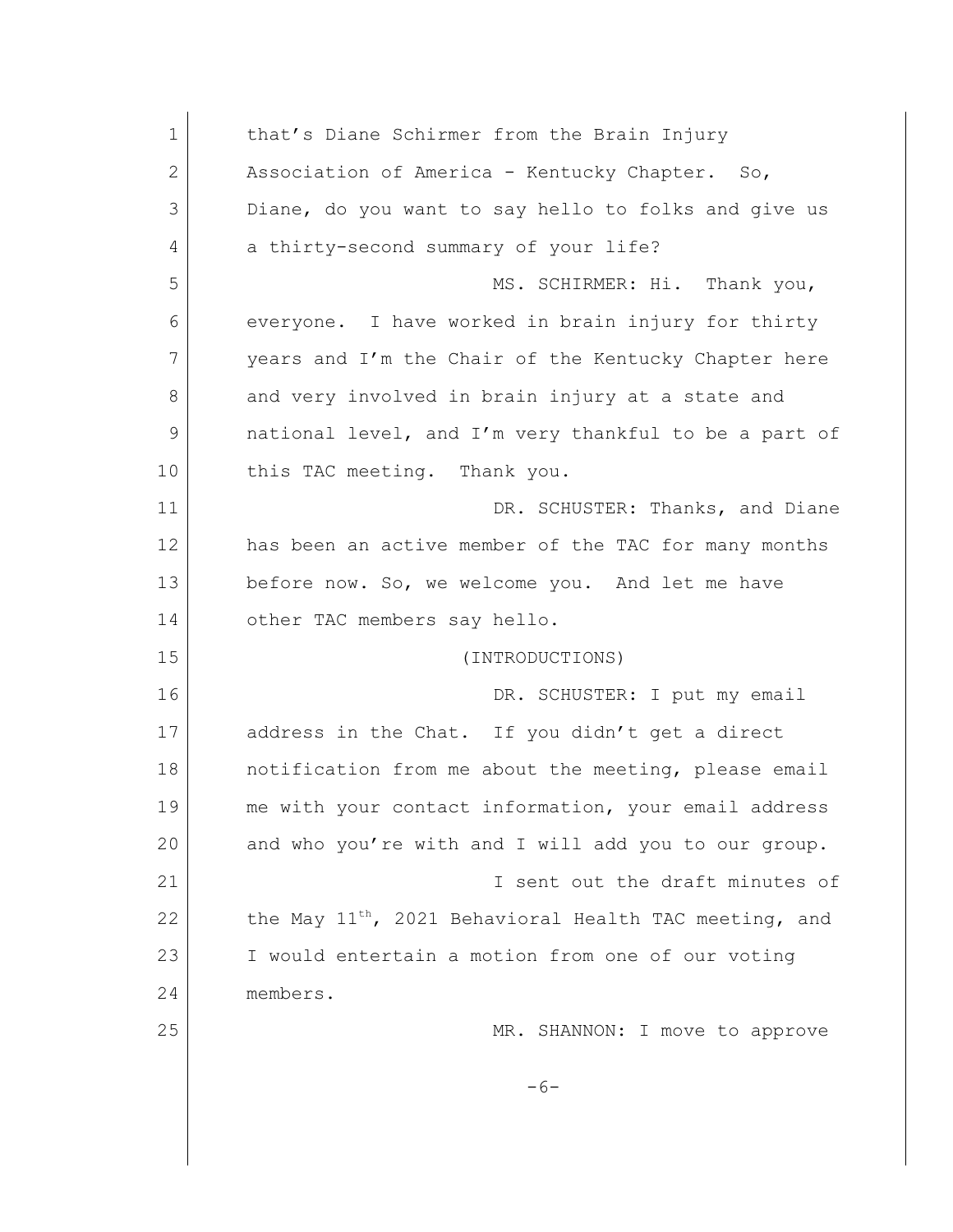that's Diane Schirmer from the Brain Injury Association of America - Kentucky Chapter. So, Diane, do you want to say hello to folks and give us a thirty-second summary of your life?

MS. SCHIRMER: Hi. Thank you, everyone. I have worked in brain injury for thirty years and I'm the Chair of the Kentucky Chapter here and very involved in brain injury at a state and national level, and I'm very thankful to be a part of this TAC meeting. Thank you.

DR. SCHUSTER: Thanks, and Diane has been an active member of the TAC for many months before now. So, we welcome you. And let me have other TAC members say hello.

(INTRODUCTIONS)

DR. SCHUSTER: I put my email address in the Chat. If you didn't get a direct notification from me about the meeting, please email me with your contact information, your email address and who you're with and I will add you to our group.

I sent out the draft minutes of the May 11th, 2021 Behavioral Health TAC meeting, and I would entertain a motion from one of our voting members.

MR. SHANNON: I move to approve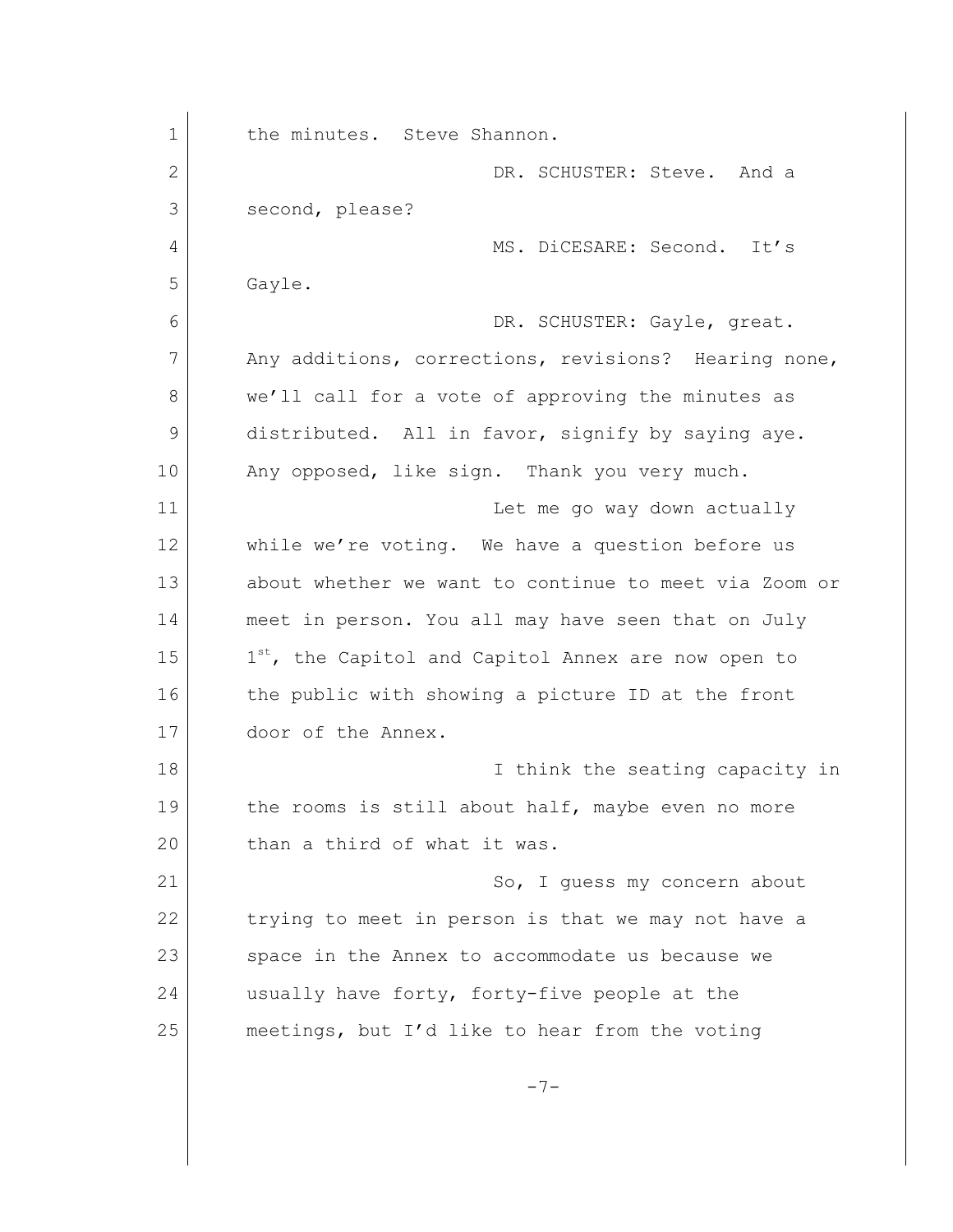the minutes. Steve Shannon.

DR. SCHUSTER: Steve. And a second, please?

MS. DiCESARE: Second. It's Gayle.

DR. SCHUSTER: Gayle, great. Any additions, corrections, revisions? Hearing none, we'll call for a vote of approving the minutes as distributed. All in favor, signify by saying aye. Any opposed, like sign. Thank you very much.

Let me go way down actually while we're voting. We have a question before us about whether we want to continue to meet via Zoom or meet in person. You all may have seen that on July 1st, the Capitol and Capitol Annex are now open to the public with showing a picture ID at the front door of the Annex.

I think the seating capacity in the rooms is still about half, maybe even no more than a third of what it was.

So, I guess my concern about trying to meet in person is that we may not have a space in the Annex to accommodate us because we usually have forty, forty-five people at the meetings, but I'd like to hear from the voting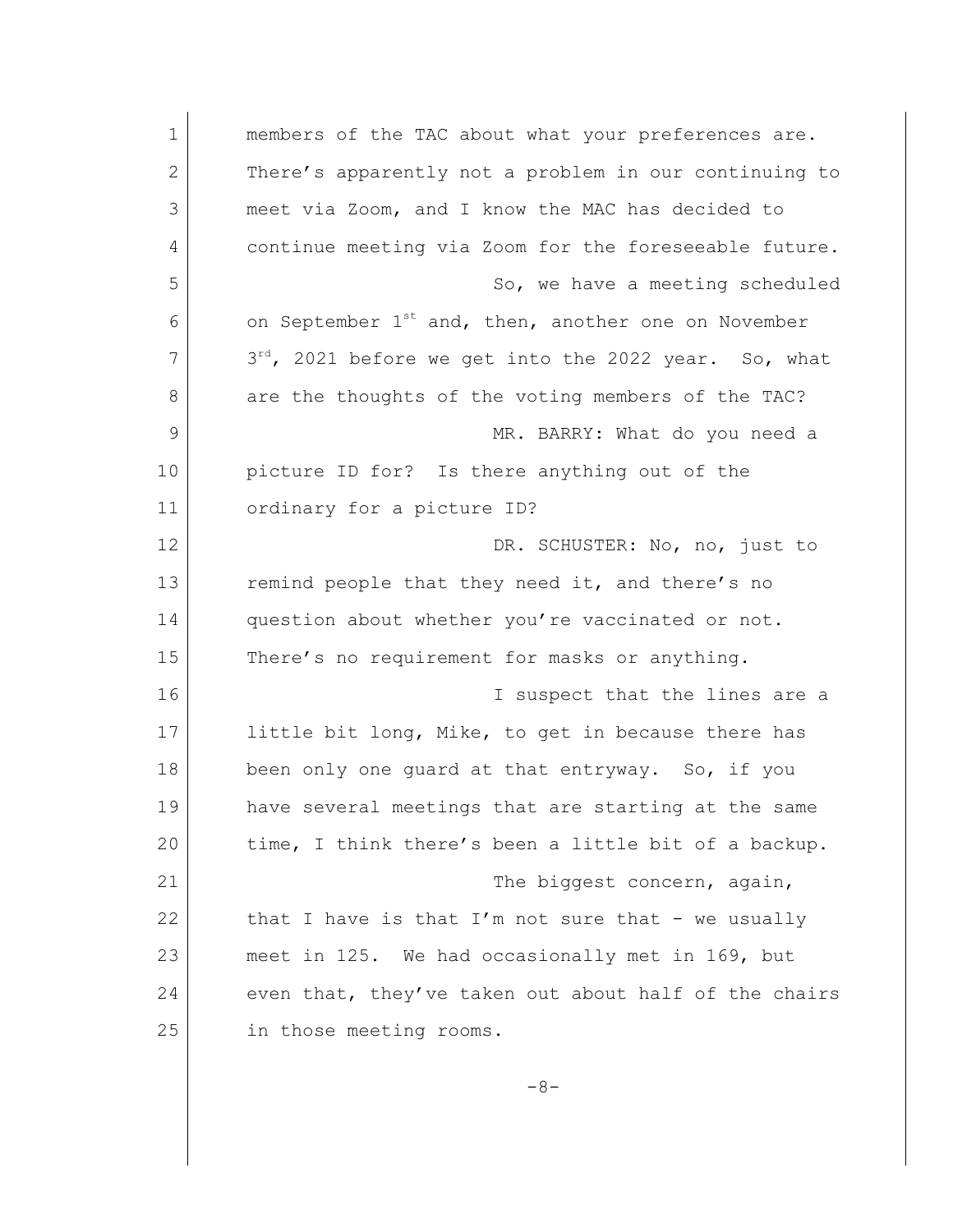members of the TAC about what your preferences are. There's apparently not a problem in our continuing to meet via Zoom, and I know the MAC has decided to continue meeting via Zoom for the foreseeable future.

So, we have a meeting scheduled on September 1st and, then, another one on November 3rd, 2021 before we get into the 2022 year. So, what are the thoughts of the voting members of the TAC?

MR. BARRY: What do you need a picture ID for? Is there anything out of the ordinary for a picture ID?

DR. SCHUSTER: No, no, just to remind people that they need it, and there's no question about whether you're vaccinated or not. There's no requirement for masks or anything.

I suspect that the lines are a little bit long, Mike, to get in because there has been only one guard at that entryway. So, if you have several meetings that are starting at the same time, I think there's been a little bit of a backup.

The biggest concern, again, that I have is that I'm not sure that - we usually meet in 125. We had occasionally met in 169, but even that, they've taken out about half of the chairs in those meeting rooms.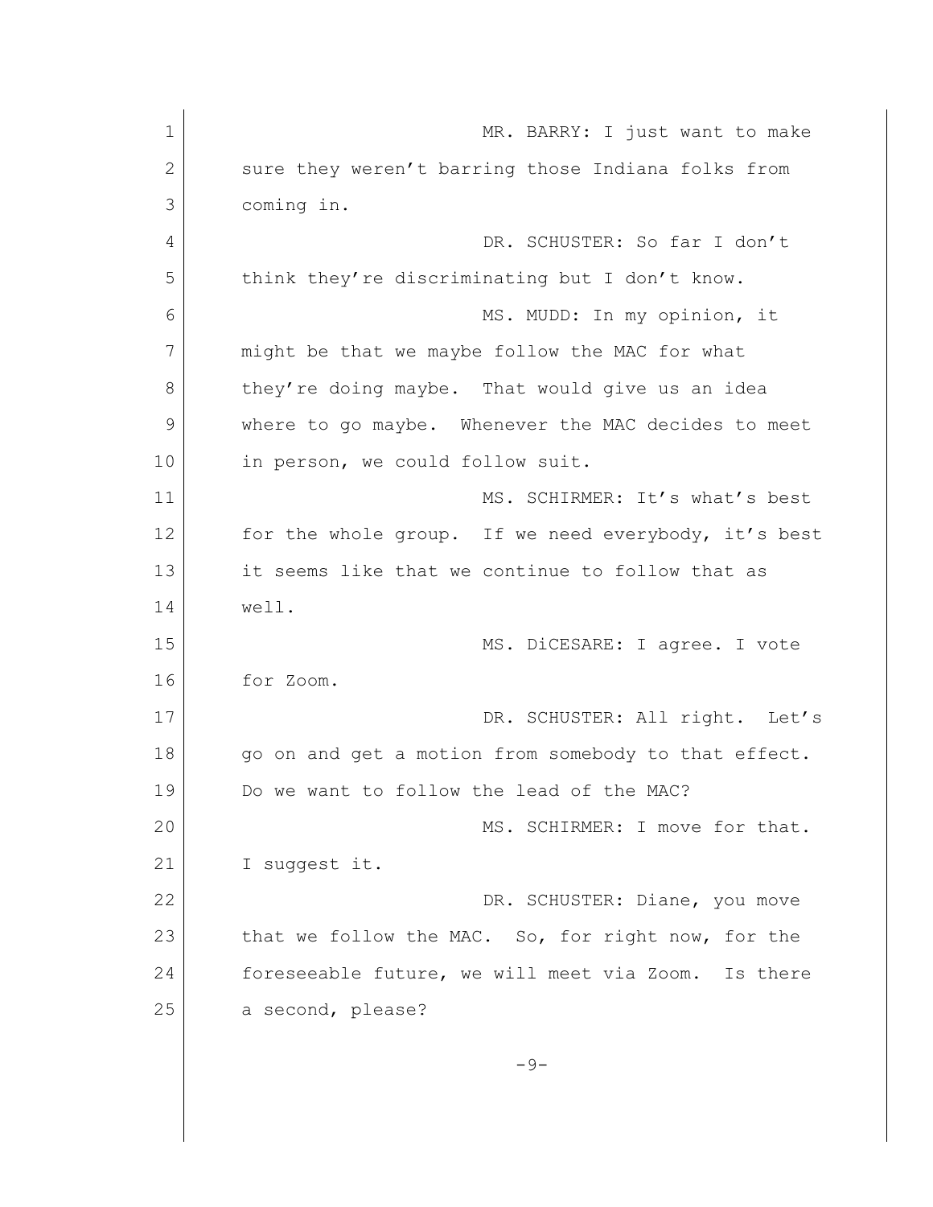MR. BARRY: I just want to make sure they weren't barring those Indiana folks from coming in.

DR. SCHUSTER: So far I don't think they're discriminating but I don't know.

MS. MUDD: In my opinion, it might be that we maybe follow the MAC for what they're doing maybe. That would give us an idea where to go maybe. Whenever the MAC decides to meet in person, we could follow suit.

MS. SCHIRMER: It's what's best for the whole group. If we need everybody, it's best it seems like that we continue to follow that as well.

MS. DiCESARE: I agree. I vote for Zoom.

DR. SCHUSTER: All right. Let's go on and get a motion from somebody to that effect. Do we want to follow the lead of the MAC?

MS. SCHIRMER: I move for that. I suggest it.

DR. SCHUSTER: Diane, you move that we follow the MAC. So, for right now, for the foreseeable future, we will meet via Zoom. Is there a second, please?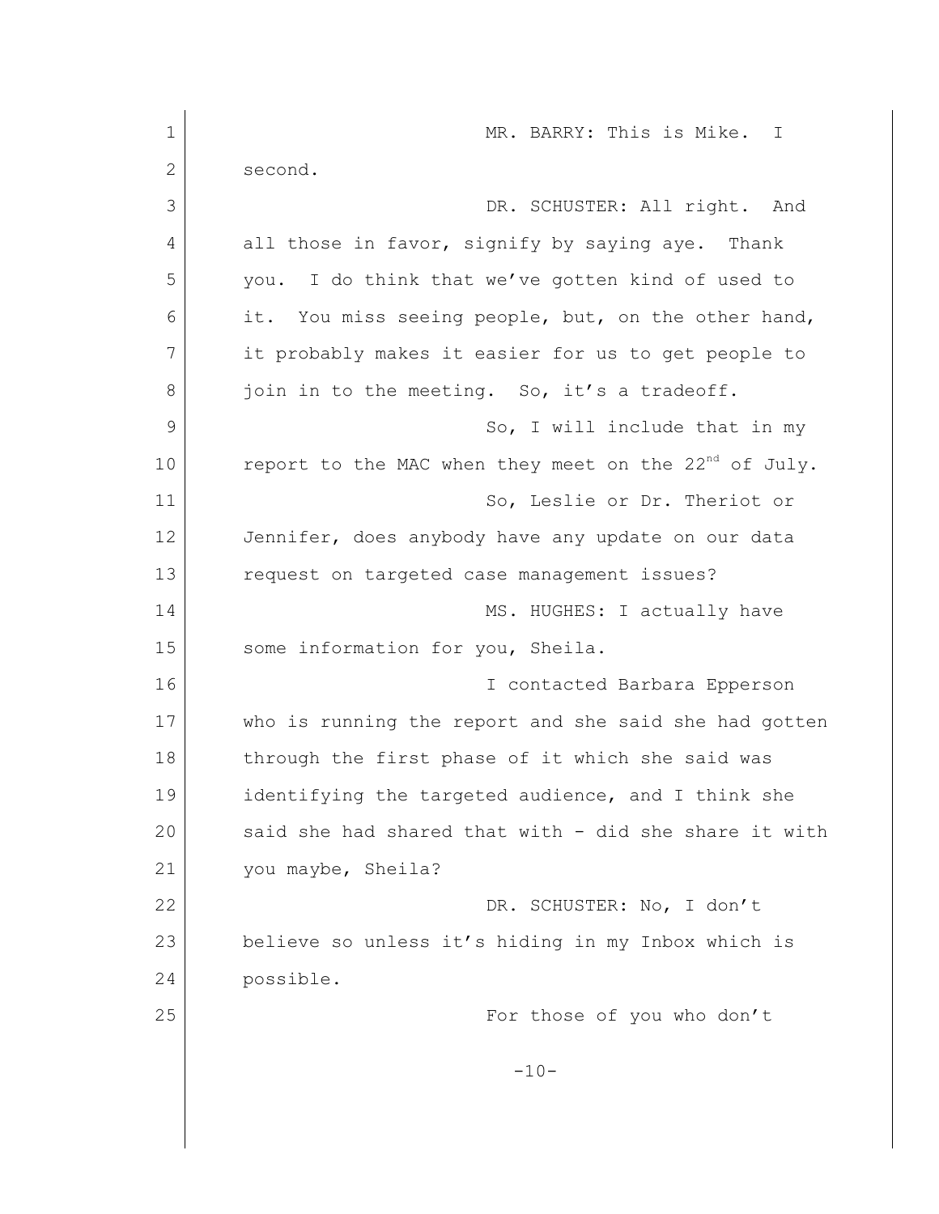MR. BARRY: This is Mike. I second.

DR. SCHUSTER: All right. And all those in favor, signify by saying aye. Thank you. I do think that we've gotten kind of used to it. You miss seeing people, but, on the other hand, it probably makes it easier for us to get people to join in to the meeting. So, it's a tradeoff.

So, I will include that in my report to the MAC when they meet on the 22nd of July.

So, Leslie or Dr. Theriot or Jennifer, does anybody have any update on our data request on targeted case management issues?

MS. HUGHES: I actually have some information for you, Sheila.

I contacted Barbara Epperson who is running the report and she said she had gotten through the first phase of it which she said was identifying the targeted audience, and I think she said she had shared that with - did she share it with you maybe, Sheila?

DR. SCHUSTER: No, I don't believe so unless it's hiding in my Inbox which is possible.

For those of you who don't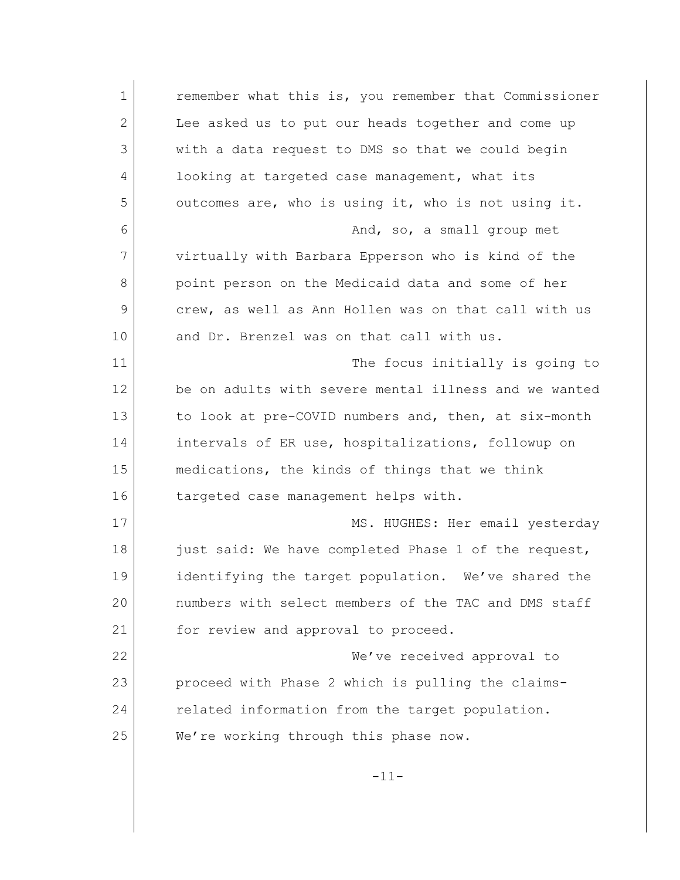remember what this is, you remember that Commissioner Lee asked us to put our heads together and come up with a data request to DMS so that we could begin looking at targeted case management, what its outcomes are, who is using it, who is not using it.

And, so, a small group met virtually with Barbara Epperson who is kind of the point person on the Medicaid data and some of her crew, as well as Ann Hollen was on that call with us and Dr. Brenzel was on that call with us.

The focus initially is going to be on adults with severe mental illness and we wanted to look at pre-COVID numbers and, then, at six-month intervals of ER use, hospitalizations, followup on medications, the kinds of things that we think targeted case management helps with.

MS. HUGHES: Her email yesterday just said: We have completed Phase 1 of the request, identifying the target population. We've shared the numbers with select members of the TAC and DMS staff for review and approval to proceed.

We've received approval to proceed with Phase 2 which is pulling the claims-related information from the target population. We're working through this phase now.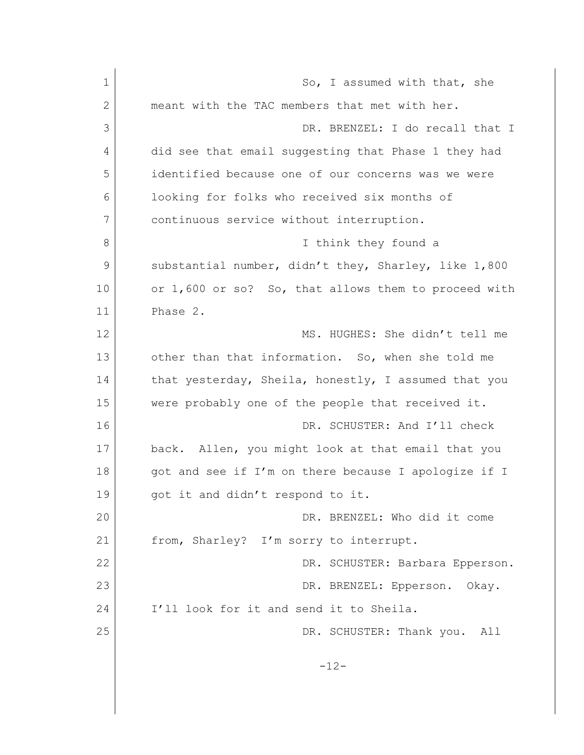So, I assumed with that, she meant with the TAC members that met with her.

DR. BRENZEL: I do recall that I did see that email suggesting that Phase 1 they had identified because one of our concerns was we were looking for folks who received six months of continuous service without interruption.

I think they found a substantial number, didn't they, Sharley, like 1,800 or 1,600 or so? So, that allows them to proceed with Phase 2.

MS. HUGHES: She didn't tell me other than that information. So, when she told me that yesterday, Sheila, honestly, I assumed that you were probably one of the people that received it.

DR. SCHUSTER: And I'll check back. Allen, you might look at that email that you got and see if I'm on there because I apologize if I got it and didn't respond to it.

DR. BRENZEL: Who did it come from, Sharley? I'm sorry to interrupt.

DR. SCHUSTER: Barbara Epperson.

DR. BRENZEL: Epperson. Okay. I'll look for it and send it to Sheila.

DR. SCHUSTER: Thank you. All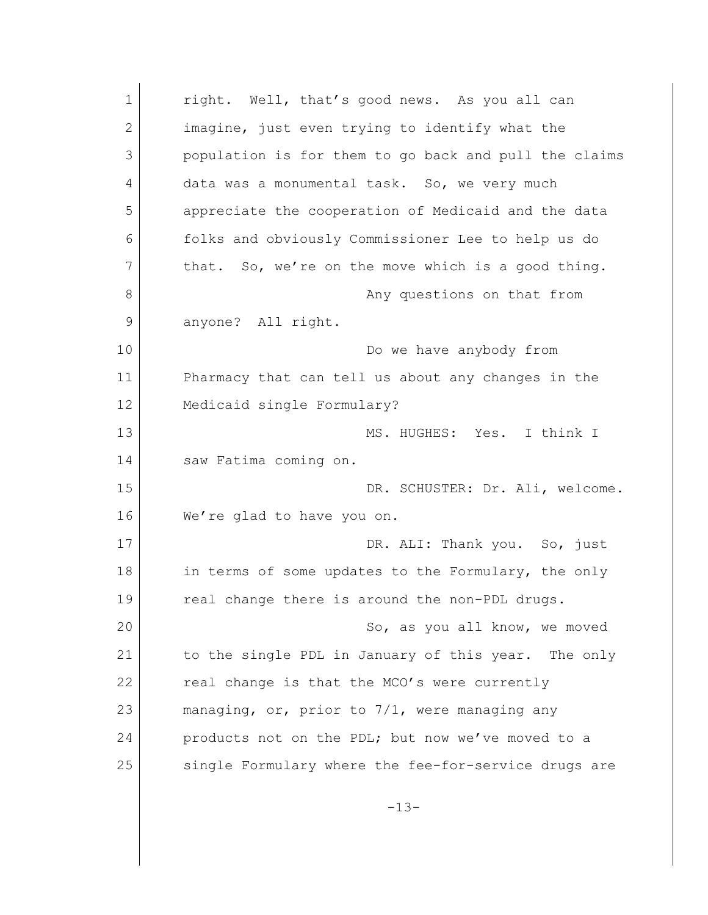right. Well, that's good news. As you all can imagine, just even trying to identify what the population is for them to go back and pull the claims data was a monumental task. So, we very much appreciate the cooperation of Medicaid and the data folks and obviously Commissioner Lee to help us do that. So, we're on the move which is a good thing.

Any questions on that from anyone? All right.

Do we have anybody from Pharmacy that can tell us about any changes in the Medicaid single Formulary?

MS. HUGHES: Yes. I think I saw Fatima coming on.

DR. SCHUSTER: Dr. Ali, welcome. We're glad to have you on.

DR. ALI: Thank you. So, just in terms of some updates to the Formulary, the only real change there is around the non-PDL drugs.

So, as you all know, we moved to the single PDL in January of this year. The only real change is that the MCO's were currently managing, or, prior to 7/1, were managing any products not on the PDL; but now we've moved to a single Formulary where the fee-for-service drugs are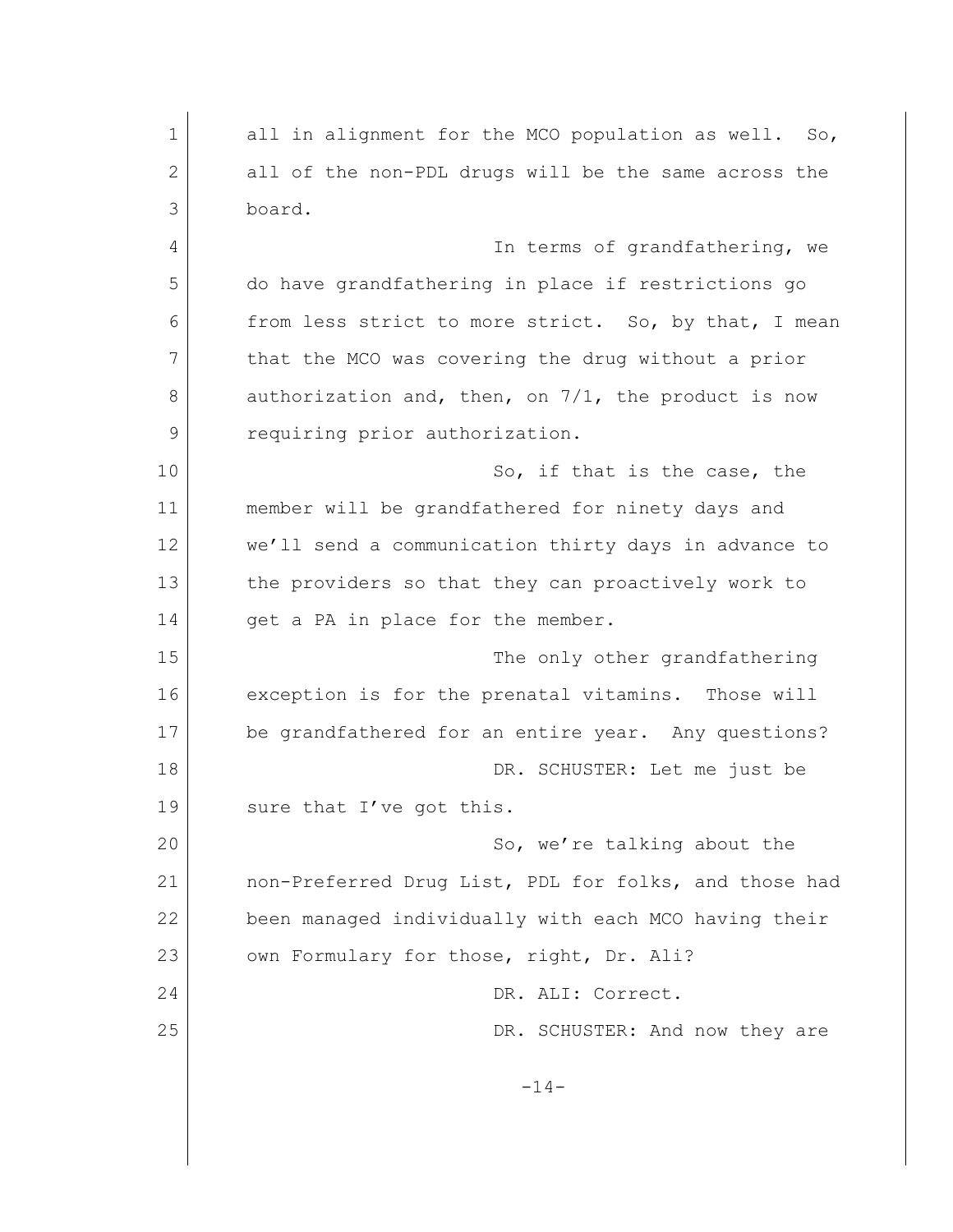all in alignment for the MCO population as well. So, all of the non-PDL drugs will be the same across the board.

In terms of grandfathering, we do have grandfathering in place if restrictions go from less strict to more strict. So, by that, I mean that the MCO was covering the drug without a prior authorization and, then, on 7/1, the product is now requiring prior authorization.

So, if that is the case, the member will be grandfathered for ninety days and we'll send a communication thirty days in advance to the providers so that they can proactively work to get a PA in place for the member.

The only other grandfathering exception is for the prenatal vitamins. Those will be grandfathered for an entire year. Any questions?

DR. SCHUSTER: Let me just be sure that I've got this.

So, we're talking about the non-Preferred Drug List, PDL for folks, and those had been managed individually with each MCO having their own Formulary for those, right, Dr. Ali?

DR. ALI: Correct.

DR. SCHUSTER: And now they are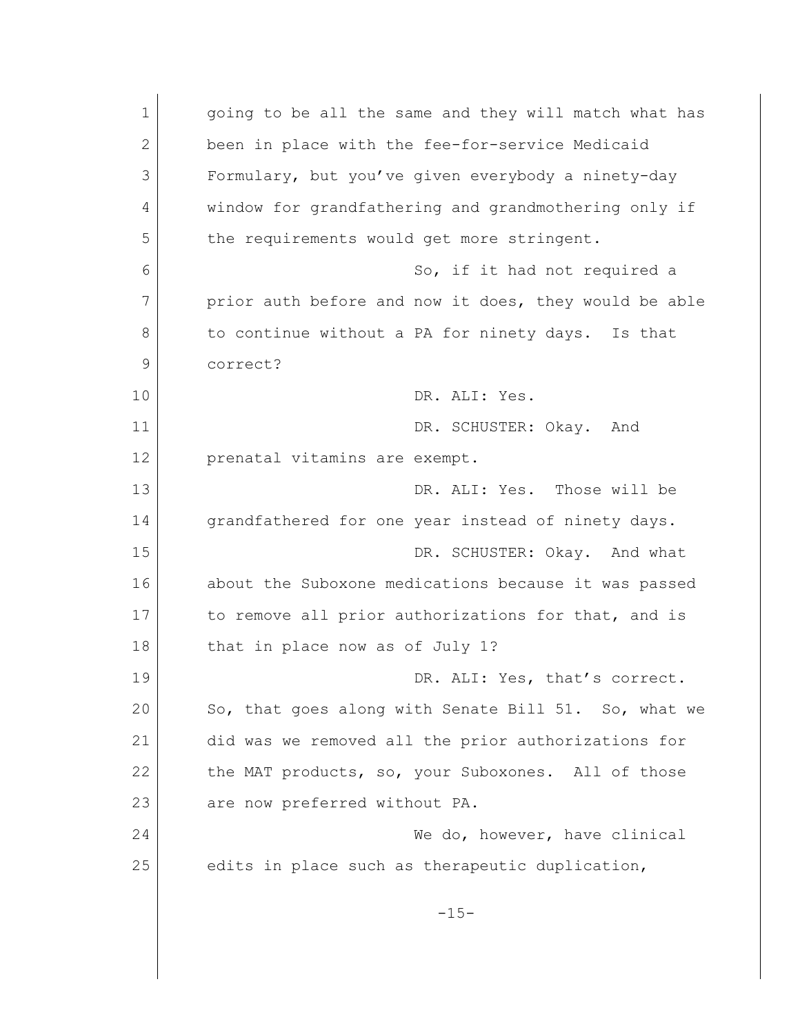going to be all the same and they will match what has been in place with the fee-for-service Medicaid Formulary, but you've given everybody a ninety-day window for grandfathering and grandmothering only if the requirements would get more stringent.

So, if it had not required a prior auth before and now it does, they would be able to continue without a PA for ninety days. Is that correct?

DR. ALI: Yes.

DR. SCHUSTER: Okay. And prenatal vitamins are exempt.

DR. ALI: Yes. Those will be grandfathered for one year instead of ninety days.

DR. SCHUSTER: Okay. And what about the Suboxone medications because it was passed to remove all prior authorizations for that, and is that in place now as of July 1?

DR. ALI: Yes, that's correct. So, that goes along with Senate Bill 51. So, what we did was we removed all the prior authorizations for the MAT products, so, your Suboxones. All of those are now preferred without PA.

We do, however, have clinical edits in place such as therapeutic duplication,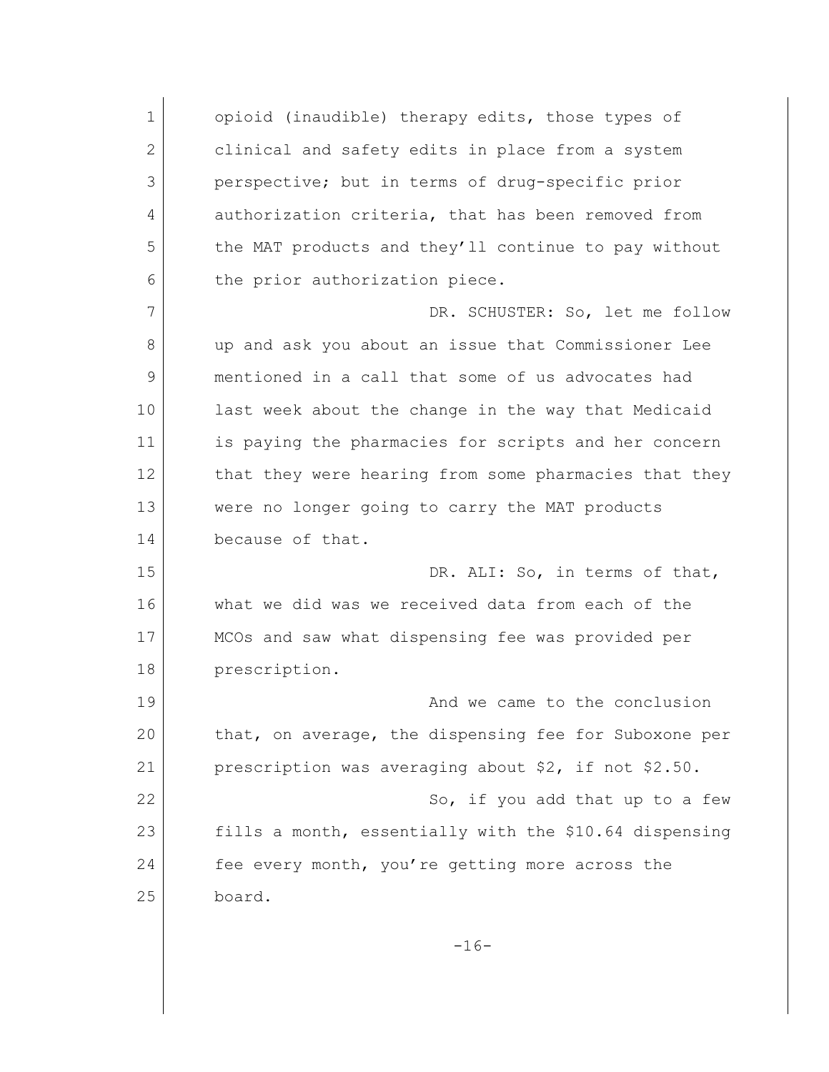opioid (inaudible) therapy edits, those types of clinical and safety edits in place from a system perspective; but in terms of drug-specific prior authorization criteria, that has been removed from the MAT products and they'll continue to pay without the prior authorization piece.

DR. SCHUSTER: So, let me follow up and ask you about an issue that Commissioner Lee mentioned in a call that some of us advocates had last week about the change in the way that Medicaid is paying the pharmacies for scripts and her concern that they were hearing from some pharmacies that they were no longer going to carry the MAT products because of that.

DR. ALI: So, in terms of that, what we did was we received data from each of the MCOs and saw what dispensing fee was provided per prescription.

And we came to the conclusion that, on average, the dispensing fee for Suboxone per prescription was averaging about $2, if not $2.50.

So, if you add that up to a few fills a month, essentially with the $10.64 dispensing fee every month, you're getting more across the board.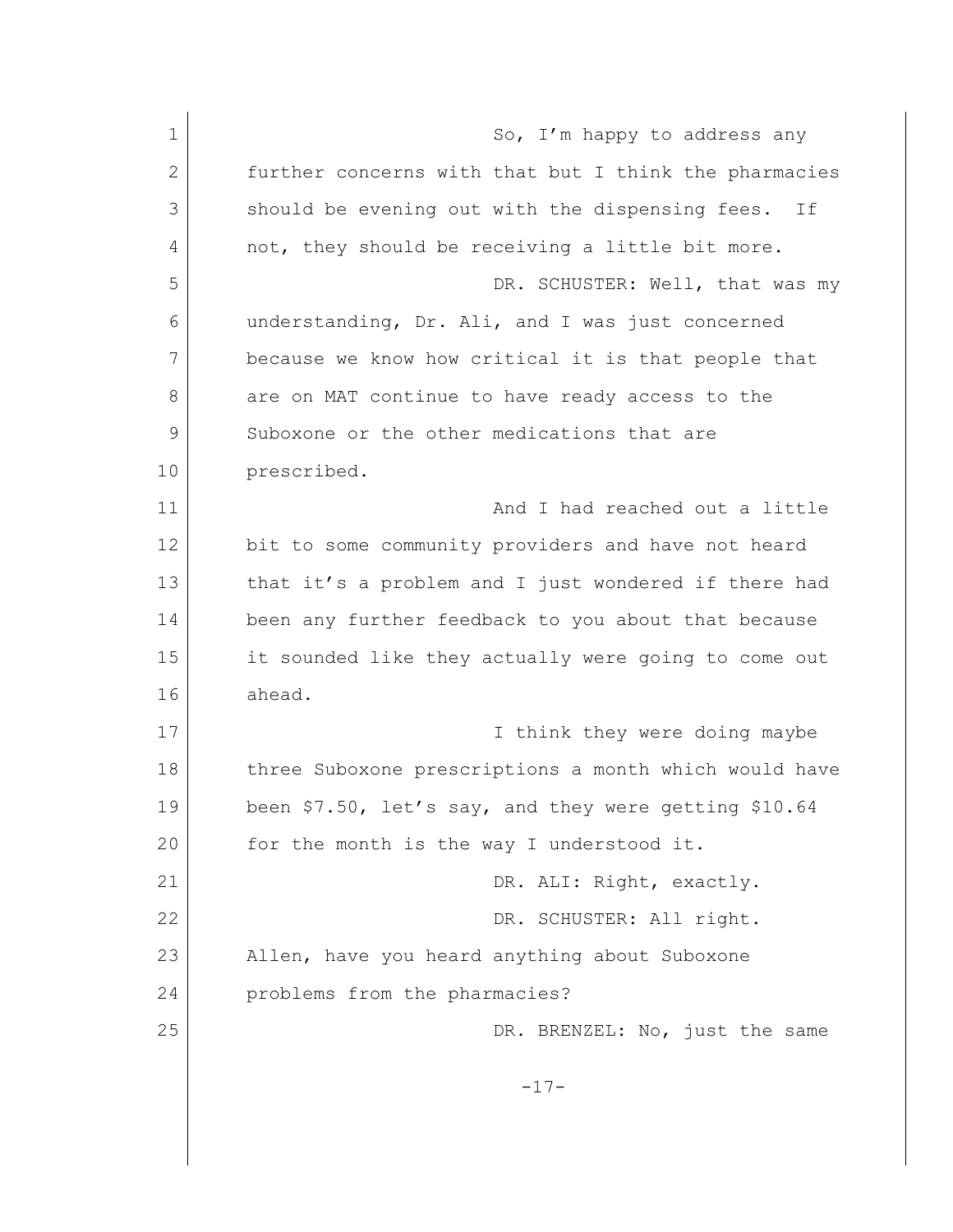So, I'm happy to address any further concerns with that but I think the pharmacies should be evening out with the dispensing fees. If not, they should be receiving a little bit more.

DR. SCHUSTER: Well, that was my understanding, Dr. Ali, and I was just concerned because we know how critical it is that people that are on MAT continue to have ready access to the Suboxone or the other medications that are prescribed.

And I had reached out a little bit to some community providers and have not heard that it's a problem and I just wondered if there had been any further feedback to you about that because it sounded like they actually were going to come out ahead.

I think they were doing maybe three Suboxone prescriptions a month which would have been $7.50, let's say, and they were getting $10.64 for the month is the way I understood it.

DR. ALI: Right, exactly.

DR. SCHUSTER: All right. Allen, have you heard anything about Suboxone problems from the pharmacies?

DR. BRENZEL: No, just the same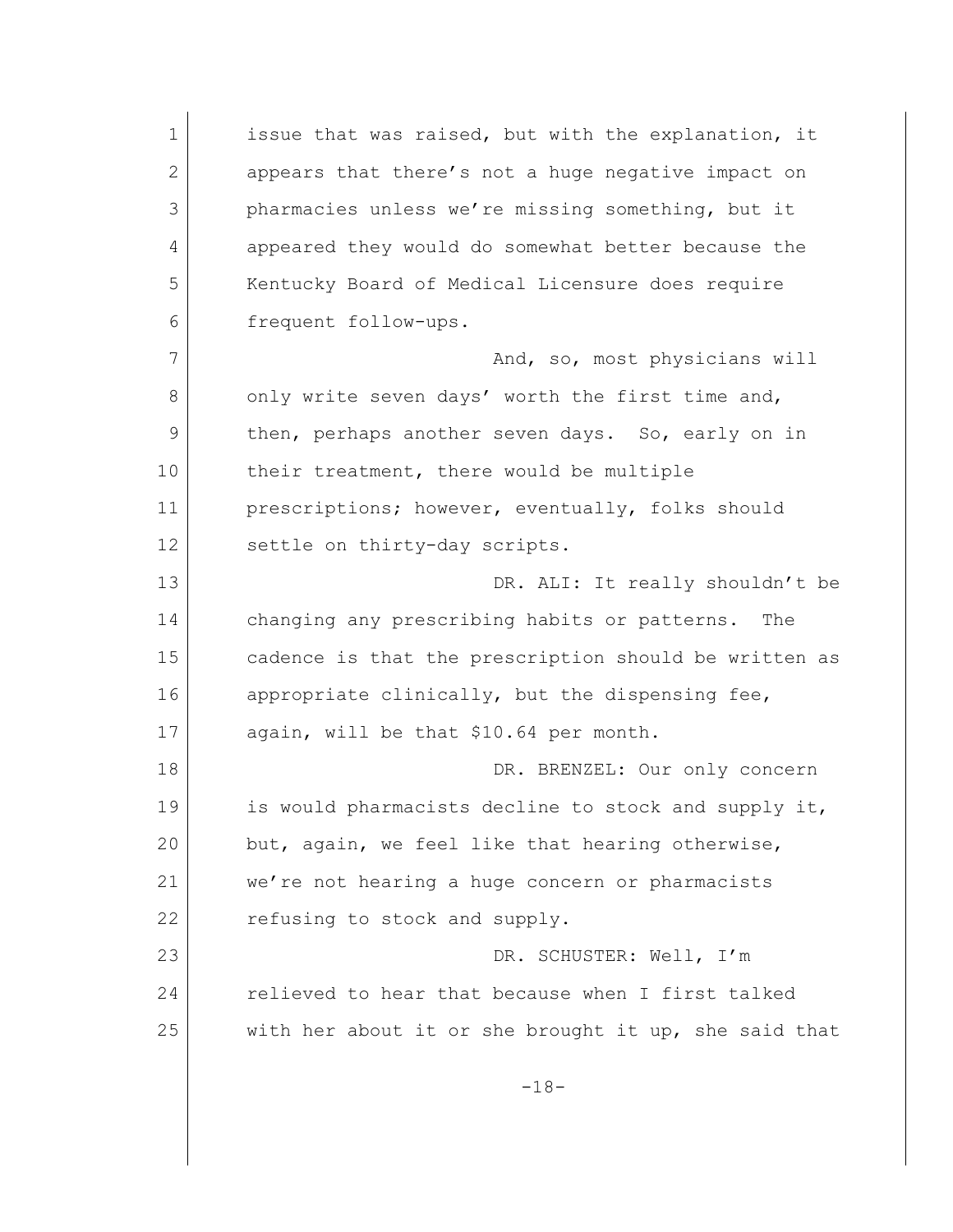issue that was raised, but with the explanation, it appears that there's not a huge negative impact on pharmacies unless we're missing something, but it appeared they would do somewhat better because the Kentucky Board of Medical Licensure does require frequent follow-ups.

And, so, most physicians will only write seven days' worth the first time and, then, perhaps another seven days. So, early on in their treatment, there would be multiple prescriptions; however, eventually, folks should settle on thirty-day scripts.

DR. ALI: It really shouldn't be changing any prescribing habits or patterns. The cadence is that the prescription should be written as appropriate clinically, but the dispensing fee, again, will be that $10.64 per month.

DR. BRENZEL: Our only concern is would pharmacists decline to stock and supply it, but, again, we feel like that hearing otherwise, we're not hearing a huge concern or pharmacists refusing to stock and supply.

DR. SCHUSTER: Well, I'm relieved to hear that because when I first talked with her about it or she brought it up, she said that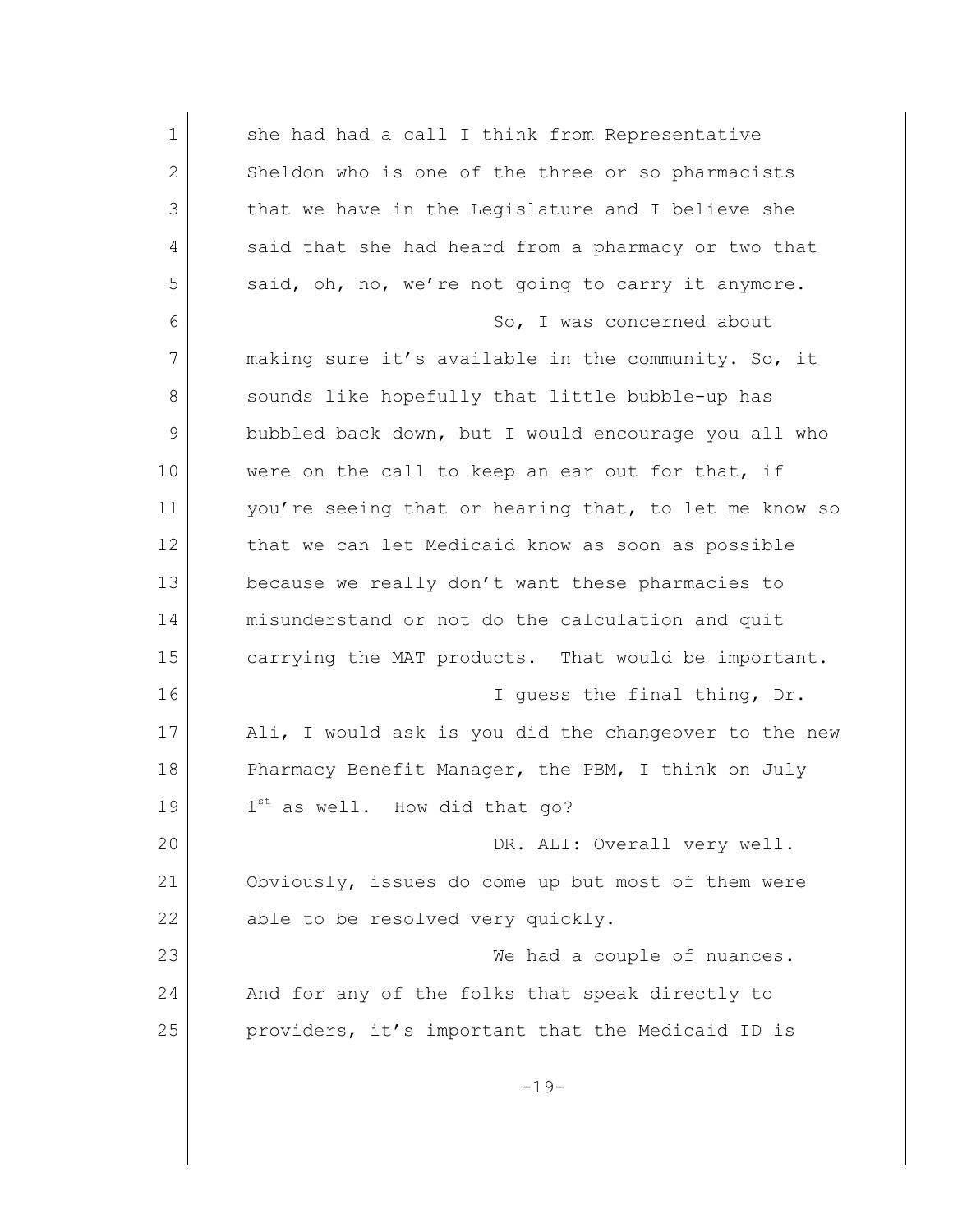she had had a call I think from Representative Sheldon who is one of the three or so pharmacists that we have in the Legislature and I believe she said that she had heard from a pharmacy or two that said, oh, no, we're not going to carry it anymore.

So, I was concerned about making sure it's available in the community. So, it sounds like hopefully that little bubble-up has bubbled back down, but I would encourage you all who were on the call to keep an ear out for that, if you're seeing that or hearing that, to let me know so that we can let Medicaid know as soon as possible because we really don't want these pharmacies to misunderstand or not do the calculation and quit carrying the MAT products. That would be important.

I guess the final thing, Dr. Ali, I would ask is you did the changeover to the new Pharmacy Benefit Manager, the PBM, I think on July 1st as well. How did that go?

DR. ALI: Overall very well. Obviously, issues do come up but most of them were able to be resolved very quickly.

We had a couple of nuances. And for any of the folks that speak directly to providers, it's important that the Medicaid ID is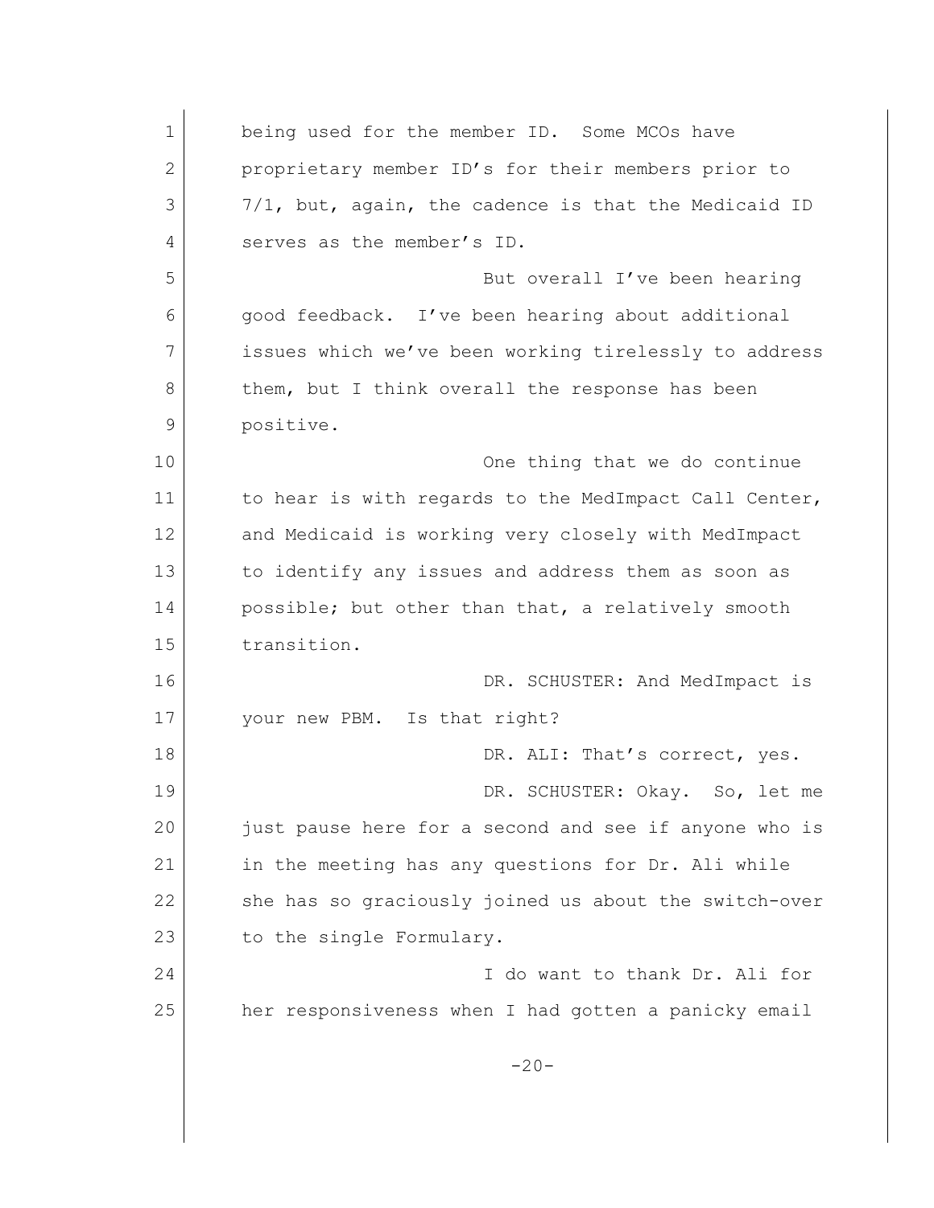being used for the member ID. Some MCOs have proprietary member ID's for their members prior to 7/1, but, again, the cadence is that the Medicaid ID serves as the member's ID.

But overall I've been hearing good feedback. I've been hearing about additional issues which we've been working tirelessly to address them, but I think overall the response has been positive.

One thing that we do continue to hear is with regards to the MedImpact Call Center, and Medicaid is working very closely with MedImpact to identify any issues and address them as soon as possible; but other than that, a relatively smooth transition.

DR. SCHUSTER: And MedImpact is your new PBM. Is that right?

DR. ALI: That's correct, yes.

DR. SCHUSTER: Okay. So, let me just pause here for a second and see if anyone who is in the meeting has any questions for Dr. Ali while she has so graciously joined us about the switch-over to the single Formulary.

I do want to thank Dr. Ali for her responsiveness when I had gotten a panicky email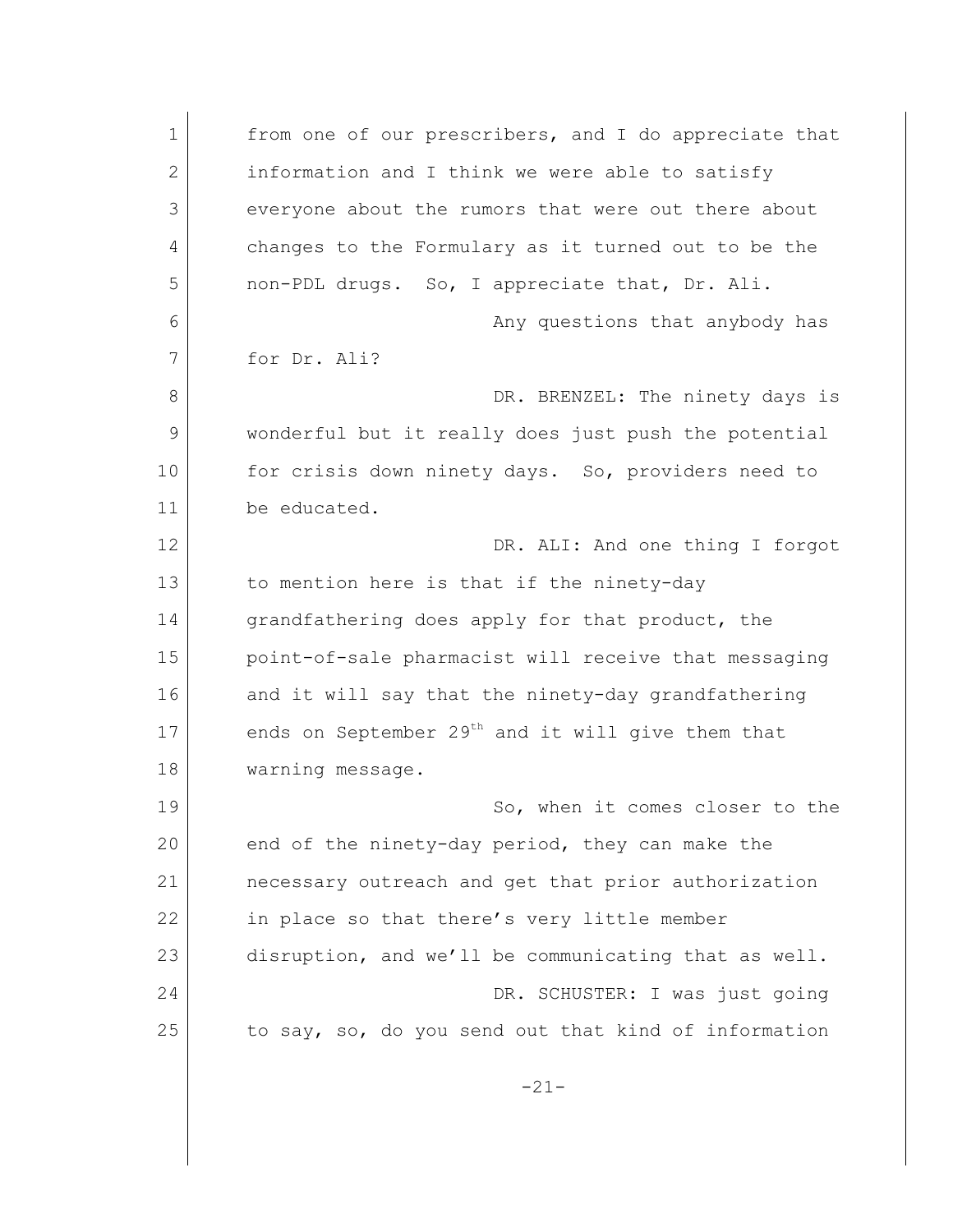from one of our prescribers, and I do appreciate that information and I think we were able to satisfy everyone about the rumors that were out there about changes to the Formulary as it turned out to be the non-PDL drugs. So, I appreciate that, Dr. Ali.

Any questions that anybody has for Dr. Ali?

DR. BRENZEL: The ninety days is wonderful but it really does just push the potential for crisis down ninety days. So, providers need to be educated.

DR. ALI: And one thing I forgot to mention here is that if the ninety-day grandfathering does apply for that product, the point-of-sale pharmacist will receive that messaging and it will say that the ninety-day grandfathering ends on September 29th and it will give them that warning message.

So, when it comes closer to the end of the ninety-day period, they can make the necessary outreach and get that prior authorization in place so that there's very little member disruption, and we'll be communicating that as well.

DR. SCHUSTER: I was just going to say, so, do you send out that kind of information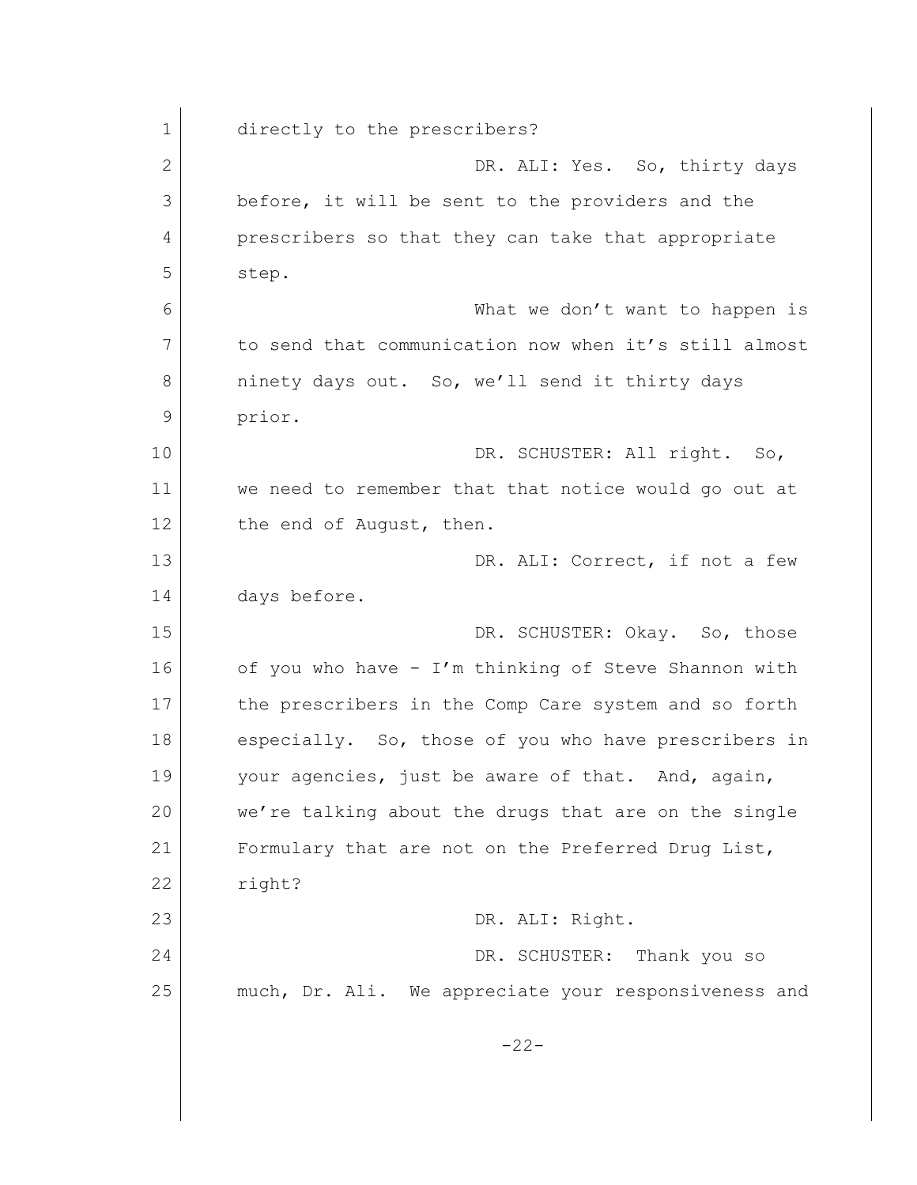directly to the prescribers?

DR. ALI: Yes. So, thirty days before, it will be sent to the providers and the prescribers so that they can take that appropriate step.

What we don't want to happen is to send that communication now when it's still almost ninety days out. So, we'll send it thirty days prior.

DR. SCHUSTER: All right. So, we need to remember that that notice would go out at the end of August, then.

DR. ALI: Correct, if not a few days before.

DR. SCHUSTER: Okay. So, those of you who have - I'm thinking of Steve Shannon with the prescribers in the Comp Care system and so forth especially. So, those of you who have prescribers in your agencies, just be aware of that. And, again, we're talking about the drugs that are on the single Formulary that are not on the Preferred Drug List, right?

DR. ALI: Right.

DR. SCHUSTER: Thank you so much, Dr. Ali. We appreciate your responsiveness and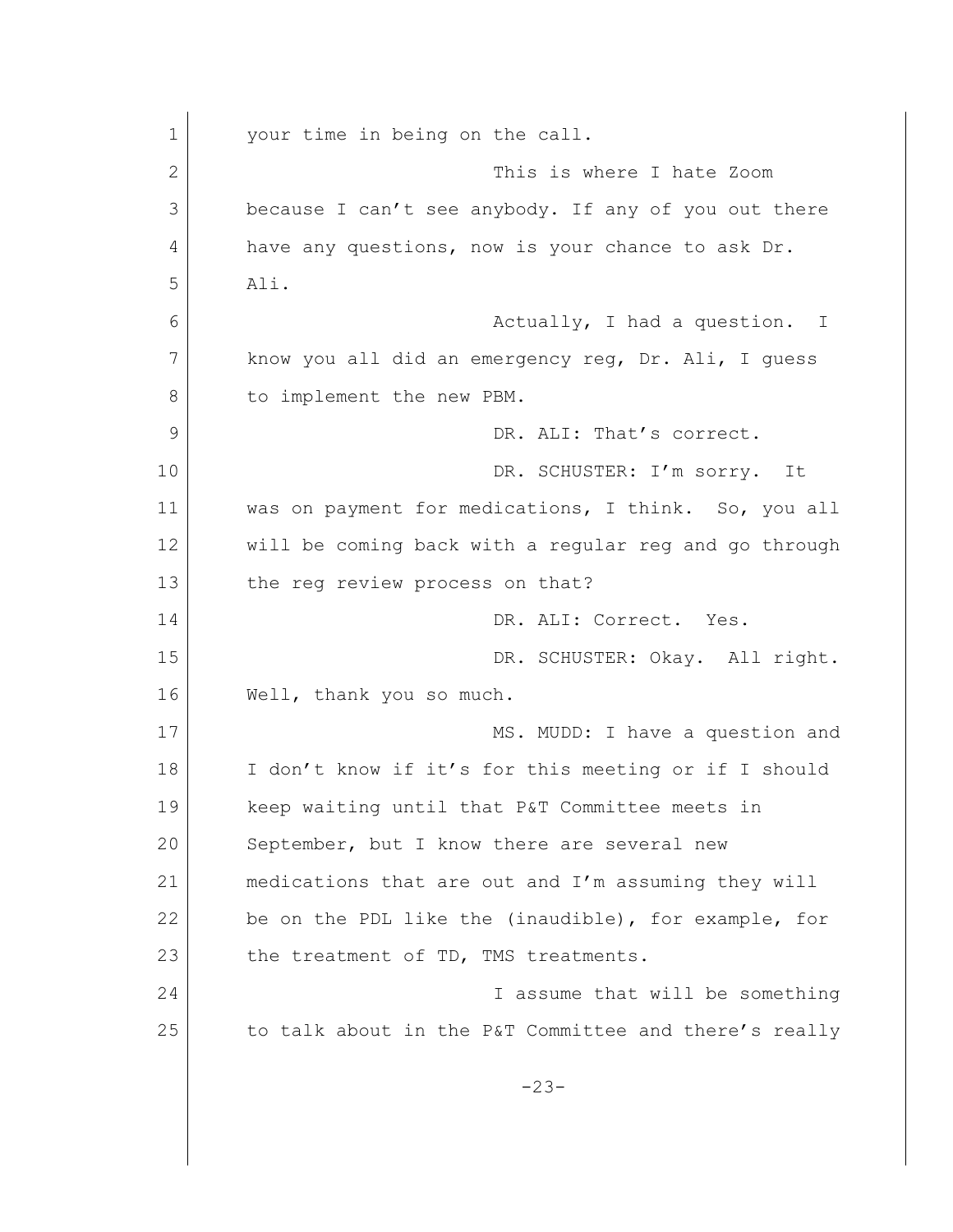your time in being on the call.

This is where I hate Zoom because I can't see anybody. If any of you out there have any questions, now is your chance to ask Dr. Ali.

Actually, I had a question. I know you all did an emergency reg, Dr. Ali, I guess to implement the new PBM.

DR. ALI: That's correct.

DR. SCHUSTER: I'm sorry. It was on payment for medications, I think. So, you all will be coming back with a regular reg and go through the reg review process on that?

DR. ALI: Correct. Yes.

DR. SCHUSTER: Okay. All right. Well, thank you so much.

MS. MUDD: I have a question and I don't know if it's for this meeting or if I should keep waiting until that P&T Committee meets in September, but I know there are several new medications that are out and I'm assuming they will be on the PDL like the (inaudible), for example, for the treatment of TD, TMS treatments.

I assume that will be something to talk about in the P&T Committee and there's really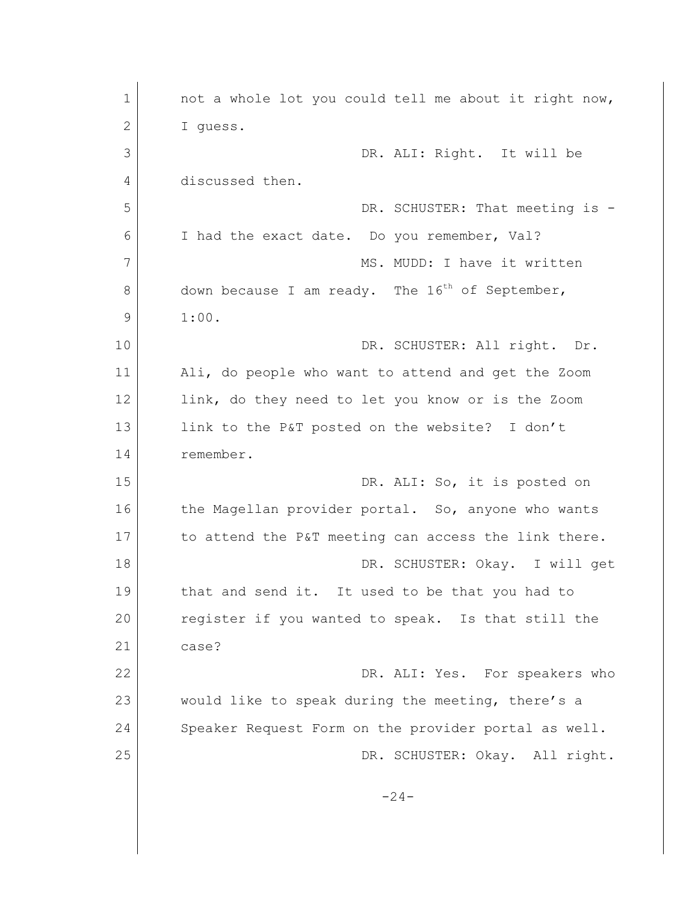not a whole lot you could tell me about it right now, I guess.

DR. ALI: Right. It will be discussed then.

DR. SCHUSTER: That meeting is - I had the exact date. Do you remember, Val?

MS. MUDD: I have it written down because I am ready. The 16th of September, 1:00.

DR. SCHUSTER: All right. Dr. Ali, do people who want to attend and get the Zoom link, do they need to let you know or is the Zoom link to the P&T posted on the website? I don't remember.

DR. ALI: So, it is posted on the Magellan provider portal. So, anyone who wants to attend the P&T meeting can access the link there.

DR. SCHUSTER: Okay. I will get that and send it. It used to be that you had to register if you wanted to speak. Is that still the case?

DR. ALI: Yes. For speakers who would like to speak during the meeting, there's a Speaker Request Form on the provider portal as well.

DR. SCHUSTER: Okay. All right.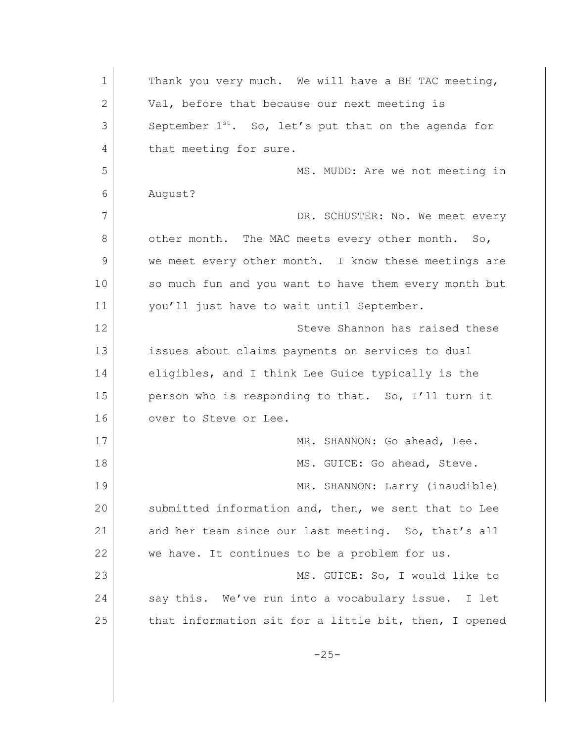Thank you very much. We will have a BH TAC meeting, Val, before that because our next meeting is September 1st. So, let's put that on the agenda for that meeting for sure.

MS. MUDD: Are we not meeting in August?

DR. SCHUSTER: No. We meet every other month. The MAC meets every other month. So, we meet every other month. I know these meetings are so much fun and you want to have them every month but you'll just have to wait until September.

Steve Shannon has raised these issues about claims payments on services to dual eligibles, and I think Lee Guice typically is the person who is responding to that. So, I'll turn it over to Steve or Lee.

MR. SHANNON: Go ahead, Lee.

MS. GUICE: Go ahead, Steve.

MR. SHANNON: Larry (inaudible) submitted information and, then, we sent that to Lee and her team since our last meeting. So, that's all we have. It continues to be a problem for us.

MS. GUICE: So, I would like to say this. We've run into a vocabulary issue. I let that information sit for a little bit, then, I opened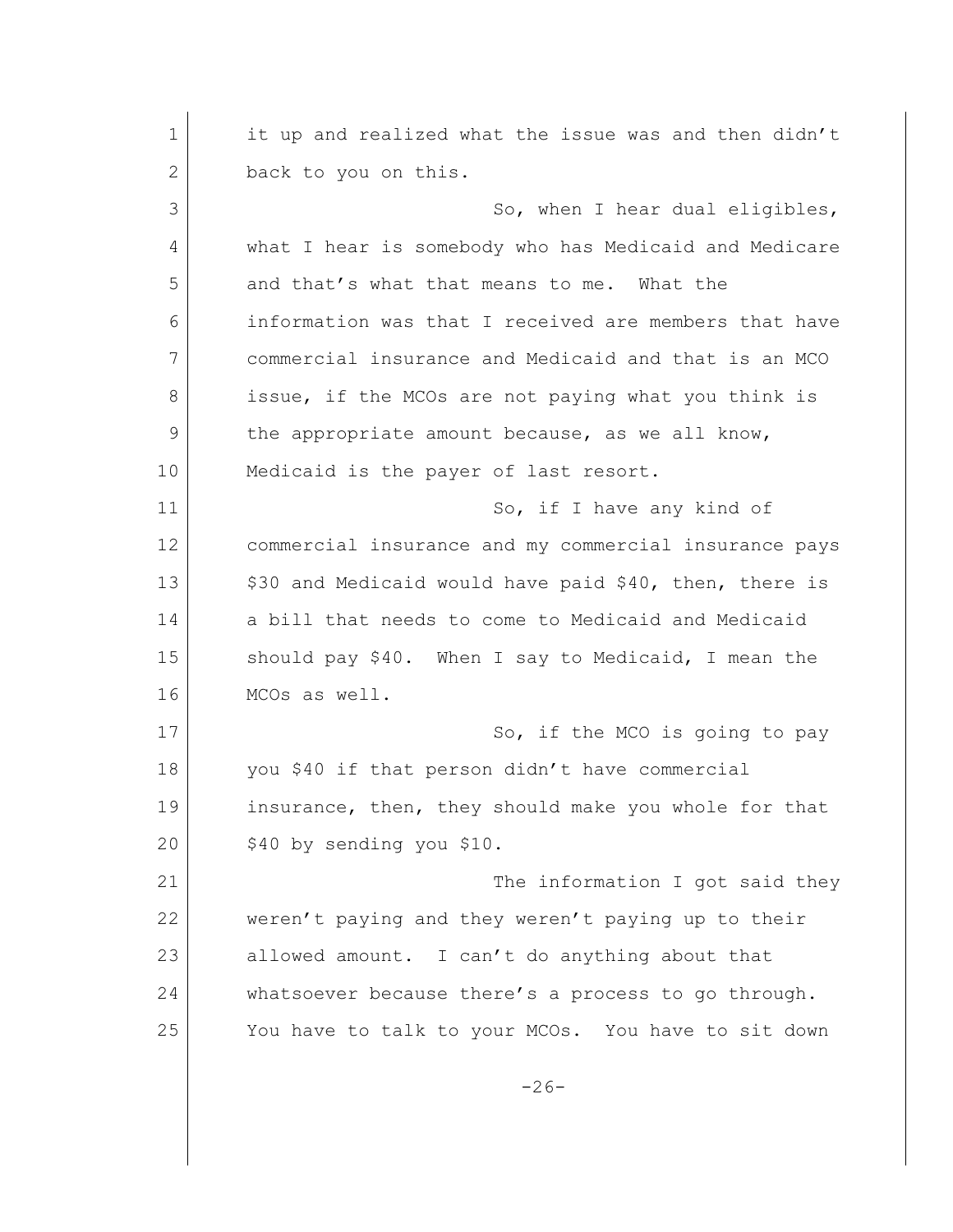it up and realized what the issue was and then didn't back to you on this.

So, when I hear dual eligibles, what I hear is somebody who has Medicaid and Medicare and that's what that means to me. What the information was that I received are members that have commercial insurance and Medicaid and that is an MCO issue, if the MCOs are not paying what you think is the appropriate amount because, as we all know, Medicaid is the payer of last resort.

So, if I have any kind of commercial insurance and my commercial insurance pays $30 and Medicaid would have paid $40, then, there is a bill that needs to come to Medicaid and Medicaid should pay $40. When I say to Medicaid, I mean the MCOs as well.

So, if the MCO is going to pay you $40 if that person didn't have commercial insurance, then, they should make you whole for that $40 by sending you $10.

The information I got said they weren't paying and they weren't paying up to their allowed amount. I can't do anything about that whatsoever because there's a process to go through. You have to talk to your MCOs. You have to sit down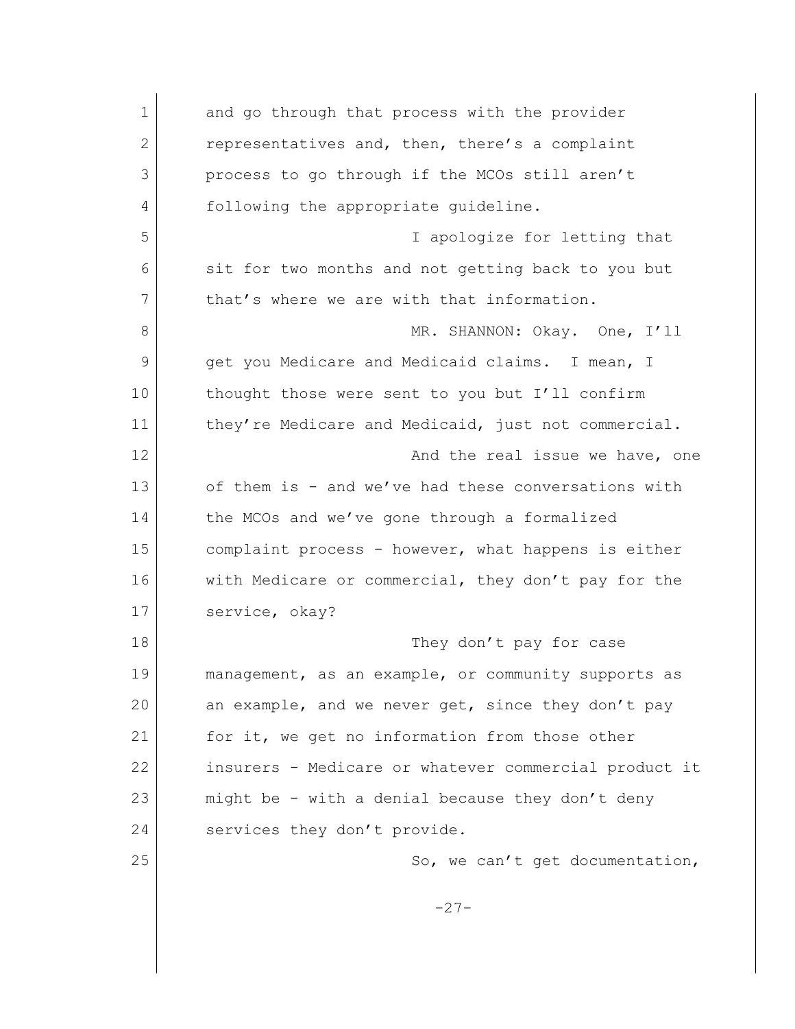and go through that process with the provider representatives and, then, there's a complaint process to go through if the MCOs still aren't following the appropriate guideline.

I apologize for letting that sit for two months and not getting back to you but that's where we are with that information.

MR. SHANNON: Okay. One, I'll get you Medicare and Medicaid claims. I mean, I thought those were sent to you but I'll confirm they're Medicare and Medicaid, just not commercial.

And the real issue we have, one of them is - and we've had these conversations with the MCOs and we've gone through a formalized complaint process - however, what happens is either with Medicare or commercial, they don't pay for the service, okay?

They don't pay for case management, as an example, or community supports as an example, and we never get, since they don't pay for it, we get no information from those other insurers - Medicare or whatever commercial product it might be - with a denial because they don't deny services they don't provide.

So, we can't get documentation,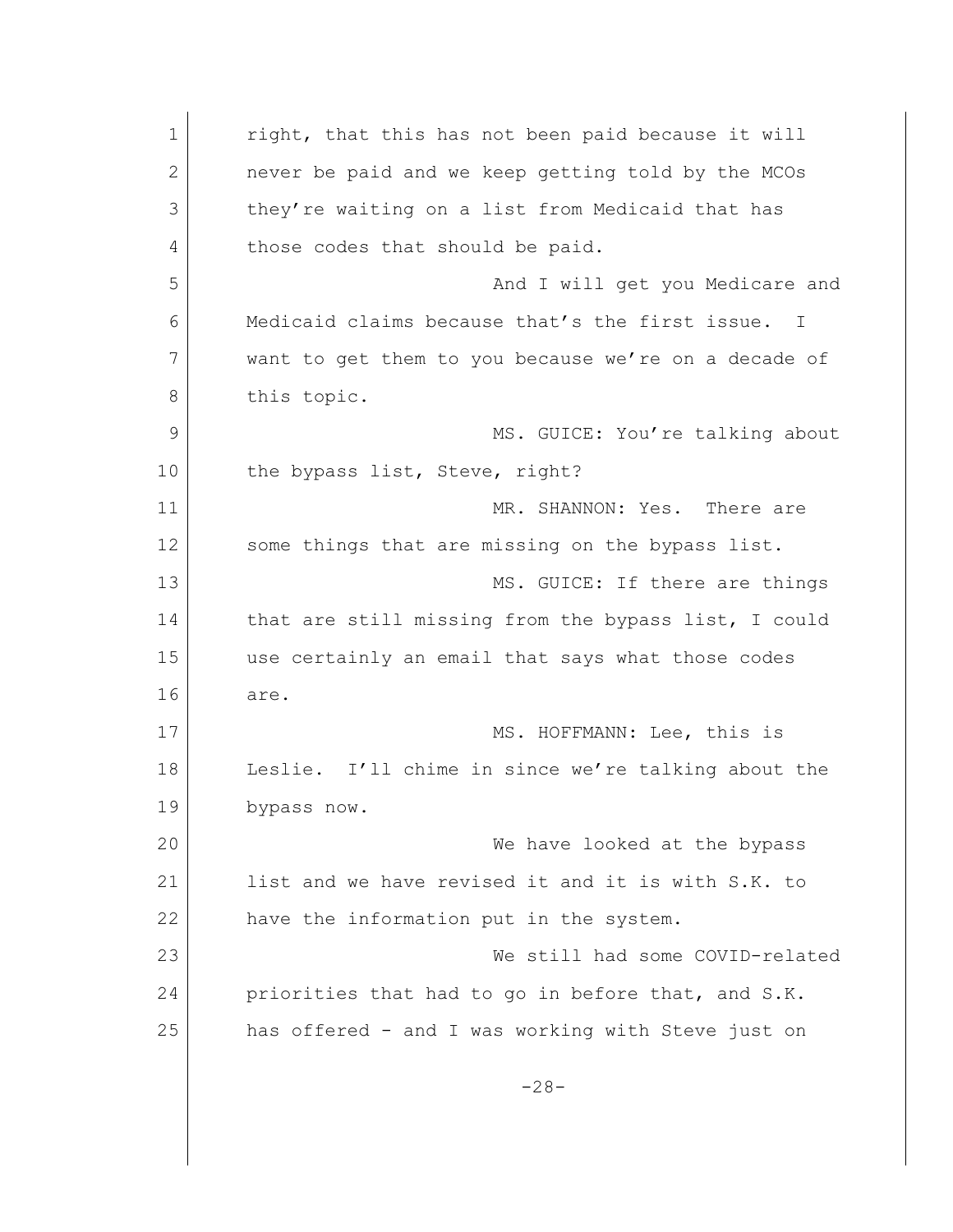right, that this has not been paid because it will never be paid and we keep getting told by the MCOs they're waiting on a list from Medicaid that has those codes that should be paid.

And I will get you Medicare and Medicaid claims because that's the first issue. I want to get them to you because we're on a decade of this topic.

MS. GUICE: You're talking about the bypass list, Steve, right?

MR. SHANNON: Yes. There are some things that are missing on the bypass list.

MS. GUICE: If there are things that are still missing from the bypass list, I could use certainly an email that says what those codes are.

MS. HOFFMANN: Lee, this is Leslie. I'll chime in since we're talking about the bypass now.

We have looked at the bypass list and we have revised it and it is with S.K. to have the information put in the system.

We still had some COVID-related priorities that had to go in before that, and S.K. has offered - and I was working with Steve just on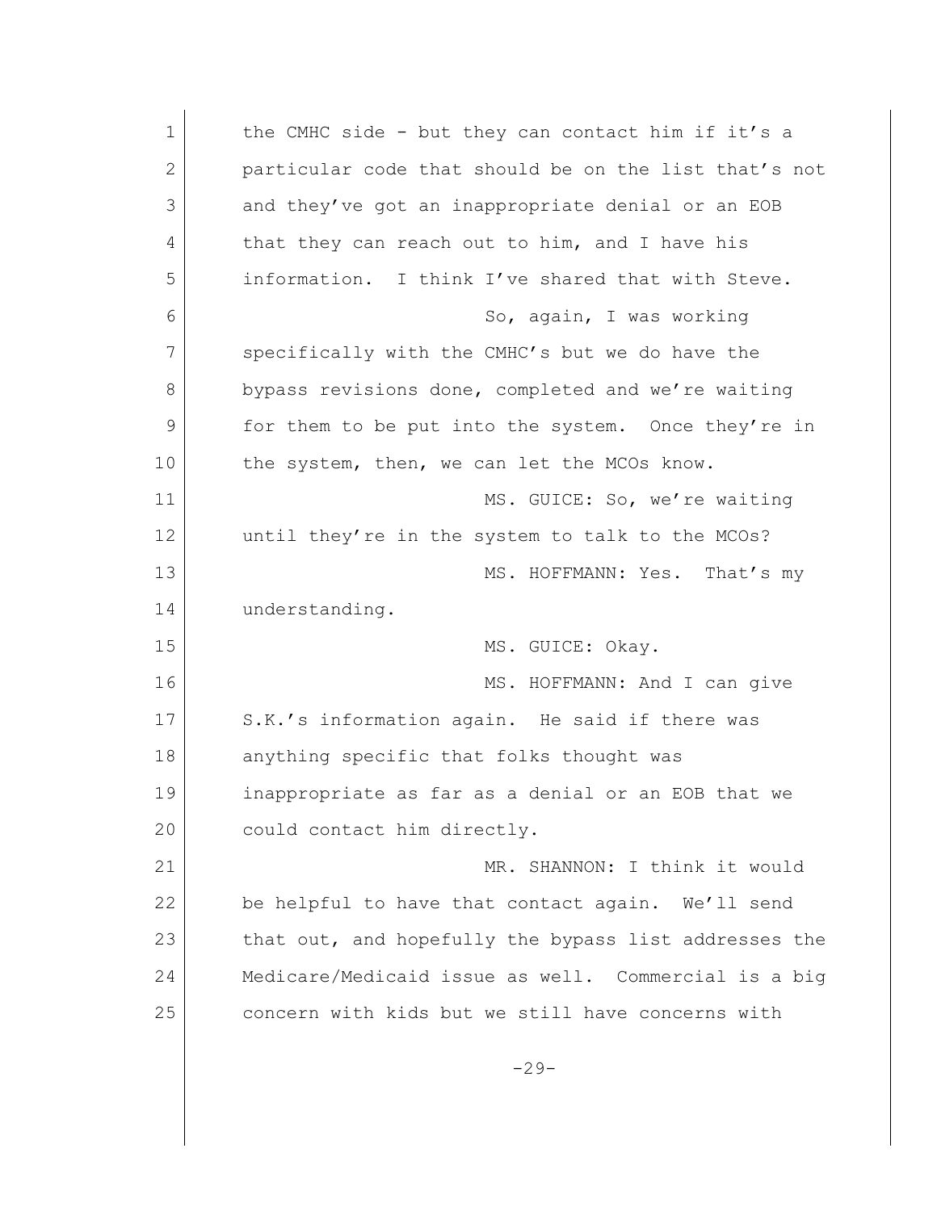the CMHC side - but they can contact him if it's a particular code that should be on the list that's not and they've got an inappropriate denial or an EOB that they can reach out to him, and I have his information. I think I've shared that with Steve.

So, again, I was working specifically with the CMHC's but we do have the bypass revisions done, completed and we're waiting for them to be put into the system. Once they're in the system, then, we can let the MCOs know.

MS. GUICE: So, we're waiting until they're in the system to talk to the MCOs?

MS. HOFFMANN: Yes. That's my understanding.

MS. GUICE: Okay.

MS. HOFFMANN: And I can give S.K.'s information again. He said if there was anything specific that folks thought was inappropriate as far as a denial or an EOB that we could contact him directly.

MR. SHANNON: I think it would be helpful to have that contact again. We'll send that out, and hopefully the bypass list addresses the Medicare/Medicaid issue as well. Commercial is a big concern with kids but we still have concerns with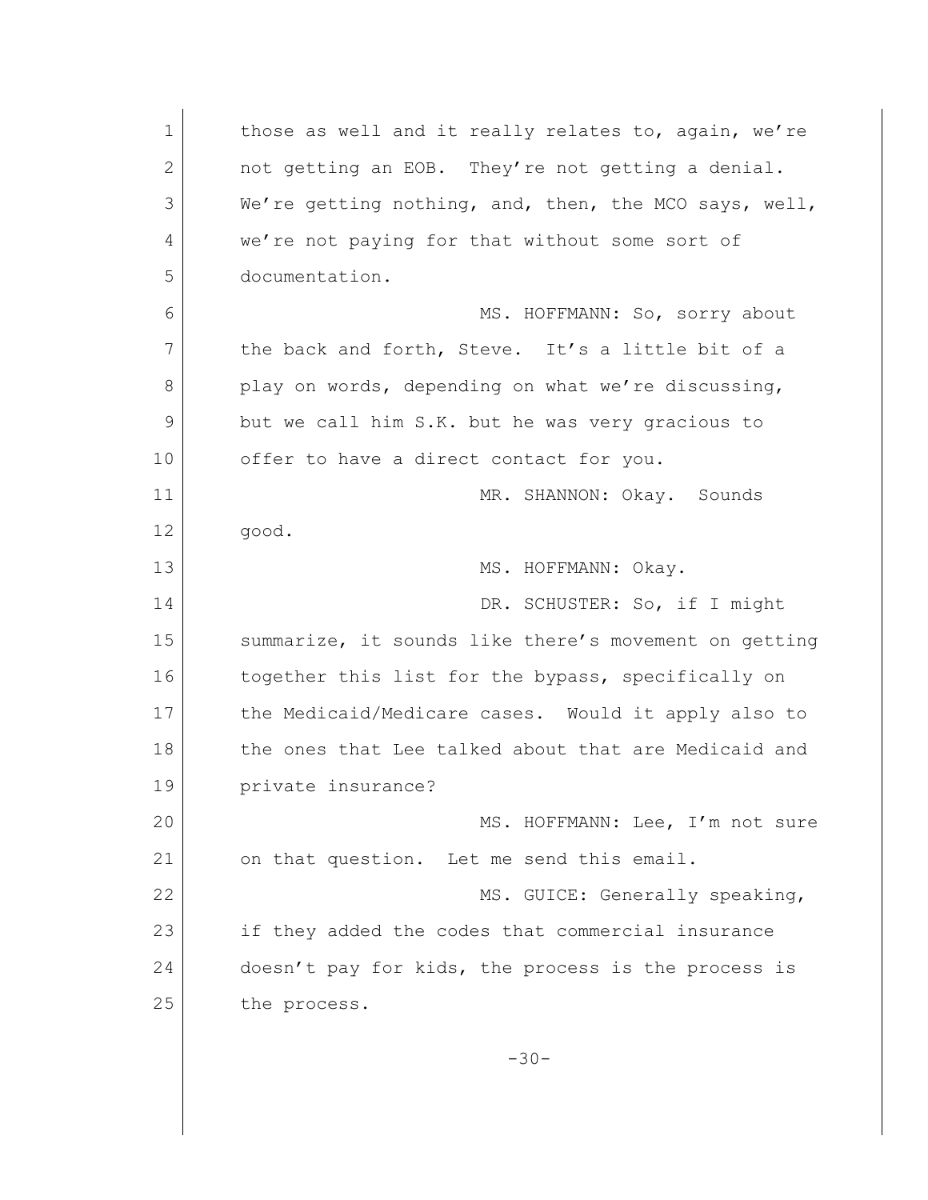those as well and it really relates to, again, we're not getting an EOB. They're not getting a denial. We're getting nothing, and, then, the MCO says, well, we're not paying for that without some sort of documentation.

MS. HOFFMANN: So, sorry about the back and forth, Steve. It's a little bit of a play on words, depending on what we're discussing, but we call him S.K. but he was very gracious to offer to have a direct contact for you.

MR. SHANNON: Okay. Sounds good.

MS. HOFFMANN: Okay.

DR. SCHUSTER: So, if I might summarize, it sounds like there's movement on getting together this list for the bypass, specifically on the Medicaid/Medicare cases. Would it apply also to the ones that Lee talked about that are Medicaid and private insurance?

MS. HOFFMANN: Lee, I'm not sure on that question. Let me send this email.

MS. GUICE: Generally speaking, if they added the codes that commercial insurance doesn't pay for kids, the process is the process is the process.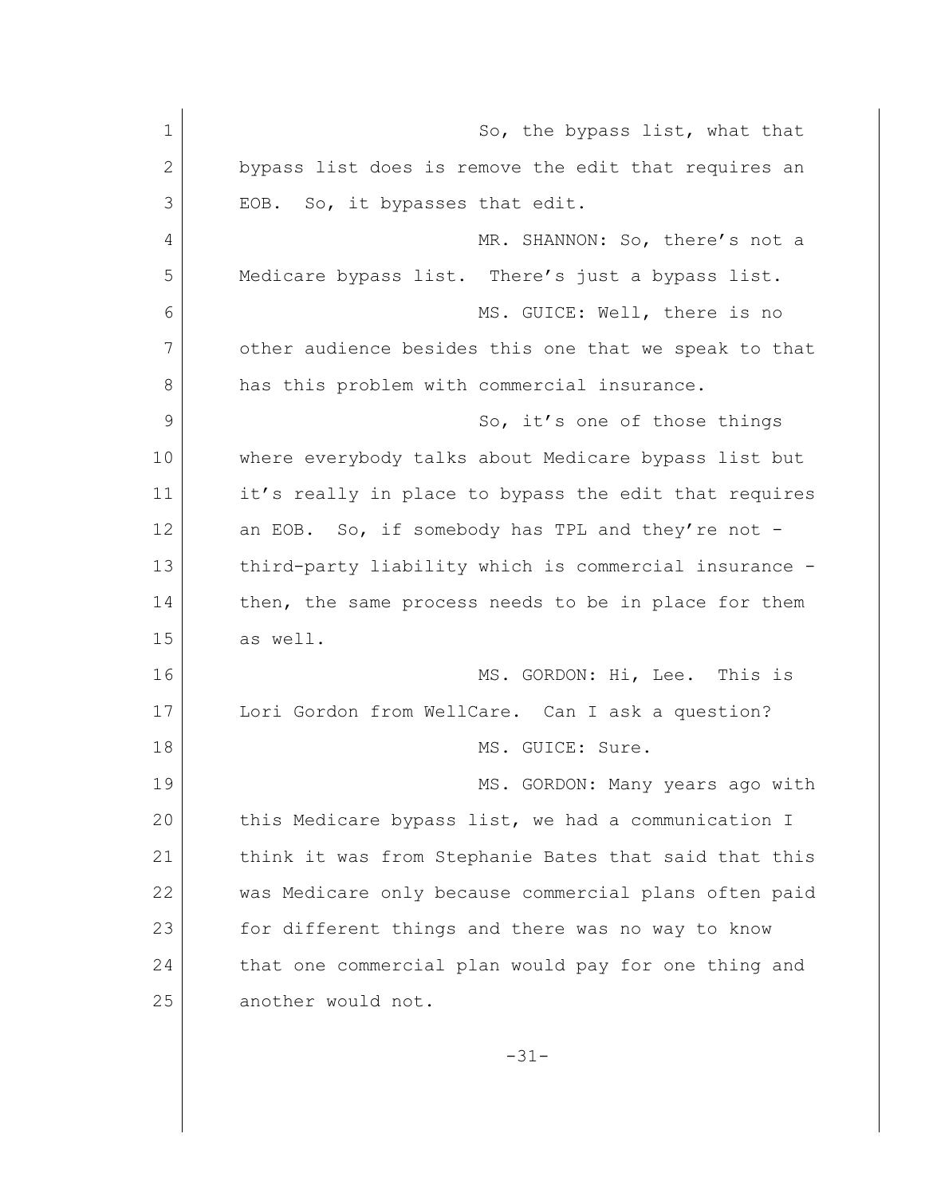So, the bypass list, what that bypass list does is remove the edit that requires an EOB. So, it bypasses that edit.

MR. SHANNON: So, there's not a Medicare bypass list. There's just a bypass list.

MS. GUICE: Well, there is no other audience besides this one that we speak to that has this problem with commercial insurance.

So, it's one of those things where everybody talks about Medicare bypass list but it's really in place to bypass the edit that requires an EOB. So, if somebody has TPL and they're not - third-party liability which is commercial insurance - then, the same process needs to be in place for them as well.

MS. GORDON: Hi, Lee. This is Lori Gordon from WellCare. Can I ask a question?

MS. GUICE: Sure.

MS. GORDON: Many years ago with this Medicare bypass list, we had a communication I think it was from Stephanie Bates that said that this was Medicare only because commercial plans often paid for different things and there was no way to know that one commercial plan would pay for one thing and another would not.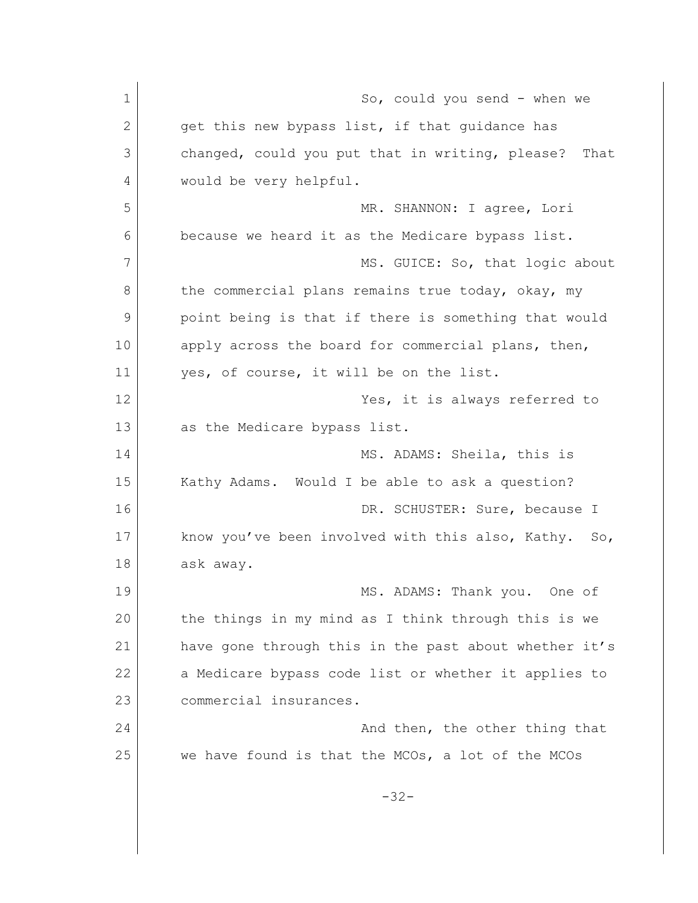So, could you send - when we get this new bypass list, if that guidance has changed, could you put that in writing, please? That would be very helpful.

MR. SHANNON: I agree, Lori because we heard it as the Medicare bypass list.

MS. GUICE: So, that logic about the commercial plans remains true today, okay, my point being is that if there is something that would apply across the board for commercial plans, then, yes, of course, it will be on the list.

Yes, it is always referred to as the Medicare bypass list.

MS. ADAMS: Sheila, this is Kathy Adams. Would I be able to ask a question?

DR. SCHUSTER: Sure, because I know you've been involved with this also, Kathy. So, ask away.

MS. ADAMS: Thank you. One of the things in my mind as I think through this is we have gone through this in the past about whether it's a Medicare bypass code list or whether it applies to commercial insurances.

And then, the other thing that we have found is that the MCOs, a lot of the MCOs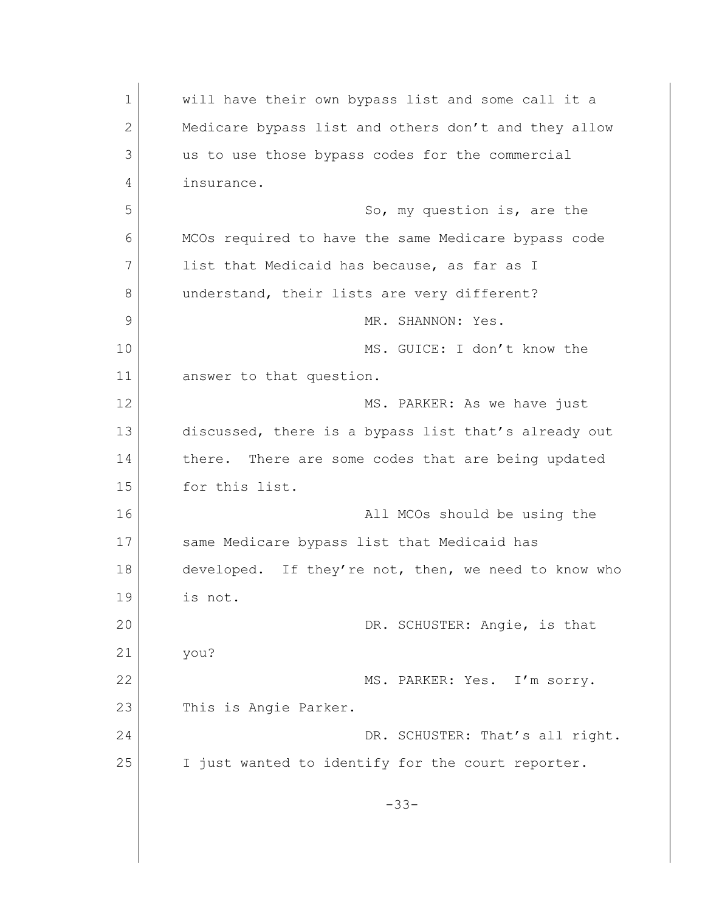will have their own bypass list and some call it a Medicare bypass list and others don't and they allow us to use those bypass codes for the commercial insurance.

So, my question is, are the MCOs required to have the same Medicare bypass code list that Medicaid has because, as far as I understand, their lists are very different?

MR. SHANNON: Yes.

MS. GUICE: I don't know the answer to that question.

MS. PARKER: As we have just discussed, there is a bypass list that's already out there. There are some codes that are being updated for this list.

All MCOs should be using the same Medicare bypass list that Medicaid has developed. If they're not, then, we need to know who is not.

DR. SCHUSTER: Angie, is that you?

MS. PARKER: Yes. I'm sorry. This is Angie Parker.

DR. SCHUSTER: That's all right. I just wanted to identify for the court reporter.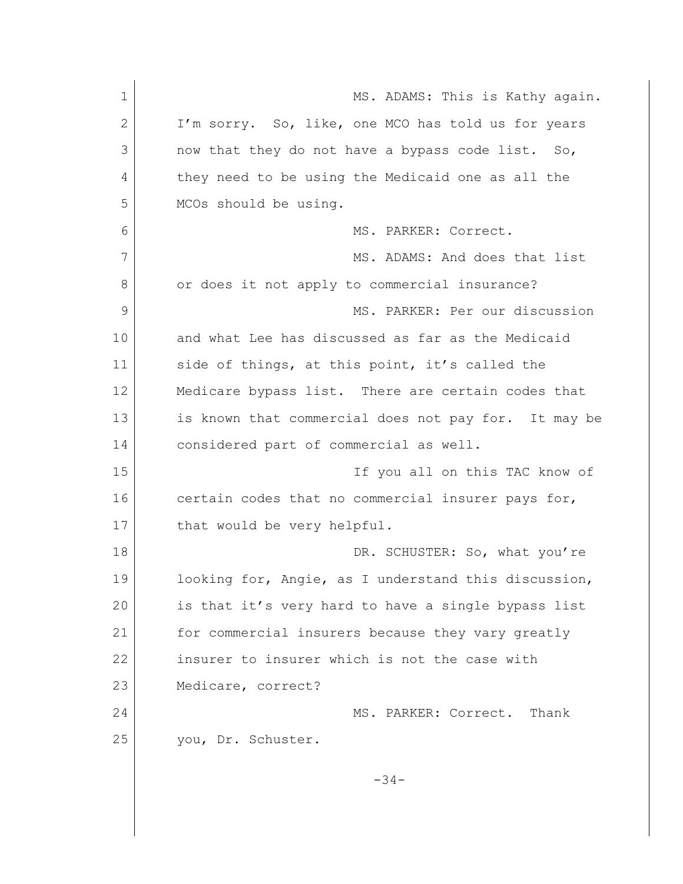MS. ADAMS: This is Kathy again. I'm sorry. So, like, one MCO has told us for years now that they do not have a bypass code list. So, they need to be using the Medicaid one as all the MCOs should be using.

MS. PARKER: Correct.

MS. ADAMS: And does that list or does it not apply to commercial insurance?

MS. PARKER: Per our discussion and what Lee has discussed as far as the Medicaid side of things, at this point, it's called the Medicare bypass list. There are certain codes that is known that commercial does not pay for. It may be considered part of commercial as well.

If you all on this TAC know of certain codes that no commercial insurer pays for, that would be very helpful.

DR. SCHUSTER: So, what you're looking for, Angie, as I understand this discussion, is that it's very hard to have a single bypass list for commercial insurers because they vary greatly insurer to insurer which is not the case with Medicare, correct?

MS. PARKER: Correct. Thank you, Dr. Schuster.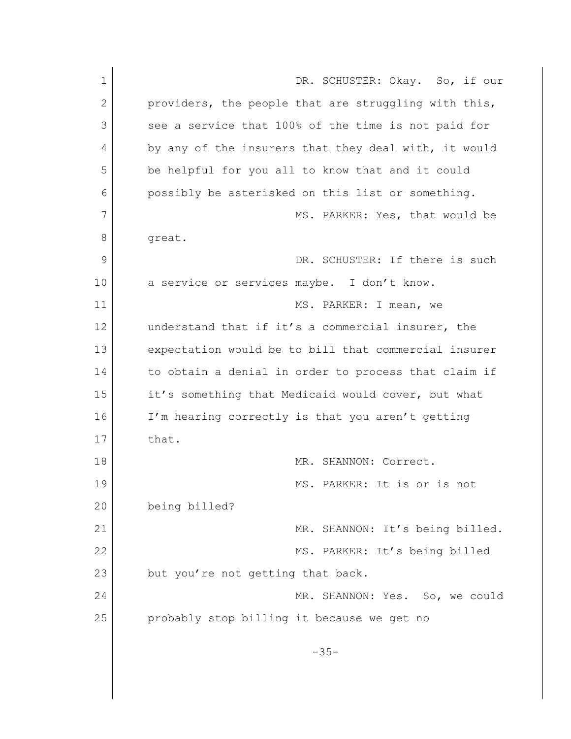DR. SCHUSTER: Okay. So, if our providers, the people that are struggling with this, see a service that 100% of the time is not paid for by any of the insurers that they deal with, it would be helpful for you all to know that and it could possibly be asterisked on this list or something.

MS. PARKER: Yes, that would be great.

DR. SCHUSTER: If there is such a service or services maybe. I don't know.

MS. PARKER: I mean, we understand that if it's a commercial insurer, the expectation would be to bill that commercial insurer to obtain a denial in order to process that claim if it's something that Medicaid would cover, but what I'm hearing correctly is that you aren't getting that.

MR. SHANNON: Correct.

MS. PARKER: It is or is not being billed?

MR. SHANNON: It's being billed.

MS. PARKER: It's being billed but you're not getting that back.

MR. SHANNON: Yes. So, we could probably stop billing it because we get no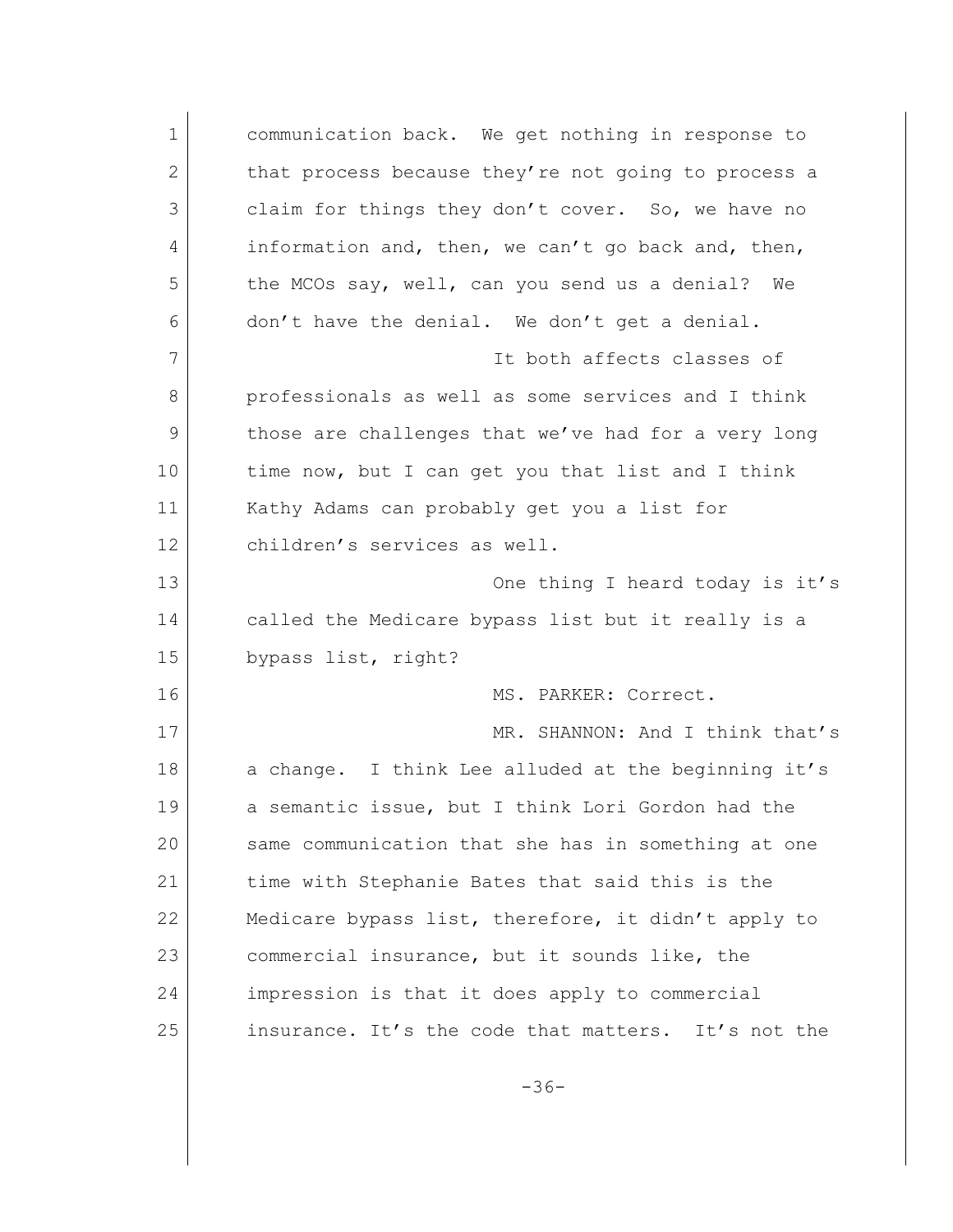communication back. We get nothing in response to that process because they're not going to process a claim for things they don't cover. So, we have no information and, then, we can't go back and, then, the MCOs say, well, can you send us a denial? We don't have the denial. We don't get a denial.

It both affects classes of professionals as well as some services and I think those are challenges that we've had for a very long time now, but I can get you that list and I think Kathy Adams can probably get you a list for children's services as well.

One thing I heard today is it's called the Medicare bypass list but it really is a bypass list, right?

MS. PARKER: Correct.

MR. SHANNON: And I think that's a change. I think Lee alluded at the beginning it's a semantic issue, but I think Lori Gordon had the same communication that she has in something at one time with Stephanie Bates that said this is the Medicare bypass list, therefore, it didn't apply to commercial insurance, but it sounds like, the impression is that it does apply to commercial insurance. It's the code that matters. It's not the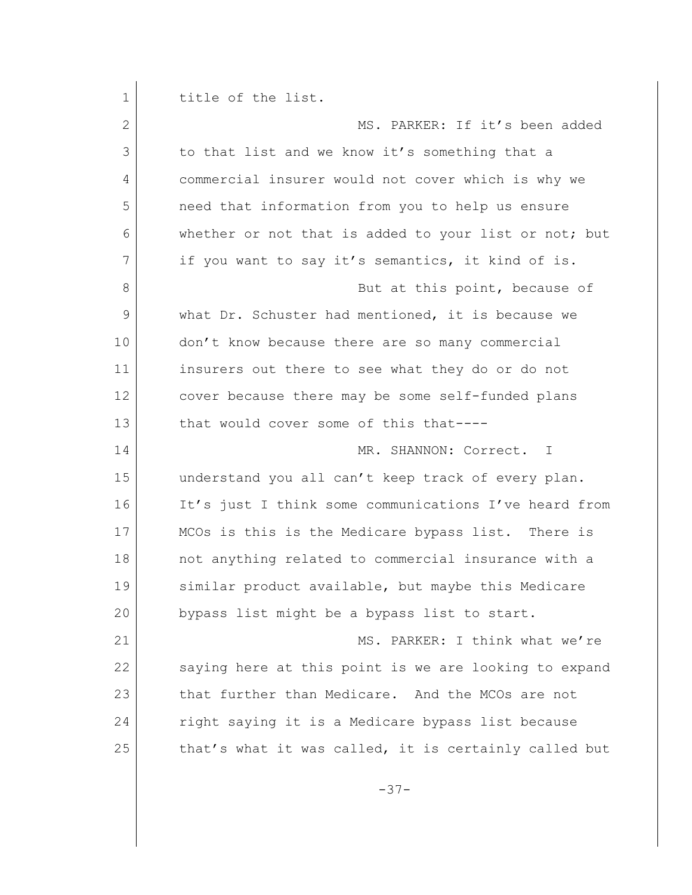title of the list.

MS. PARKER: If it's been added to that list and we know it's something that a commercial insurer would not cover which is why we need that information from you to help us ensure whether or not that is added to your list or not; but if you want to say it's semantics, it kind of is.

But at this point, because of what Dr. Schuster had mentioned, it is because we don't know because there are so many commercial insurers out there to see what they do or do not cover because there may be some self-funded plans that would cover some of this that----

MR. SHANNON: Correct. I understand you all can't keep track of every plan. It's just I think some communications I've heard from MCOs is this is the Medicare bypass list. There is not anything related to commercial insurance with a similar product available, but maybe this Medicare bypass list might be a bypass list to start.

MS. PARKER: I think what we're saying here at this point is we are looking to expand that further than Medicare. And the MCOs are not right saying it is a Medicare bypass list because that's what it was called, it is certainly called but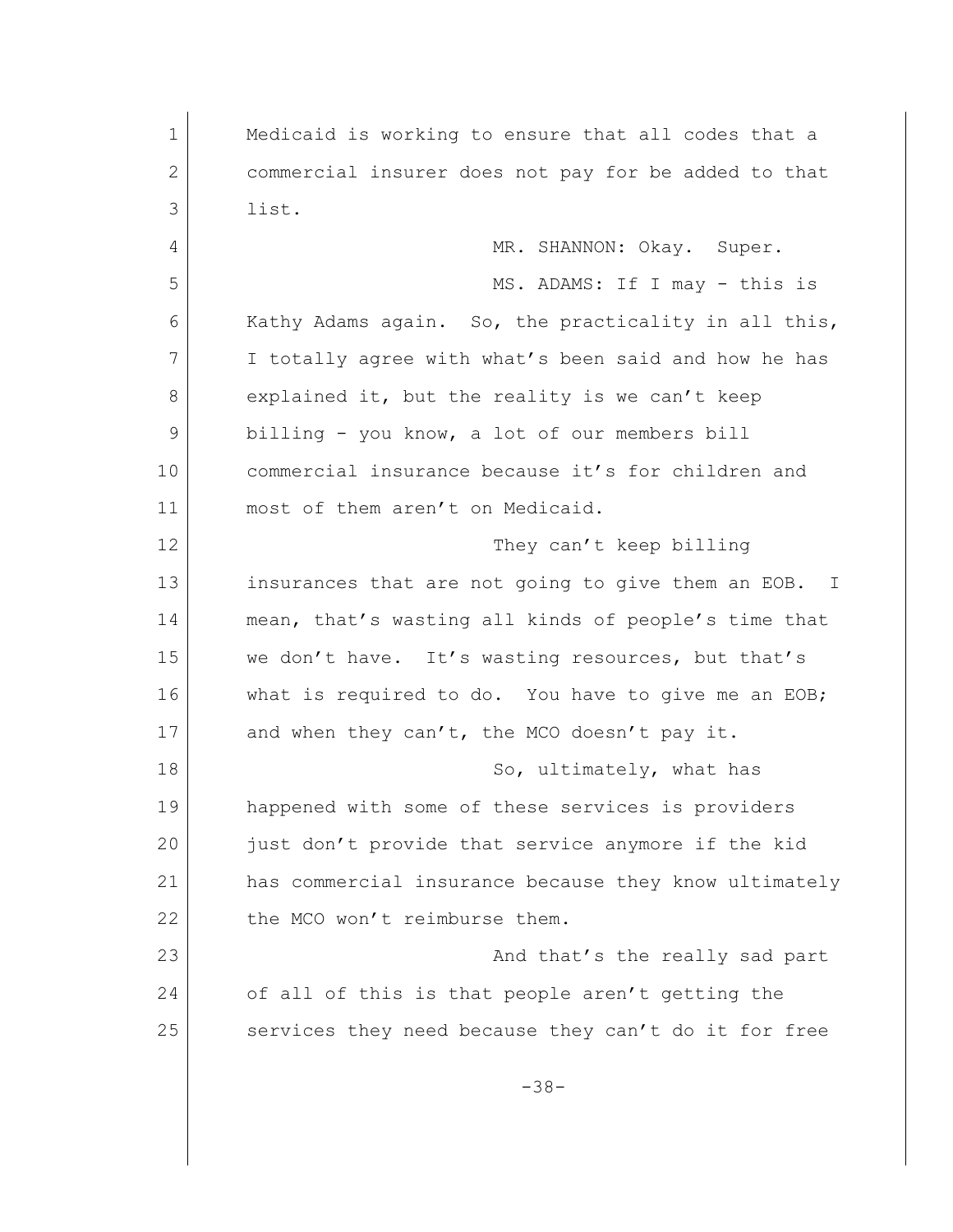Medicaid is working to ensure that all codes that a commercial insurer does not pay for be added to that list.

MR. SHANNON: Okay. Super.

MS. ADAMS: If I may - this is Kathy Adams again. So, the practicality in all this, I totally agree with what's been said and how he has explained it, but the reality is we can't keep billing - you know, a lot of our members bill commercial insurance because it's for children and most of them aren't on Medicaid.

They can't keep billing insurances that are not going to give them an EOB. I mean, that's wasting all kinds of people's time that we don't have. It's wasting resources, but that's what is required to do. You have to give me an EOB; and when they can't, the MCO doesn't pay it.

So, ultimately, what has happened with some of these services is providers just don't provide that service anymore if the kid has commercial insurance because they know ultimately the MCO won't reimburse them.

And that's the really sad part of all of this is that people aren't getting the services they need because they can't do it for free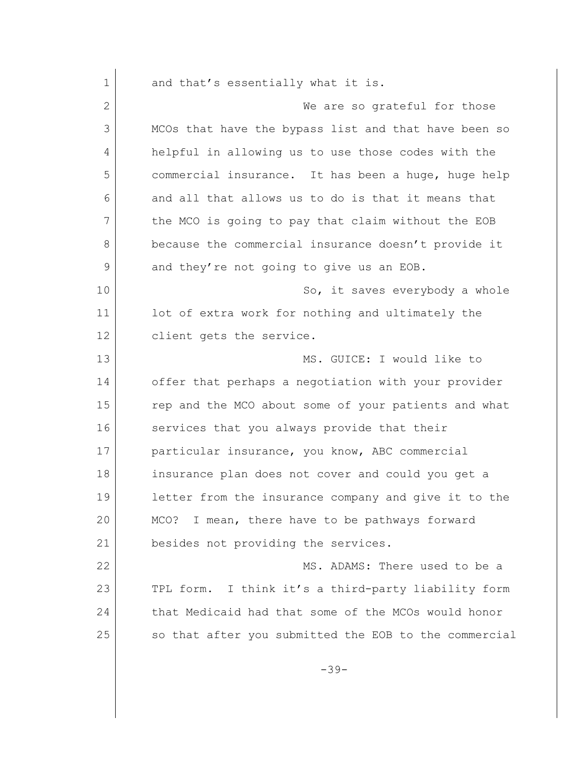and that's essentially what it is.

We are so grateful for those MCOs that have the bypass list and that have been so helpful in allowing us to use those codes with the commercial insurance. It has been a huge, huge help and all that allows us to do is that it means that the MCO is going to pay that claim without the EOB because the commercial insurance doesn't provide it and they're not going to give us an EOB.

So, it saves everybody a whole lot of extra work for nothing and ultimately the client gets the service.

MS. GUICE: I would like to offer that perhaps a negotiation with your provider rep and the MCO about some of your patients and what services that you always provide that their particular insurance, you know, ABC commercial insurance plan does not cover and could you get a letter from the insurance company and give it to the MCO? I mean, there have to be pathways forward besides not providing the services.

MS. ADAMS: There used to be a TPL form. I think it's a third-party liability form that Medicaid had that some of the MCOs would honor so that after you submitted the EOB to the commercial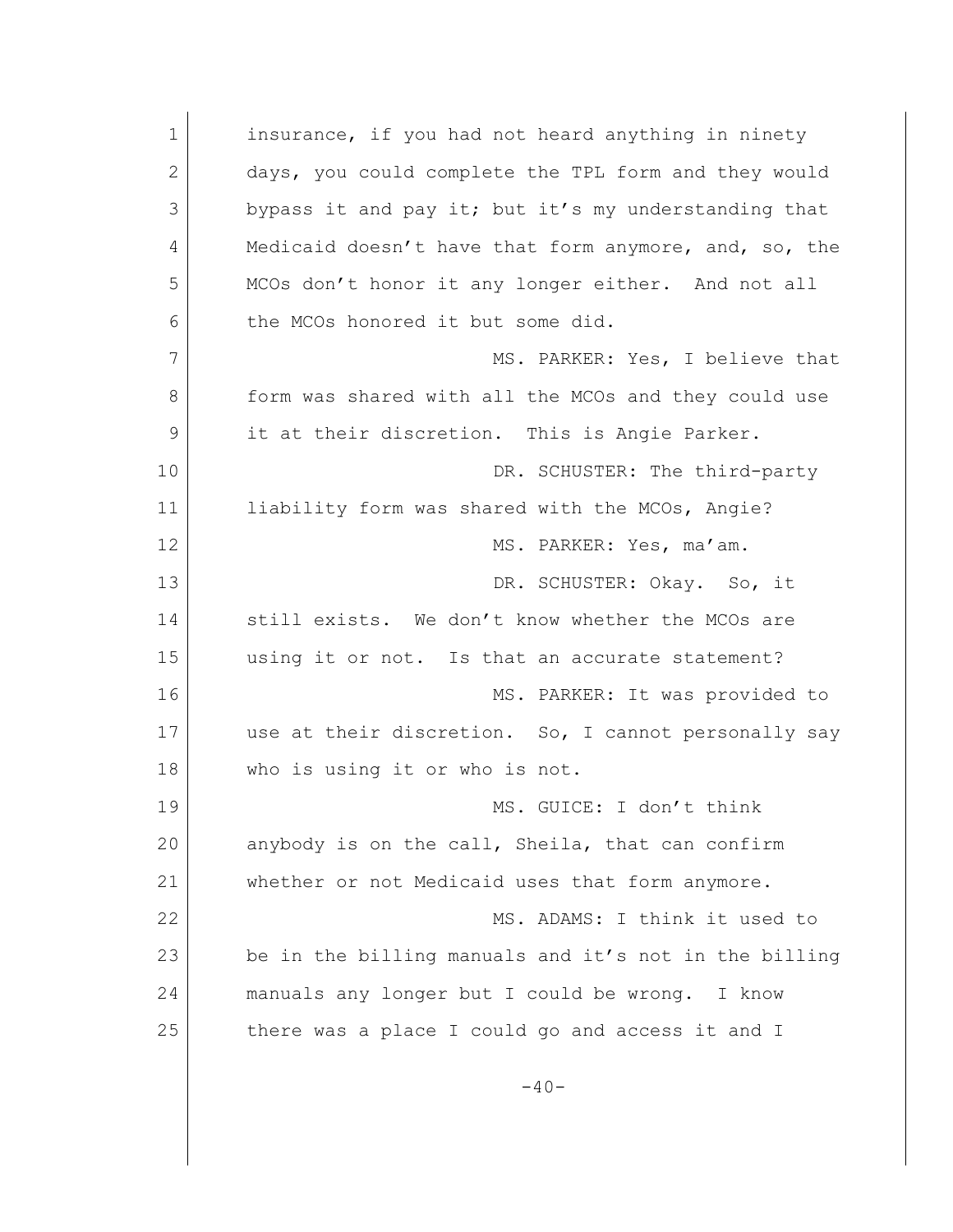insurance, if you had not heard anything in ninety days, you could complete the TPL form and they would bypass it and pay it; but it's my understanding that Medicaid doesn't have that form anymore, and, so, the MCOs don't honor it any longer either. And not all the MCOs honored it but some did.

MS. PARKER: Yes, I believe that form was shared with all the MCOs and they could use it at their discretion. This is Angie Parker.

DR. SCHUSTER: The third-party liability form was shared with the MCOs, Angie?

MS. PARKER: Yes, ma'am.

DR. SCHUSTER: Okay. So, it still exists. We don't know whether the MCOs are using it or not. Is that an accurate statement?

MS. PARKER: It was provided to use at their discretion. So, I cannot personally say who is using it or who is not.

MS. GUICE: I don't think anybody is on the call, Sheila, that can confirm whether or not Medicaid uses that form anymore.

MS. ADAMS: I think it used to be in the billing manuals and it's not in the billing manuals any longer but I could be wrong. I know there was a place I could go and access it and I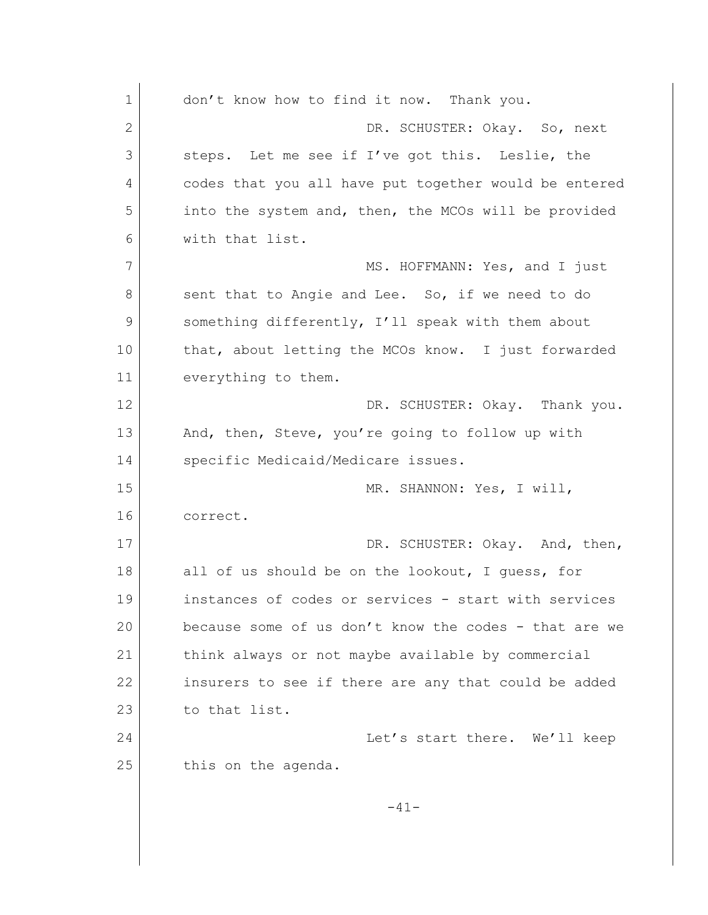don't know how to find it now. Thank you.

DR. SCHUSTER: Okay. So, next steps. Let me see if I've got this. Leslie, the codes that you all have put together would be entered into the system and, then, the MCOs will be provided with that list.

MS. HOFFMANN: Yes, and I just sent that to Angie and Lee. So, if we need to do something differently, I'll speak with them about that, about letting the MCOs know. I just forwarded everything to them.

DR. SCHUSTER: Okay. Thank you. And, then, Steve, you're going to follow up with specific Medicaid/Medicare issues.

MR. SHANNON: Yes, I will, correct.

DR. SCHUSTER: Okay. And, then, all of us should be on the lookout, I guess, for instances of codes or services - start with services because some of us don't know the codes - that are we think always or not maybe available by commercial insurers to see if there are any that could be added to that list.

Let's start there. We'll keep this on the agenda.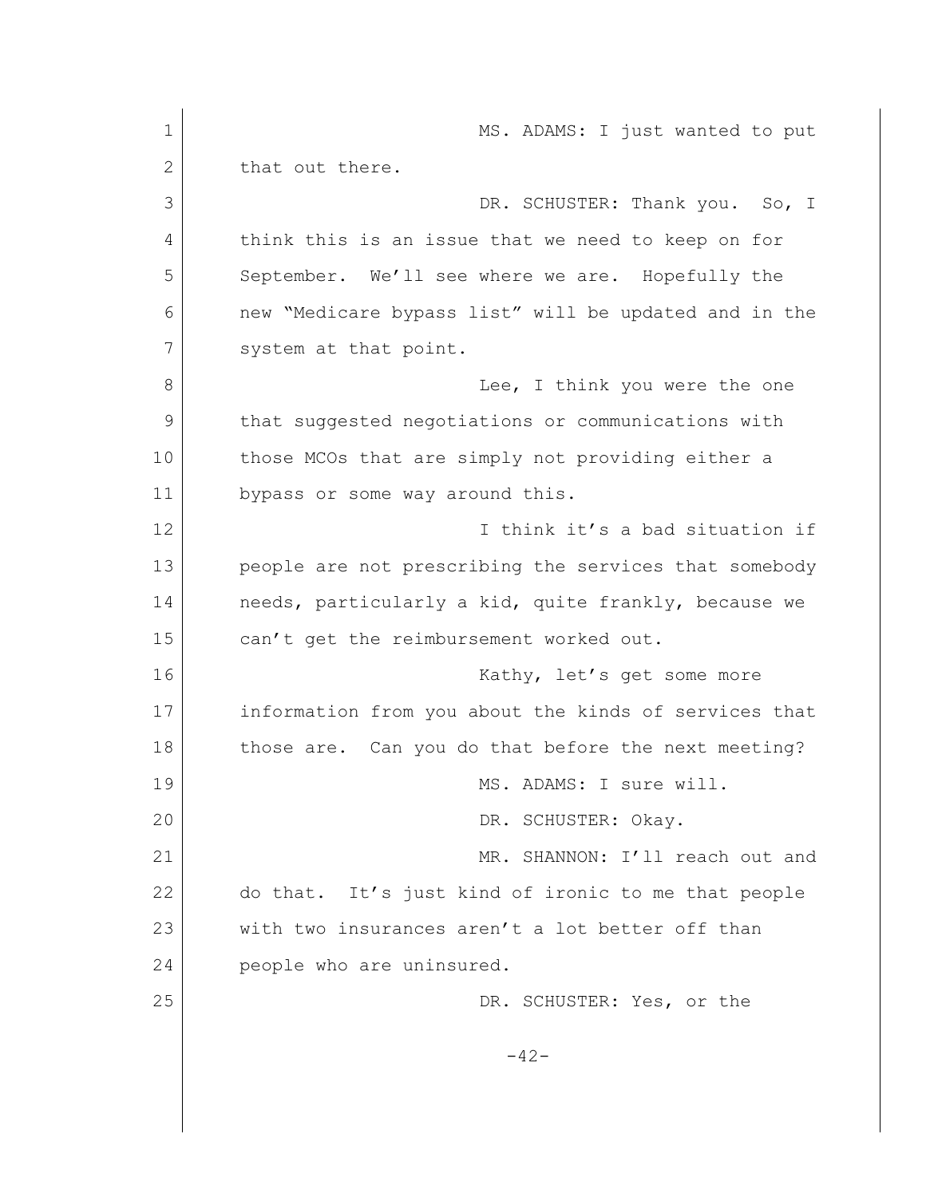MS. ADAMS: I just wanted to put that out there.

DR. SCHUSTER: Thank you. So, I think this is an issue that we need to keep on for September. We'll see where we are. Hopefully the new "Medicare bypass list" will be updated and in the system at that point.

Lee, I think you were the one that suggested negotiations or communications with those MCOs that are simply not providing either a bypass or some way around this.

I think it's a bad situation if people are not prescribing the services that somebody needs, particularly a kid, quite frankly, because we can't get the reimbursement worked out.

Kathy, let's get some more information from you about the kinds of services that those are. Can you do that before the next meeting?

MS. ADAMS: I sure will.

DR. SCHUSTER: Okay.

MR. SHANNON: I'll reach out and do that. It's just kind of ironic to me that people with two insurances aren't a lot better off than people who are uninsured.

DR. SCHUSTER: Yes, or the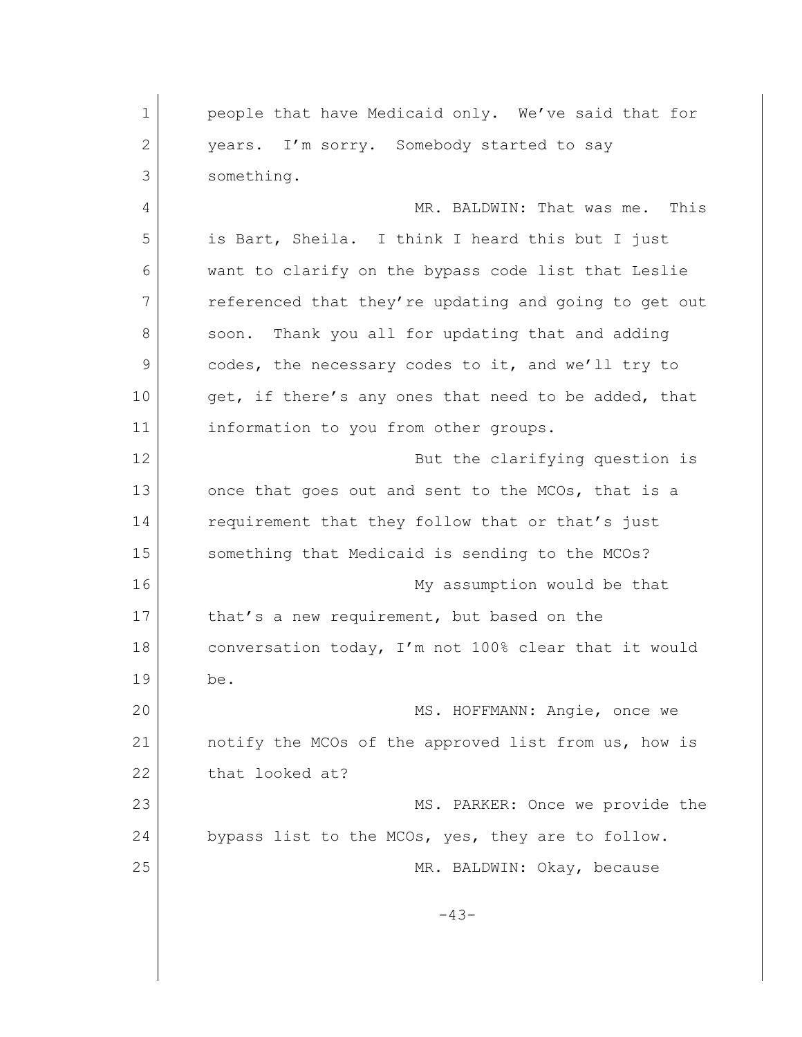people that have Medicaid only. We've said that for years. I'm sorry. Somebody started to say something.

MR. BALDWIN: That was me. This is Bart, Sheila. I think I heard this but I just want to clarify on the bypass code list that Leslie referenced that they're updating and going to get out soon. Thank you all for updating that and adding codes, the necessary codes to it, and we'll try to get, if there's any ones that need to be added, that information to you from other groups.

But the clarifying question is once that goes out and sent to the MCOs, that is a requirement that they follow that or that's just something that Medicaid is sending to the MCOs?

My assumption would be that that's a new requirement, but based on the conversation today, I'm not 100% clear that it would be.

MS. HOFFMANN: Angie, once we notify the MCOs of the approved list from us, how is that looked at?

MS. PARKER: Once we provide the bypass list to the MCOs, yes, they are to follow.

MR. BALDWIN: Okay, because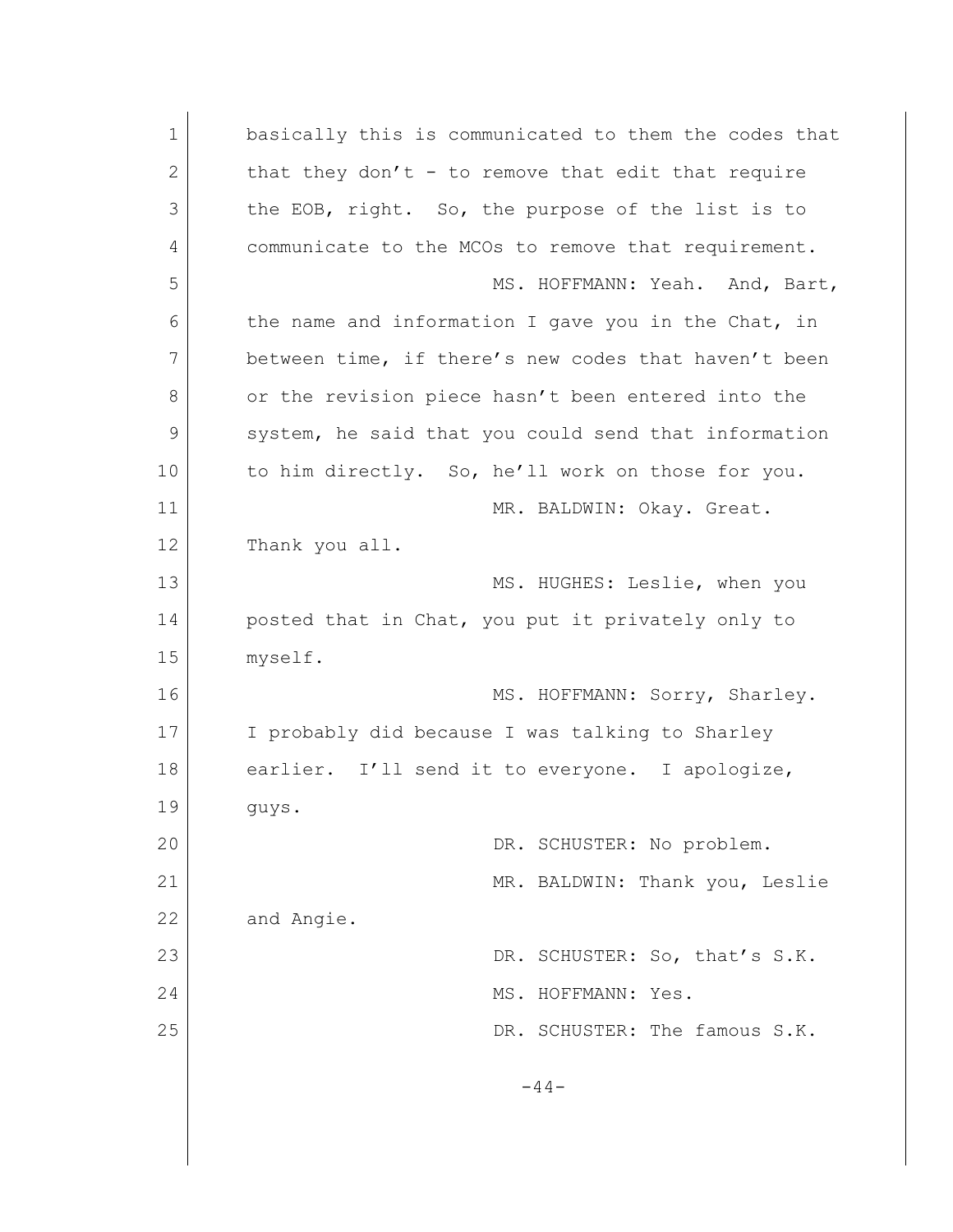basically this is communicated to them the codes that that they don't - to remove that edit that require the EOB, right. So, the purpose of the list is to communicate to the MCOs to remove that requirement.

MS. HOFFMANN: Yeah. And, Bart, the name and information I gave you in the Chat, in between time, if there's new codes that haven't been or the revision piece hasn't been entered into the system, he said that you could send that information to him directly. So, he'll work on those for you.

MR. BALDWIN: Okay. Great. Thank you all.

MS. HUGHES: Leslie, when you posted that in Chat, you put it privately only to myself.

MS. HOFFMANN: Sorry, Sharley. I probably did because I was talking to Sharley earlier. I'll send it to everyone. I apologize, guys.

DR. SCHUSTER: No problem.

MR. BALDWIN: Thank you, Leslie and Angie.

DR. SCHUSTER: So, that's S.K.

MS. HOFFMANN: Yes.

DR. SCHUSTER: The famous S.K.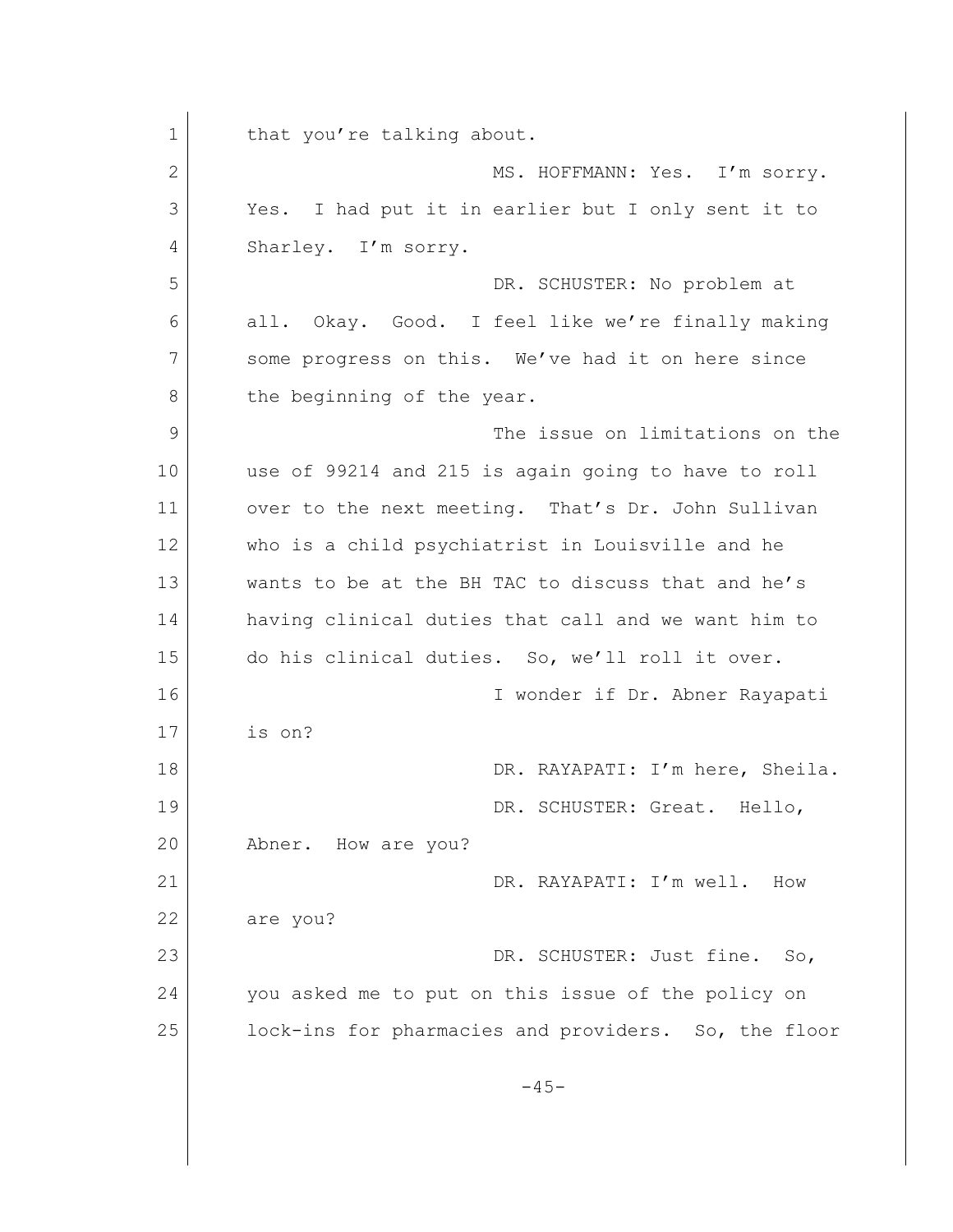that you're talking about.

MS. HOFFMANN: Yes. I'm sorry. Yes. I had put it in earlier but I only sent it to Sharley. I'm sorry.

DR. SCHUSTER: No problem at all. Okay. Good. I feel like we're finally making some progress on this. We've had it on here since the beginning of the year.

The issue on limitations on the use of 99214 and 215 is again going to have to roll over to the next meeting. That's Dr. John Sullivan who is a child psychiatrist in Louisville and he wants to be at the BH TAC to discuss that and he's having clinical duties that call and we want him to do his clinical duties. So, we'll roll it over.

I wonder if Dr. Abner Rayapati is on?

DR. RAYAPATI: I'm here, Sheila.

DR. SCHUSTER: Great. Hello, Abner. How are you?

DR. RAYAPATI: I'm well. How are you?

DR. SCHUSTER: Just fine. So, you asked me to put on this issue of the policy on lock-ins for pharmacies and providers. So, the floor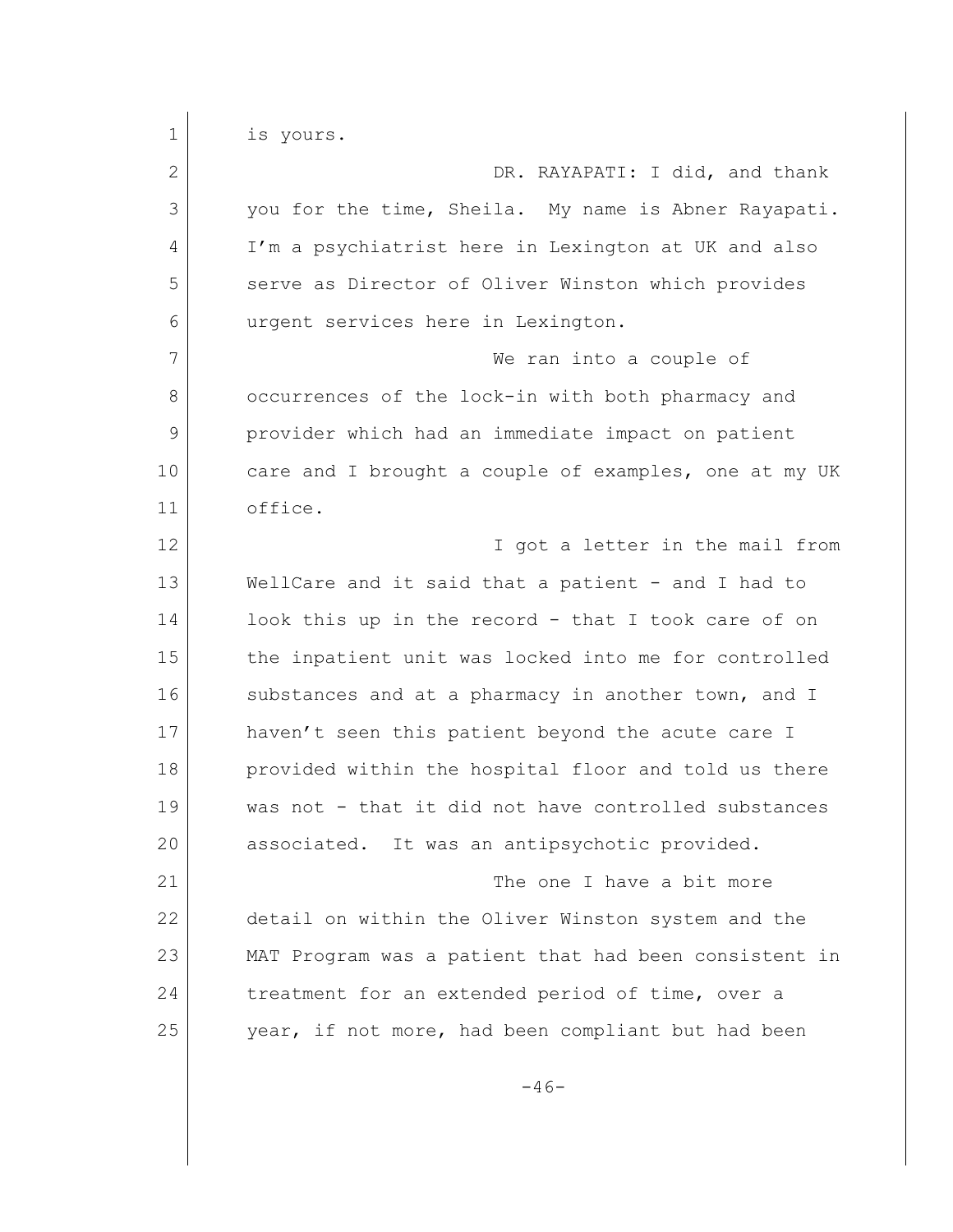is yours.

DR. RAYAPATI: I did, and thank you for the time, Sheila. My name is Abner Rayapati. I'm a psychiatrist here in Lexington at UK and also serve as Director of Oliver Winston which provides urgent services here in Lexington.

We ran into a couple of occurrences of the lock-in with both pharmacy and provider which had an immediate impact on patient care and I brought a couple of examples, one at my UK office.

I got a letter in the mail from WellCare and it said that a patient - and I had to look this up in the record - that I took care of on the inpatient unit was locked into me for controlled substances and at a pharmacy in another town, and I haven't seen this patient beyond the acute care I provided within the hospital floor and told us there was not - that it did not have controlled substances associated. It was an antipsychotic provided.

The one I have a bit more detail on within the Oliver Winston system and the MAT Program was a patient that had been consistent in treatment for an extended period of time, over a year, if not more, had been compliant but had been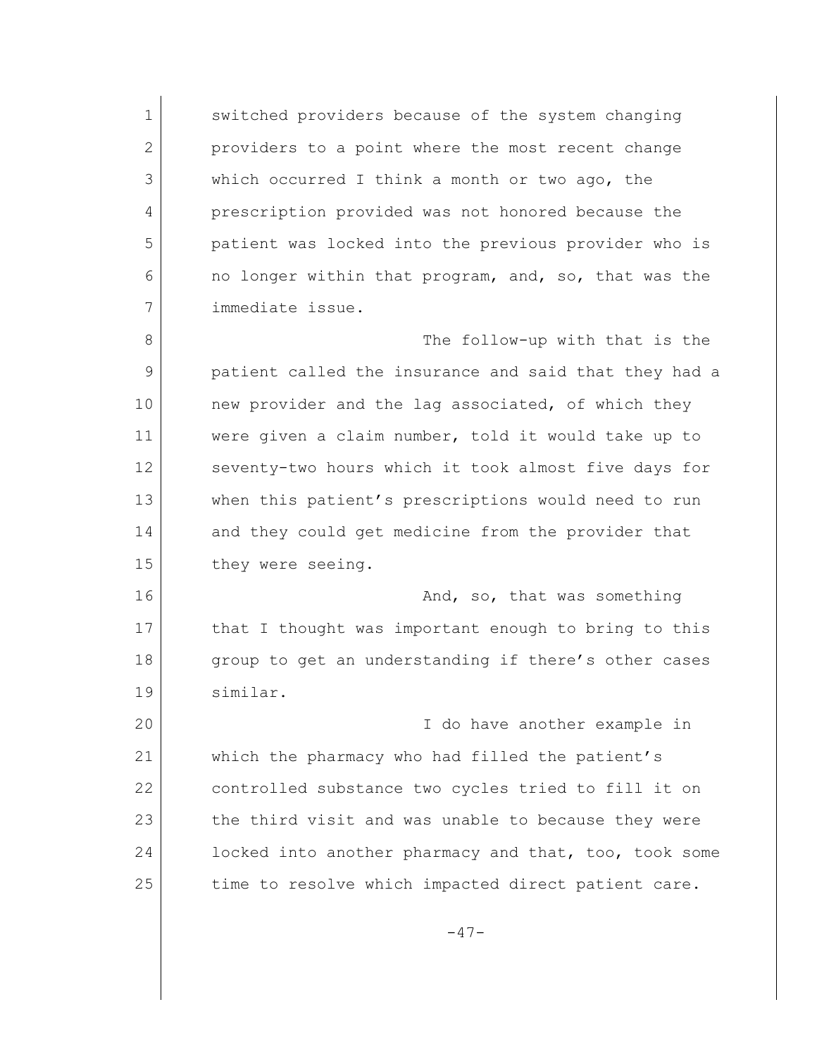switched providers because of the system changing providers to a point where the most recent change which occurred I think a month or two ago, the prescription provided was not honored because the patient was locked into the previous provider who is no longer within that program, and, so, that was the immediate issue.

The follow-up with that is the patient called the insurance and said that they had a new provider and the lag associated, of which they were given a claim number, told it would take up to seventy-two hours which it took almost five days for when this patient's prescriptions would need to run and they could get medicine from the provider that they were seeing.

And, so, that was something that I thought was important enough to bring to this group to get an understanding if there's other cases similar.

I do have another example in which the pharmacy who had filled the patient's controlled substance two cycles tried to fill it on the third visit and was unable to because they were locked into another pharmacy and that, too, took some time to resolve which impacted direct patient care.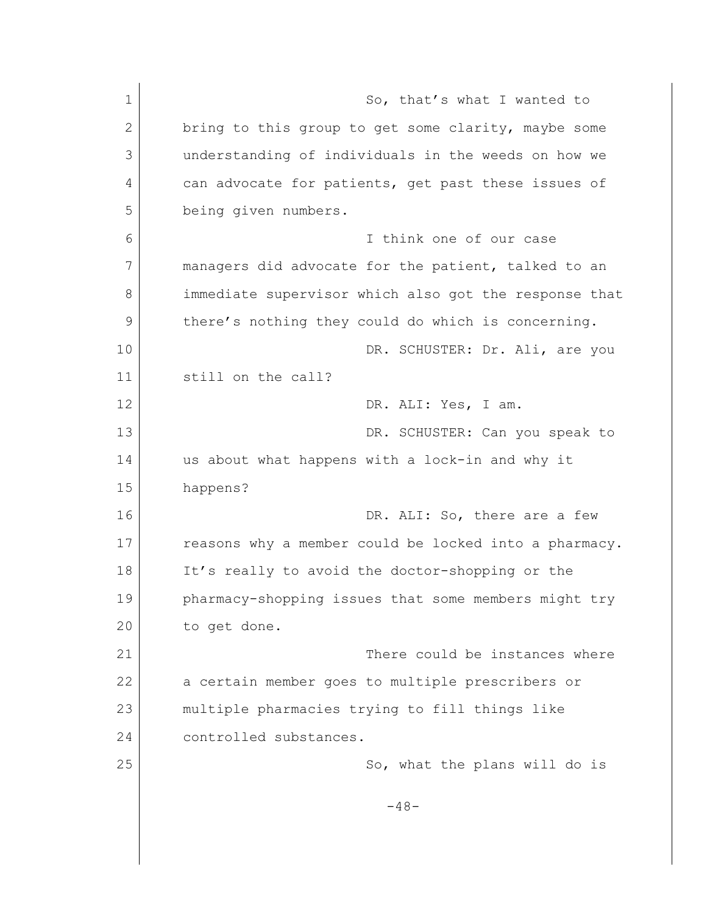So, that's what I wanted to bring to this group to get some clarity, maybe some understanding of individuals in the weeds on how we can advocate for patients, get past these issues of being given numbers.

I think one of our case managers did advocate for the patient, talked to an immediate supervisor which also got the response that there's nothing they could do which is concerning.

DR. SCHUSTER: Dr. Ali, are you still on the call?

DR. ALI: Yes, I am.

DR. SCHUSTER: Can you speak to us about what happens with a lock-in and why it happens?

DR. ALI: So, there are a few reasons why a member could be locked into a pharmacy. It's really to avoid the doctor-shopping or the pharmacy-shopping issues that some members might try to get done.

There could be instances where a certain member goes to multiple prescribers or multiple pharmacies trying to fill things like controlled substances.

So, what the plans will do is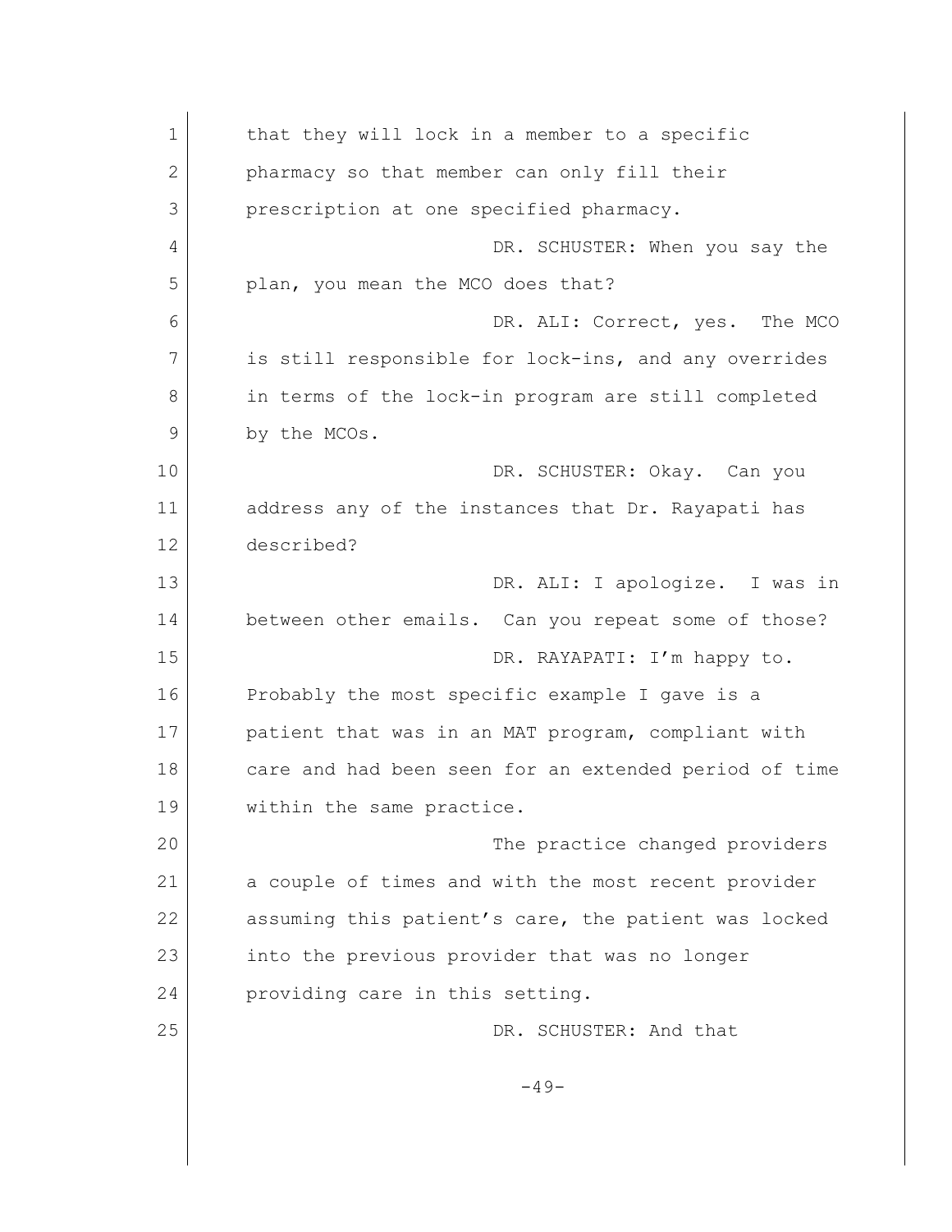that they will lock in a member to a specific pharmacy so that member can only fill their prescription at one specified pharmacy.

DR. SCHUSTER: When you say the plan, you mean the MCO does that?

DR. ALI: Correct, yes. The MCO is still responsible for lock-ins, and any overrides in terms of the lock-in program are still completed by the MCOs.

DR. SCHUSTER: Okay. Can you address any of the instances that Dr. Rayapati has described?

DR. ALI: I apologize. I was in between other emails. Can you repeat some of those?

DR. RAYAPATI: I'm happy to. Probably the most specific example I gave is a patient that was in an MAT program, compliant with care and had been seen for an extended period of time within the same practice.

The practice changed providers a couple of times and with the most recent provider assuming this patient's care, the patient was locked into the previous provider that was no longer providing care in this setting.

DR. SCHUSTER: And that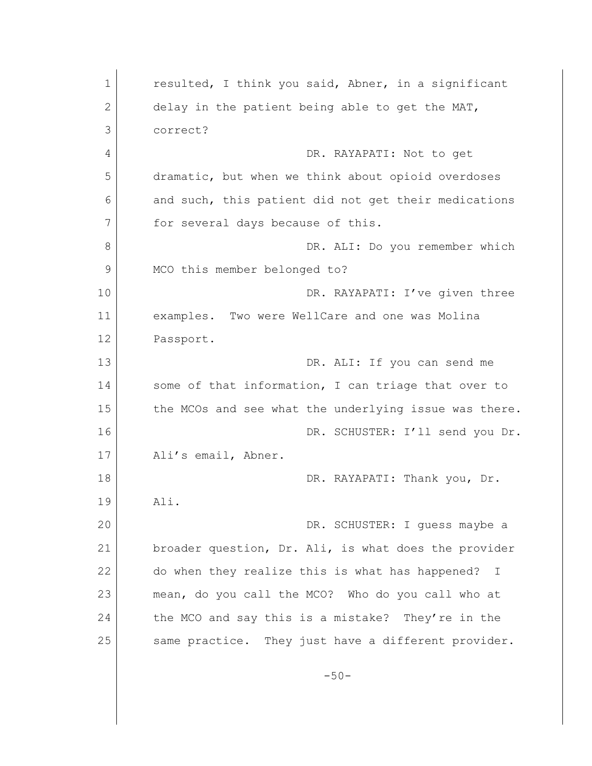resulted, I think you said, Abner, in a significant delay in the patient being able to get the MAT, correct?

DR. RAYAPATI: Not to get dramatic, but when we think about opioid overdoses and such, this patient did not get their medications for several days because of this.

DR. ALI: Do you remember which MCO this member belonged to?

DR. RAYAPATI: I've given three examples. Two were WellCare and one was Molina Passport.

DR. ALI: If you can send me some of that information, I can triage that over to the MCOs and see what the underlying issue was there.

DR. SCHUSTER: I'll send you Dr. Ali's email, Abner.

DR. RAYAPATI: Thank you, Dr. Ali.

DR. SCHUSTER: I guess maybe a broader question, Dr. Ali, is what does the provider do when they realize this is what has happened? I mean, do you call the MCO? Who do you call who at the MCO and say this is a mistake? They're in the same practice. They just have a different provider.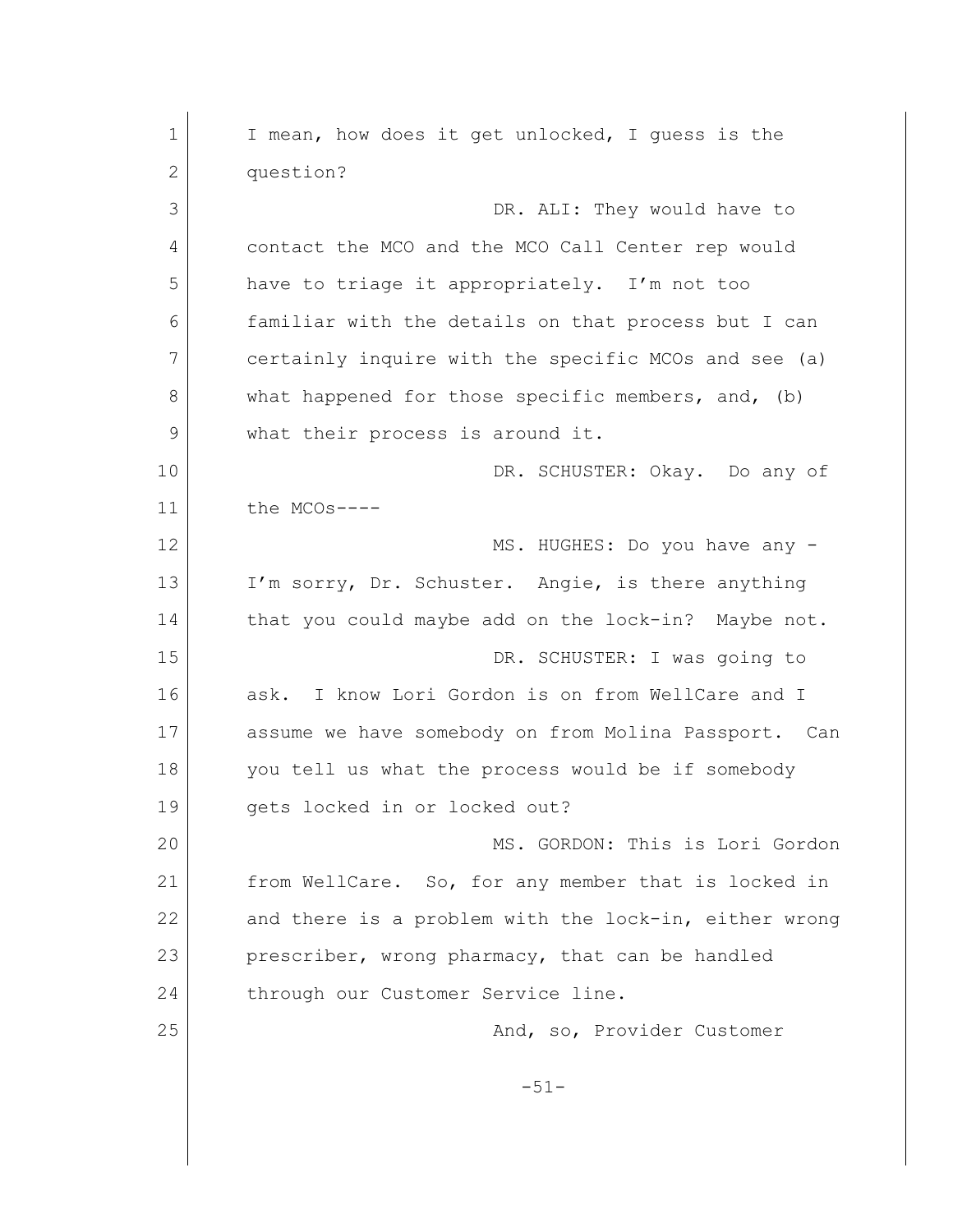I mean, how does it get unlocked, I guess is the question?

DR. ALI: They would have to contact the MCO and the MCO Call Center rep would have to triage it appropriately. I'm not too familiar with the details on that process but I can certainly inquire with the specific MCOs and see (a) what happened for those specific members, and, (b) what their process is around it.

DR. SCHUSTER: Okay. Do any of the MCOs----

MS. HUGHES: Do you have any - I'm sorry, Dr. Schuster. Angie, is there anything that you could maybe add on the lock-in? Maybe not.

DR. SCHUSTER: I was going to ask. I know Lori Gordon is on from WellCare and I assume we have somebody on from Molina Passport. Can you tell us what the process would be if somebody gets locked in or locked out?

MS. GORDON: This is Lori Gordon from WellCare. So, for any member that is locked in and there is a problem with the lock-in, either wrong prescriber, wrong pharmacy, that can be handled through our Customer Service line.

And, so, Provider Customer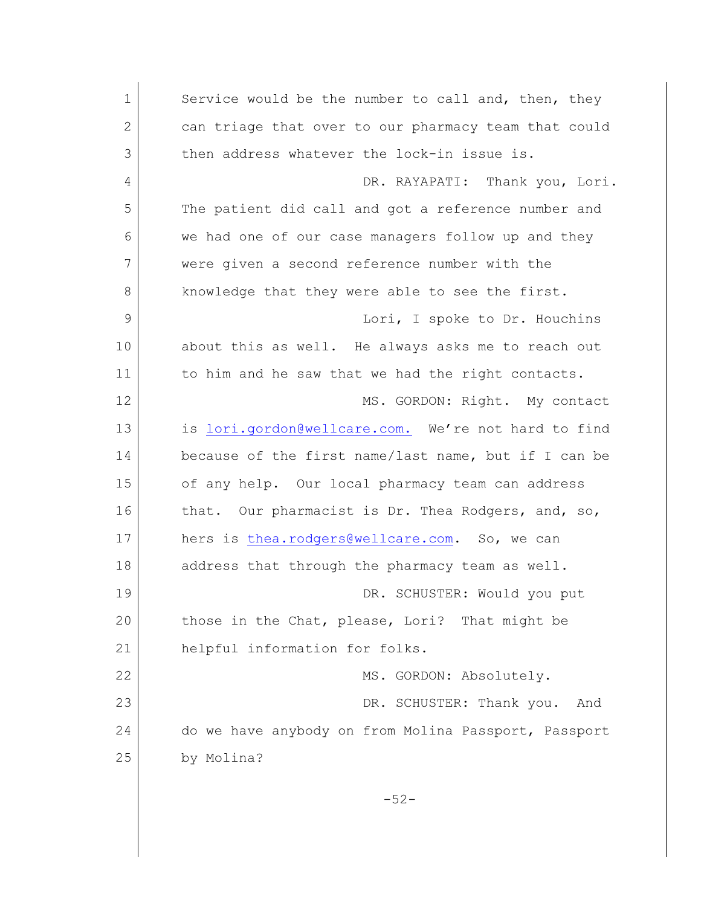Service would be the number to call and, then, they can triage that over to our pharmacy team that could then address whatever the lock-in issue is.

DR. RAYAPATI: Thank you, Lori. The patient did call and got a reference number and we had one of our case managers follow up and they were given a second reference number with the knowledge that they were able to see the first.

Lori, I spoke to Dr. Houchins about this as well. He always asks me to reach out to him and he saw that we had the right contacts.

MS. GORDON: Right. My contact is lori.gordon@wellcare.com. We're not hard to find because of the first name/last name, but if I can be of any help. Our local pharmacy team can address that. Our pharmacist is Dr. Thea Rodgers, and, so, hers is thea.rodgers@wellcare.com. So, we can address that through the pharmacy team as well.

DR. SCHUSTER: Would you put those in the Chat, please, Lori? That might be helpful information for folks.

MS. GORDON: Absolutely.

DR. SCHUSTER: Thank you. And do we have anybody on from Molina Passport, Passport by Molina?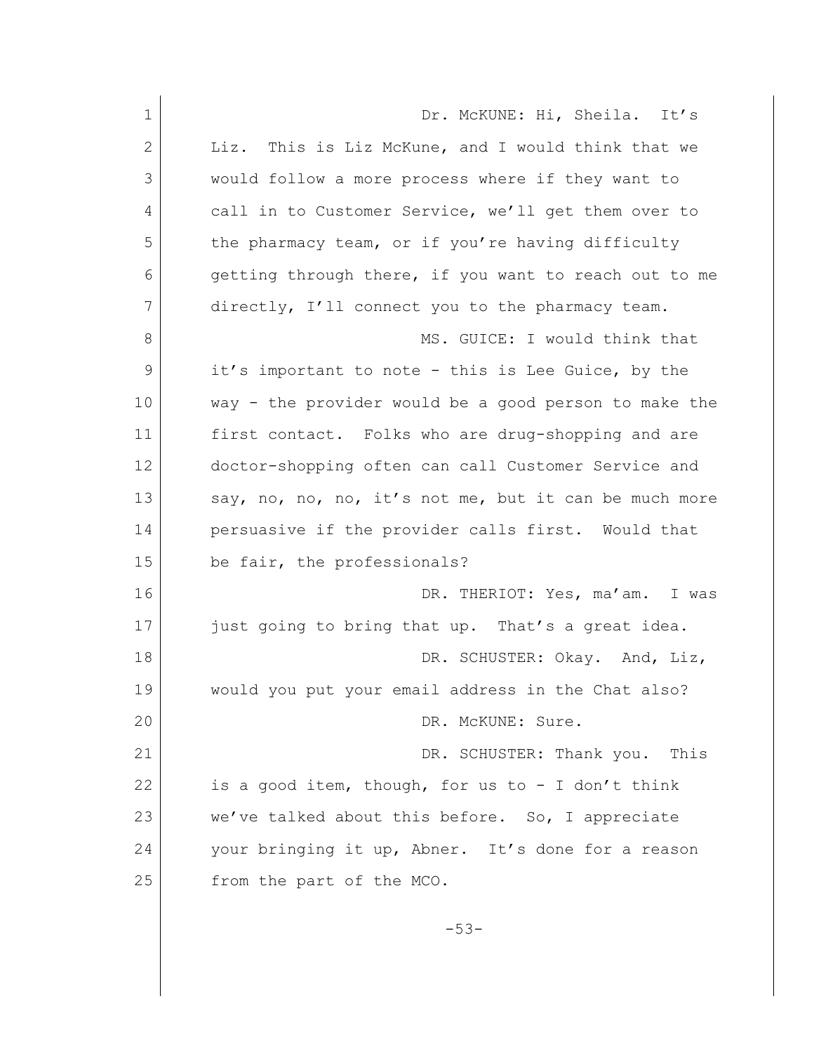Dr. McKUNE: Hi, Sheila. It's Liz. This is Liz McKune, and I would think that we would follow a more process where if they want to call in to Customer Service, we'll get them over to the pharmacy team, or if you're having difficulty getting through there, if you want to reach out to me directly, I'll connect you to the pharmacy team.

MS. GUICE: I would think that it's important to note - this is Lee Guice, by the way - the provider would be a good person to make the first contact. Folks who are drug-shopping and are doctor-shopping often can call Customer Service and say, no, no, no, it's not me, but it can be much more persuasive if the provider calls first. Would that be fair, the professionals?

DR. THERIOT: Yes, ma'am. I was just going to bring that up. That's a great idea.

DR. SCHUSTER: Okay. And, Liz, would you put your email address in the Chat also?

DR. McKUNE: Sure.

DR. SCHUSTER: Thank you. This is a good item, though, for us to - I don't think we've talked about this before. So, I appreciate your bringing it up, Abner. It's done for a reason from the part of the MCO.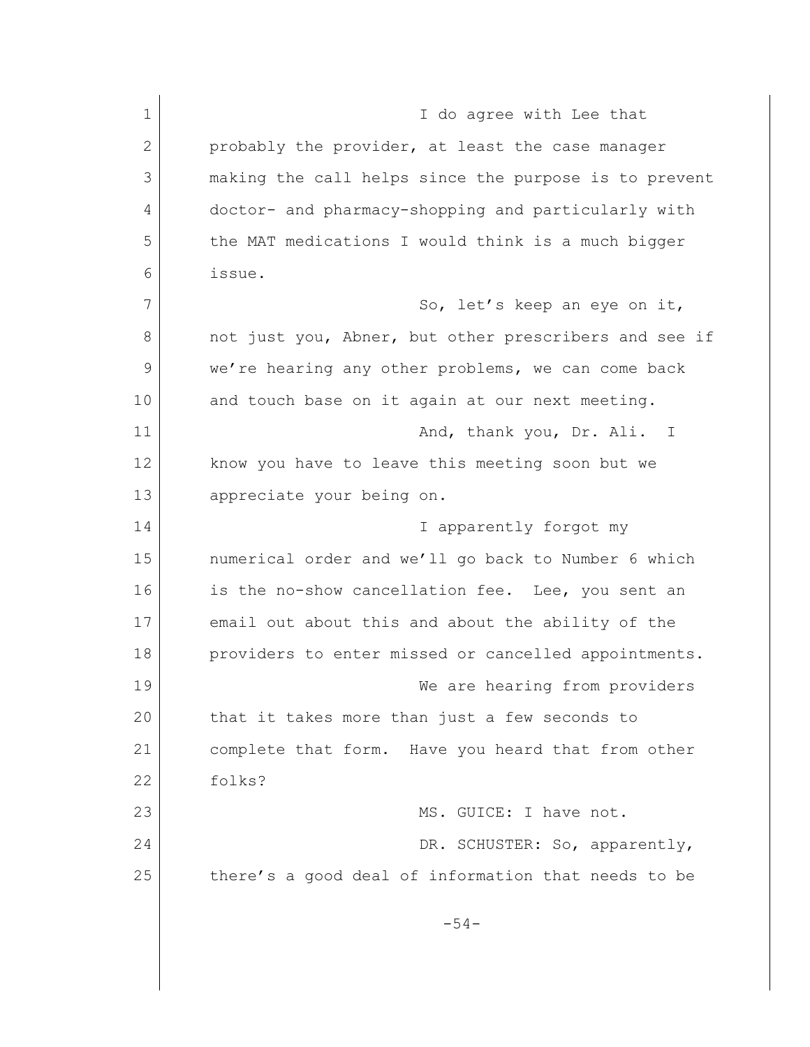I do agree with Lee that probably the provider, at least the case manager making the call helps since the purpose is to prevent doctor- and pharmacy-shopping and particularly with the MAT medications I would think is a much bigger issue.

So, let's keep an eye on it, not just you, Abner, but other prescribers and see if we're hearing any other problems, we can come back and touch base on it again at our next meeting.

And, thank you, Dr. Ali. I know you have to leave this meeting soon but we appreciate your being on.

I apparently forgot my numerical order and we'll go back to Number 6 which is the no-show cancellation fee. Lee, you sent an email out about this and about the ability of the providers to enter missed or cancelled appointments.

We are hearing from providers that it takes more than just a few seconds to complete that form. Have you heard that from other folks?

MS. GUICE: I have not.

DR. SCHUSTER: So, apparently, there's a good deal of information that needs to be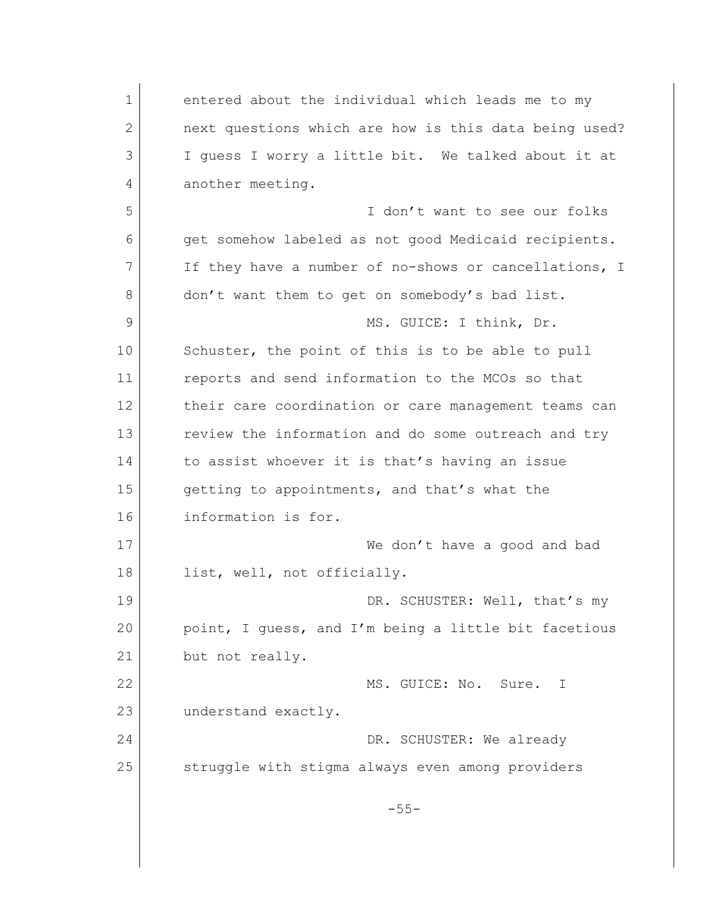entered about the individual which leads me to my next questions which are how is this data being used? I guess I worry a little bit. We talked about it at another meeting.

I don't want to see our folks get somehow labeled as not good Medicaid recipients. If they have a number of no-shows or cancellations, I don't want them to get on somebody's bad list.

MS. GUICE: I think, Dr. Schuster, the point of this is to be able to pull reports and send information to the MCOs so that their care coordination or care management teams can review the information and do some outreach and try to assist whoever it is that's having an issue getting to appointments, and that's what the information is for.

We don't have a good and bad list, well, not officially.

DR. SCHUSTER: Well, that's my point, I guess, and I'm being a little bit facetious but not really.

MS. GUICE: No. Sure. I understand exactly.

DR. SCHUSTER: We already struggle with stigma always even among providers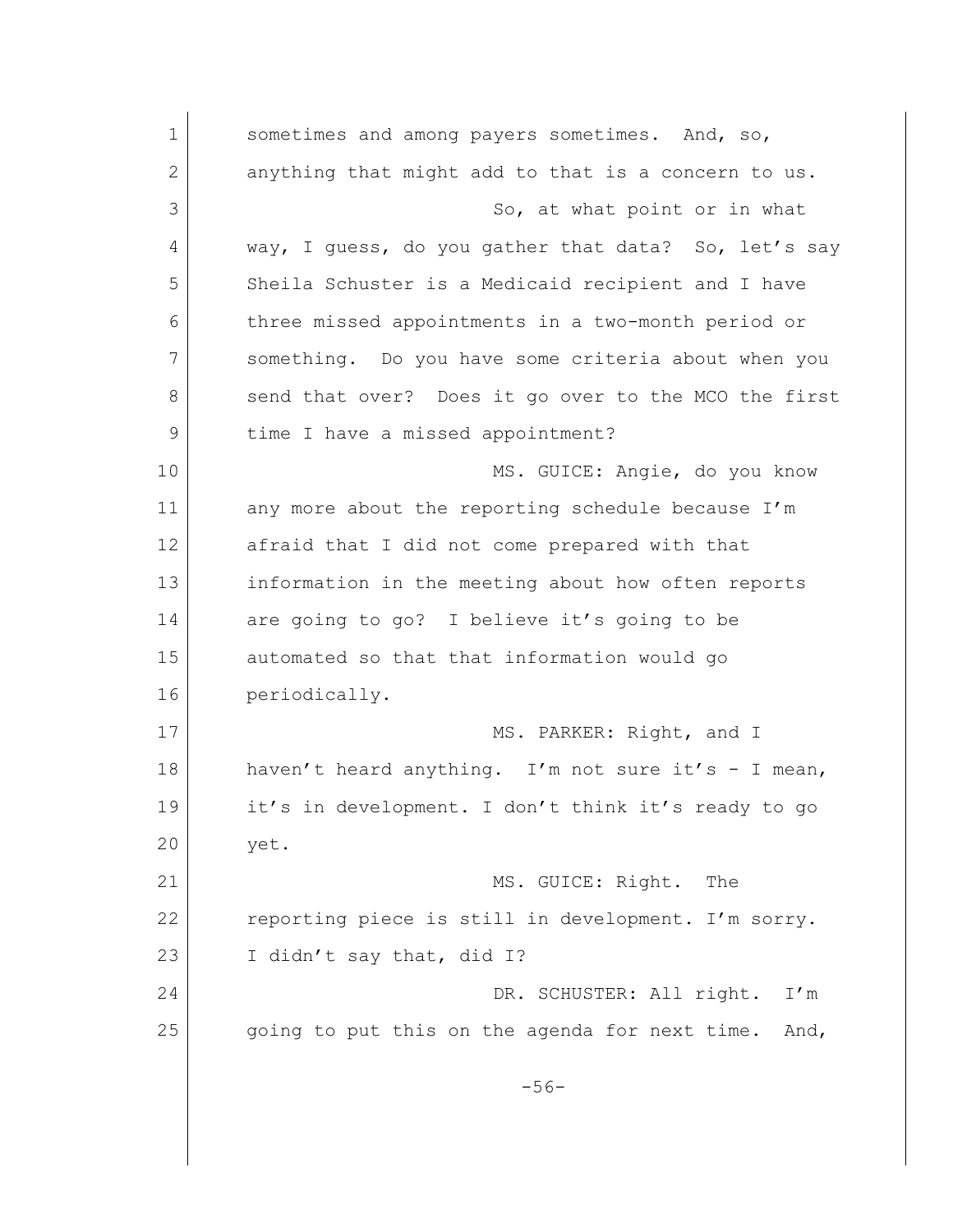sometimes and among payers sometimes. And, so, anything that might add to that is a concern to us.

So, at what point or in what way, I guess, do you gather that data? So, let's say Sheila Schuster is a Medicaid recipient and I have three missed appointments in a two-month period or something. Do you have some criteria about when you send that over? Does it go over to the MCO the first time I have a missed appointment?

MS. GUICE: Angie, do you know any more about the reporting schedule because I'm afraid that I did not come prepared with that information in the meeting about how often reports are going to go? I believe it's going to be automated so that that information would go periodically.

MS. PARKER: Right, and I haven't heard anything. I'm not sure it's - I mean, it's in development. I don't think it's ready to go yet.

MS. GUICE: Right. The reporting piece is still in development. I'm sorry. I didn't say that, did I?

DR. SCHUSTER: All right. I'm going to put this on the agenda for next time. And,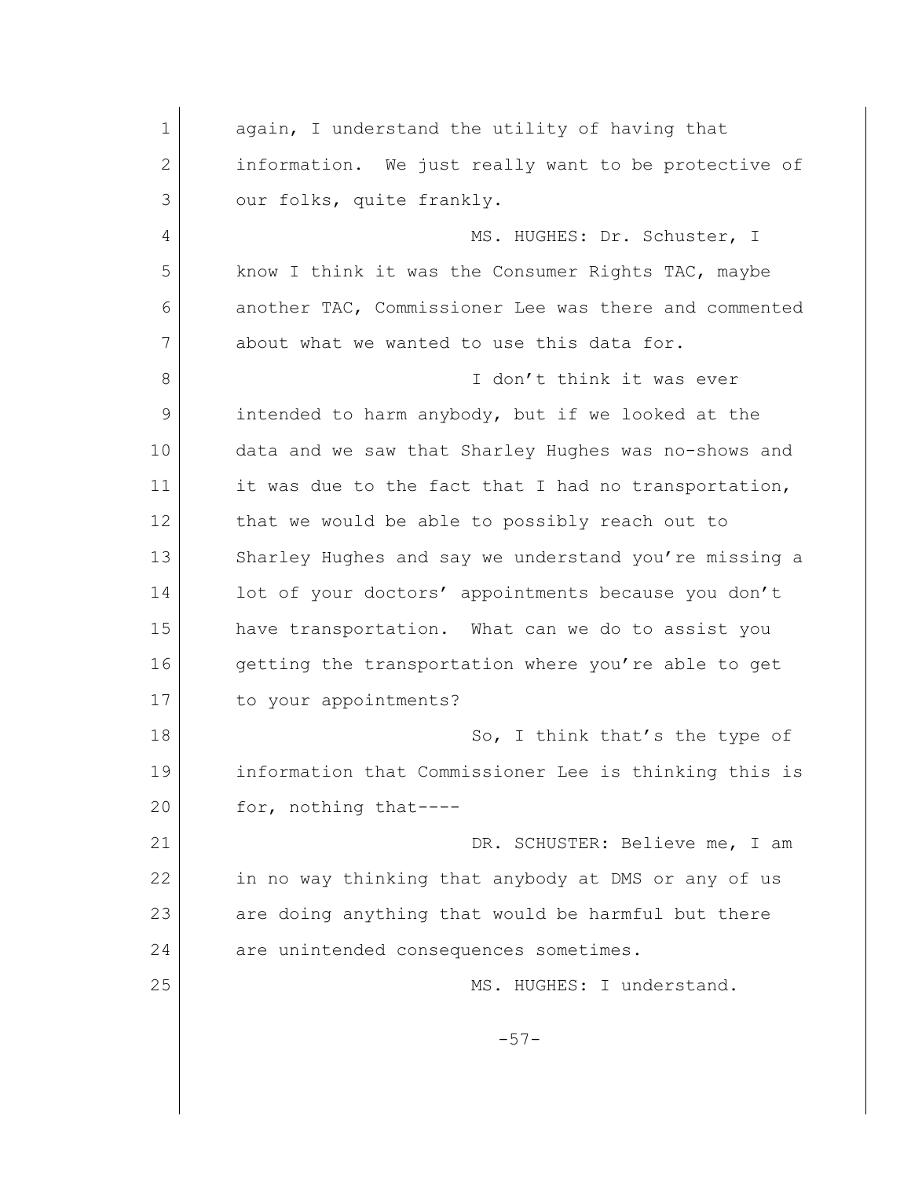again, I understand the utility of having that information. We just really want to be protective of our folks, quite frankly.

MS. HUGHES: Dr. Schuster, I know I think it was the Consumer Rights TAC, maybe another TAC, Commissioner Lee was there and commented about what we wanted to use this data for.

I don't think it was ever intended to harm anybody, but if we looked at the data and we saw that Sharley Hughes was no-shows and it was due to the fact that I had no transportation, that we would be able to possibly reach out to Sharley Hughes and say we understand you're missing a lot of your doctors' appointments because you don't have transportation. What can we do to assist you getting the transportation where you're able to get to your appointments?

So, I think that's the type of information that Commissioner Lee is thinking this is for, nothing that----

DR. SCHUSTER: Believe me, I am in no way thinking that anybody at DMS or any of us are doing anything that would be harmful but there are unintended consequences sometimes.

MS. HUGHES: I understand.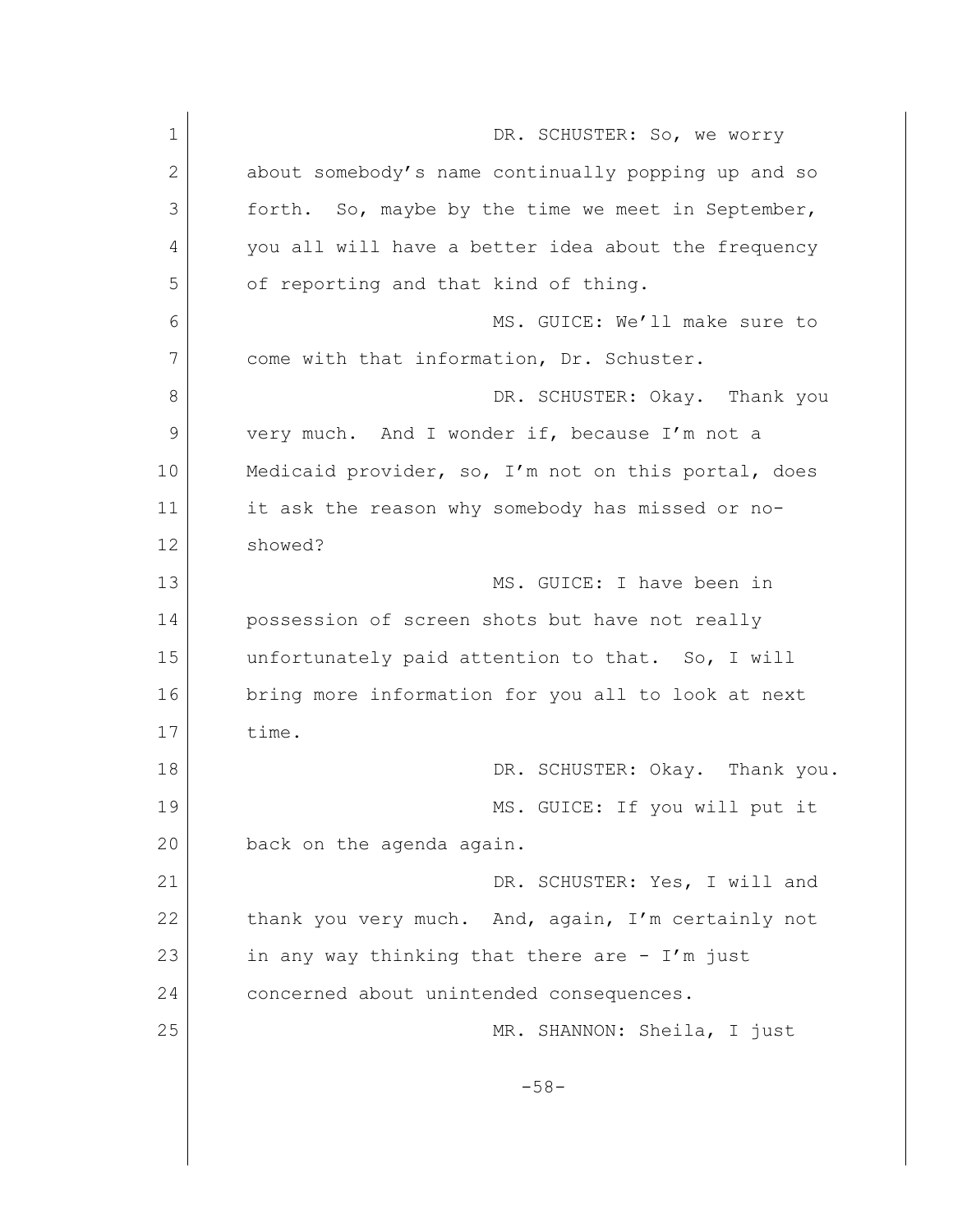DR. SCHUSTER: So, we worry about somebody's name continually popping up and so forth. So, maybe by the time we meet in September, you all will have a better idea about the frequency of reporting and that kind of thing.

MS. GUICE: We'll make sure to come with that information, Dr. Schuster.

DR. SCHUSTER: Okay. Thank you very much. And I wonder if, because I'm not a Medicaid provider, so, I'm not on this portal, does it ask the reason why somebody has missed or no-showed?

MS. GUICE: I have been in possession of screen shots but have not really unfortunately paid attention to that. So, I will bring more information for you all to look at next time.

DR. SCHUSTER: Okay. Thank you.

MS. GUICE: If you will put it back on the agenda again.

DR. SCHUSTER: Yes, I will and thank you very much. And, again, I'm certainly not in any way thinking that there are - I'm just concerned about unintended consequences.

MR. SHANNON: Sheila, I just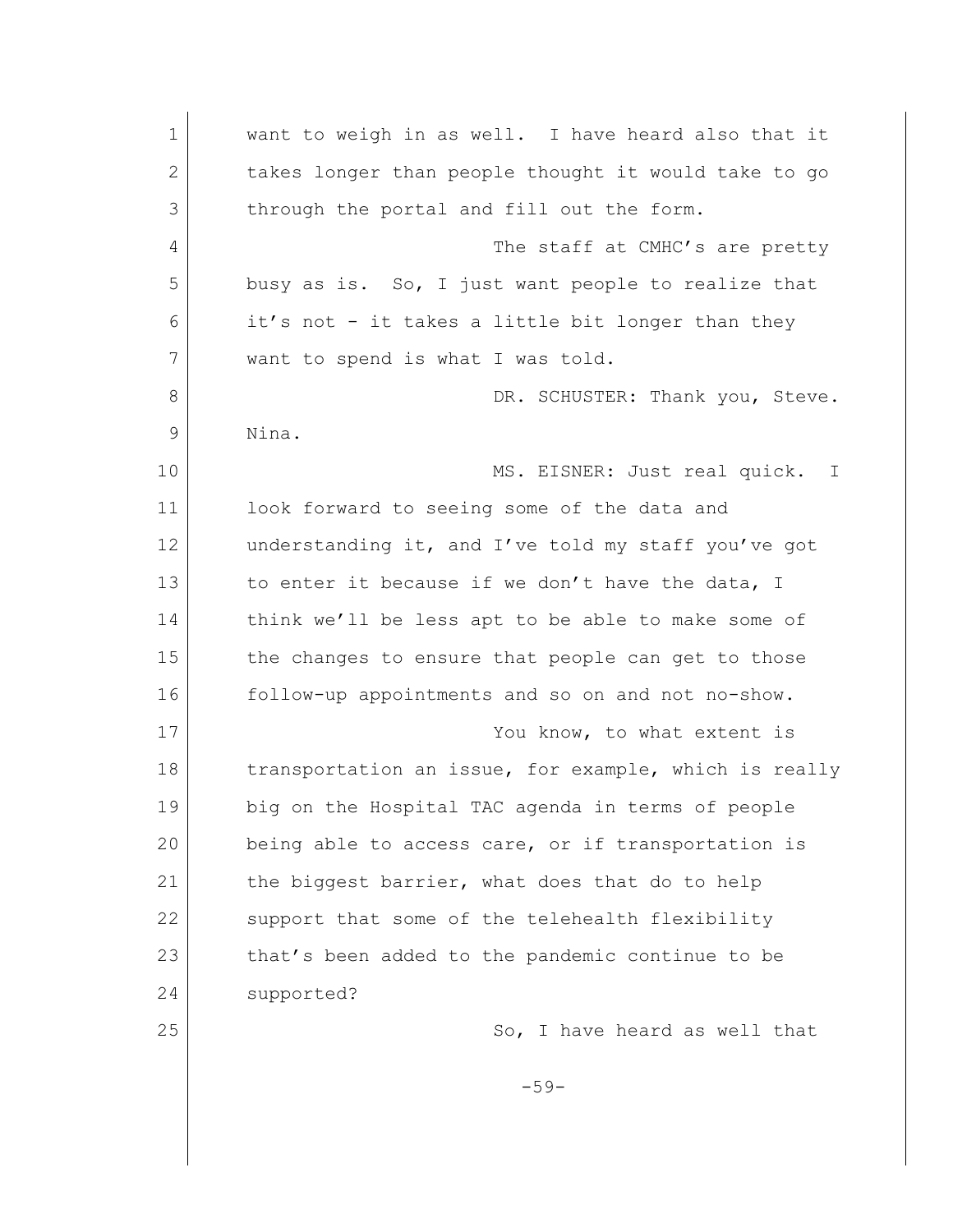want to weigh in as well. I have heard also that it takes longer than people thought it would take to go through the portal and fill out the form.

The staff at CMHC's are pretty busy as is. So, I just want people to realize that it's not - it takes a little bit longer than they want to spend is what I was told.

DR. SCHUSTER: Thank you, Steve. Nina.

MS. EISNER: Just real quick. I look forward to seeing some of the data and understanding it, and I've told my staff you've got to enter it because if we don't have the data, I think we'll be less apt to be able to make some of the changes to ensure that people can get to those follow-up appointments and so on and not no-show.

You know, to what extent is transportation an issue, for example, which is really big on the Hospital TAC agenda in terms of people being able to access care, or if transportation is the biggest barrier, what does that do to help support that some of the telehealth flexibility that's been added to the pandemic continue to be supported?

So, I have heard as well that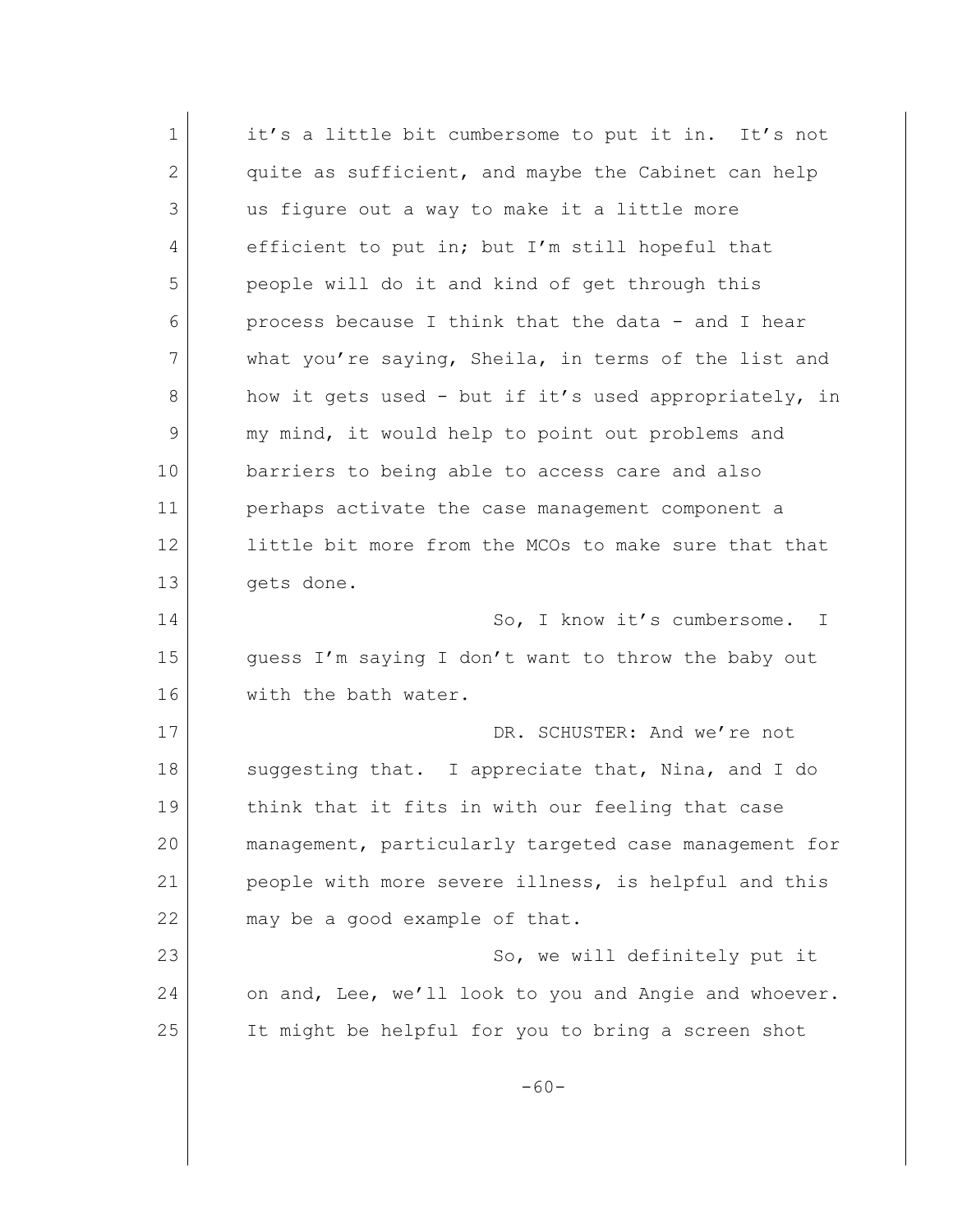it's a little bit cumbersome to put it in. It's not quite as sufficient, and maybe the Cabinet can help us figure out a way to make it a little more efficient to put in; but I'm still hopeful that people will do it and kind of get through this process because I think that the data - and I hear what you're saying, Sheila, in terms of the list and how it gets used - but if it's used appropriately, in my mind, it would help to point out problems and barriers to being able to access care and also perhaps activate the case management component a little bit more from the MCOs to make sure that that gets done.

So, I know it's cumbersome. I guess I'm saying I don't want to throw the baby out with the bath water.

DR. SCHUSTER: And we're not suggesting that. I appreciate that, Nina, and I do think that it fits in with our feeling that case management, particularly targeted case management for people with more severe illness, is helpful and this may be a good example of that.

So, we will definitely put it on and, Lee, we'll look to you and Angie and whoever. It might be helpful for you to bring a screen shot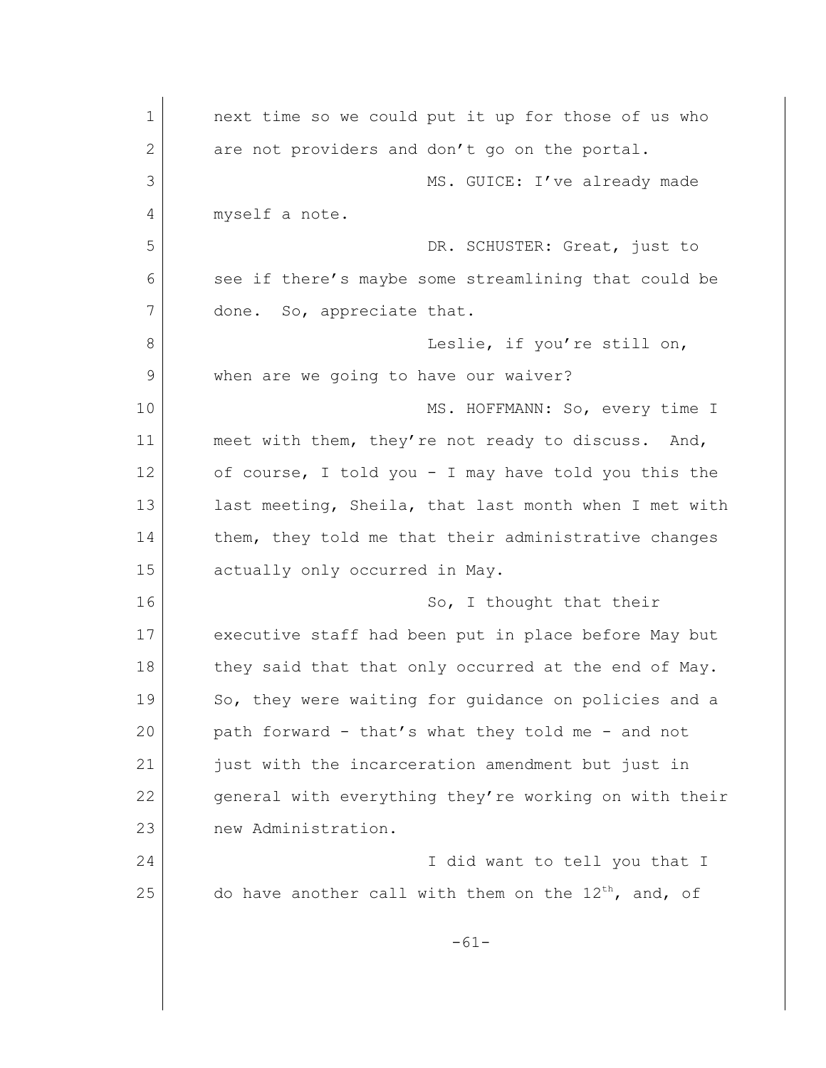next time so we could put it up for those of us who are not providers and don't go on the portal.

MS. GUICE: I've already made myself a note.

DR. SCHUSTER: Great, just to see if there's maybe some streamlining that could be done. So, appreciate that.

Leslie, if you're still on, when are we going to have our waiver?

MS. HOFFMANN: So, every time I meet with them, they're not ready to discuss. And, of course, I told you - I may have told you this the last meeting, Sheila, that last month when I met with them, they told me that their administrative changes actually only occurred in May.

So, I thought that their executive staff had been put in place before May but they said that that only occurred at the end of May. So, they were waiting for guidance on policies and a path forward - that's what they told me - and not just with the incarceration amendment but just in general with everything they're working on with their new Administration.

I did want to tell you that I do have another call with them on the 12th, and, of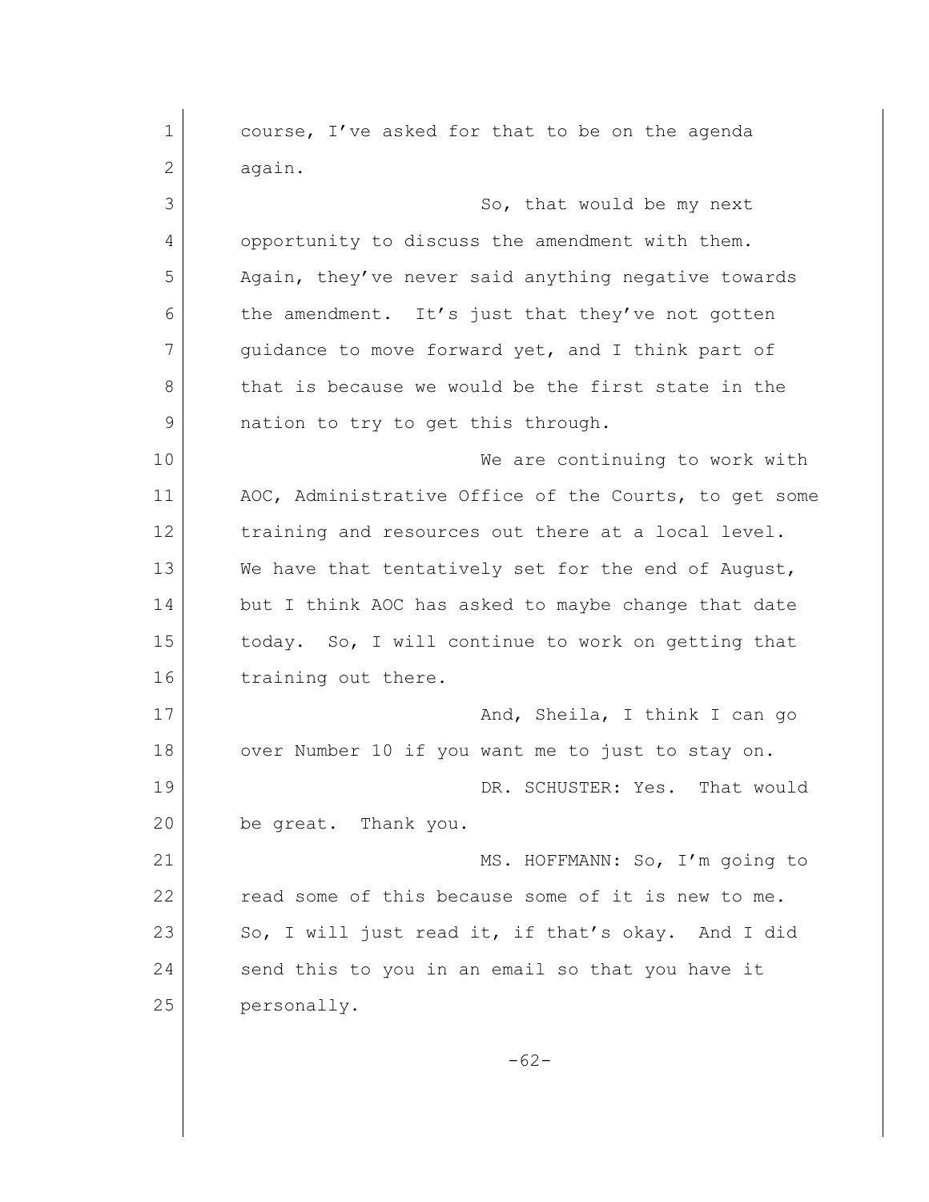course, I've asked for that to be on the agenda again.

So, that would be my next opportunity to discuss the amendment with them. Again, they've never said anything negative towards the amendment. It's just that they've not gotten guidance to move forward yet, and I think part of that is because we would be the first state in the nation to try to get this through.

We are continuing to work with AOC, Administrative Office of the Courts, to get some training and resources out there at a local level. We have that tentatively set for the end of August, but I think AOC has asked to maybe change that date today. So, I will continue to work on getting that training out there.

And, Sheila, I think I can go over Number 10 if you want me to just to stay on.

DR. SCHUSTER: Yes. That would be great. Thank you.

MS. HOFFMANN: So, I'm going to read some of this because some of it is new to me. So, I will just read it, if that's okay. And I did send this to you in an email so that you have it personally.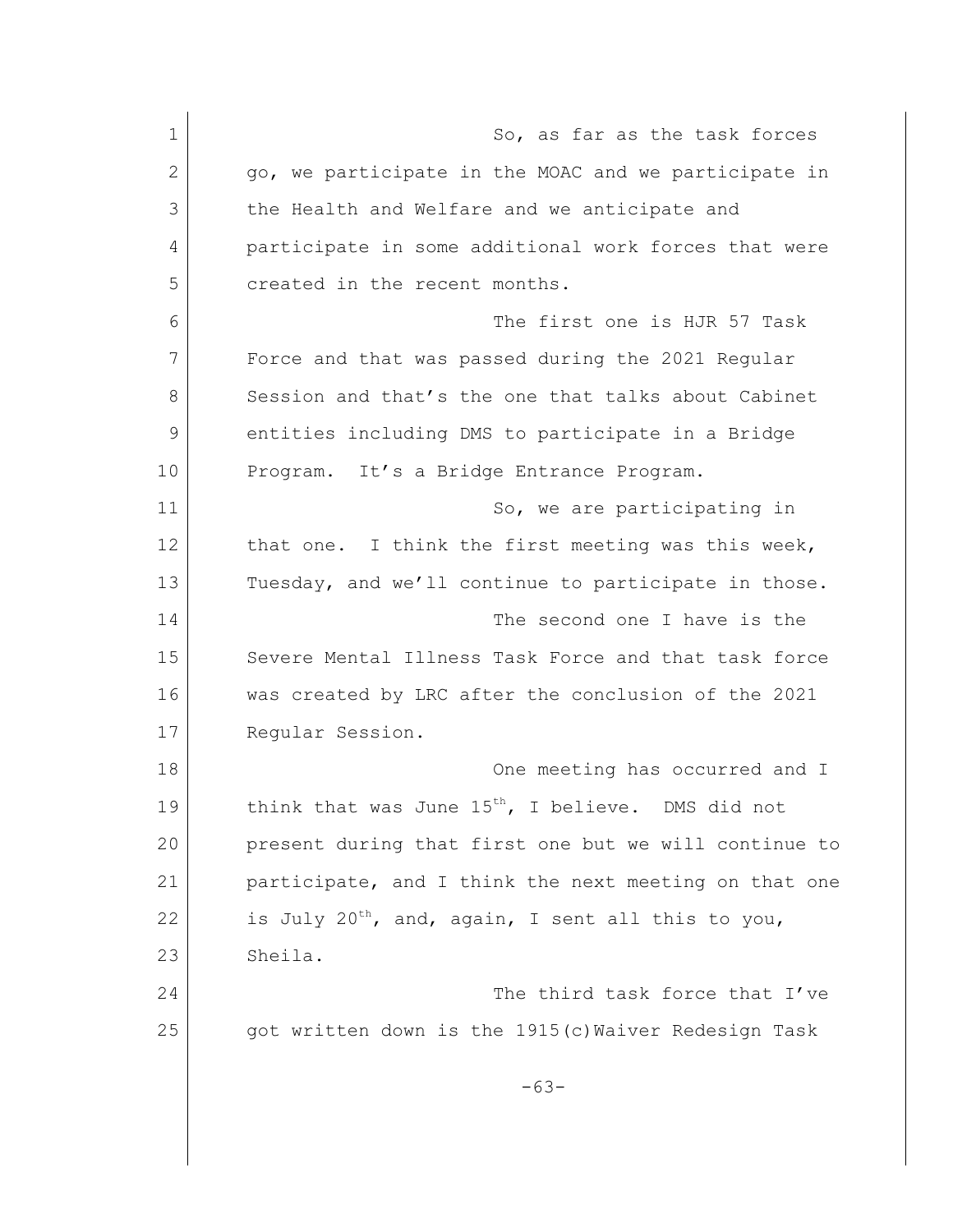So, as far as the task forces go, we participate in the MOAC and we participate in the Health and Welfare and we anticipate and participate in some additional work forces that were created in the recent months.

The first one is HJR 57 Task Force and that was passed during the 2021 Regular Session and that's the one that talks about Cabinet entities including DMS to participate in a Bridge Program. It's a Bridge Entrance Program.

So, we are participating in that one. I think the first meeting was this week, Tuesday, and we'll continue to participate in those.

The second one I have is the Severe Mental Illness Task Force and that task force was created by LRC after the conclusion of the 2021 Regular Session.

One meeting has occurred and I think that was June 15th, I believe. DMS did not present during that first one but we will continue to participate, and I think the next meeting on that one is July 20th, and, again, I sent all this to you, Sheila.

The third task force that I've got written down is the 1915(c)Waiver Redesign Task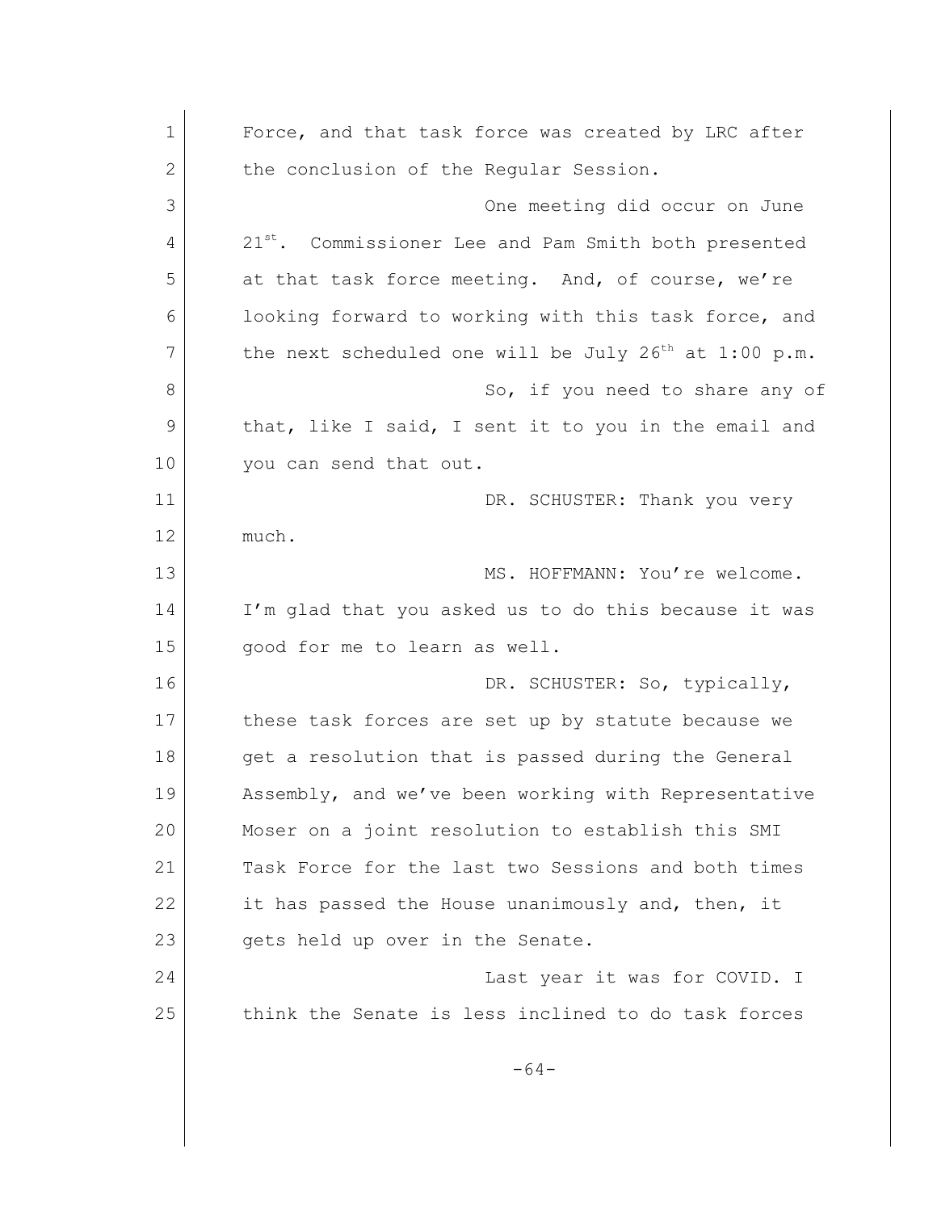Force, and that task force was created by LRC after the conclusion of the Regular Session.

One meeting did occur on June 21st. Commissioner Lee and Pam Smith both presented at that task force meeting. And, of course, we're looking forward to working with this task force, and the next scheduled one will be July 26th at 1:00 p.m.

So, if you need to share any of that, like I said, I sent it to you in the email and you can send that out.

DR. SCHUSTER: Thank you very much.

MS. HOFFMANN: You're welcome. I'm glad that you asked us to do this because it was good for me to learn as well.

DR. SCHUSTER: So, typically, these task forces are set up by statute because we get a resolution that is passed during the General Assembly, and we've been working with Representative Moser on a joint resolution to establish this SMI Task Force for the last two Sessions and both times it has passed the House unanimously and, then, it gets held up over in the Senate.

Last year it was for COVID. I think the Senate is less inclined to do task forces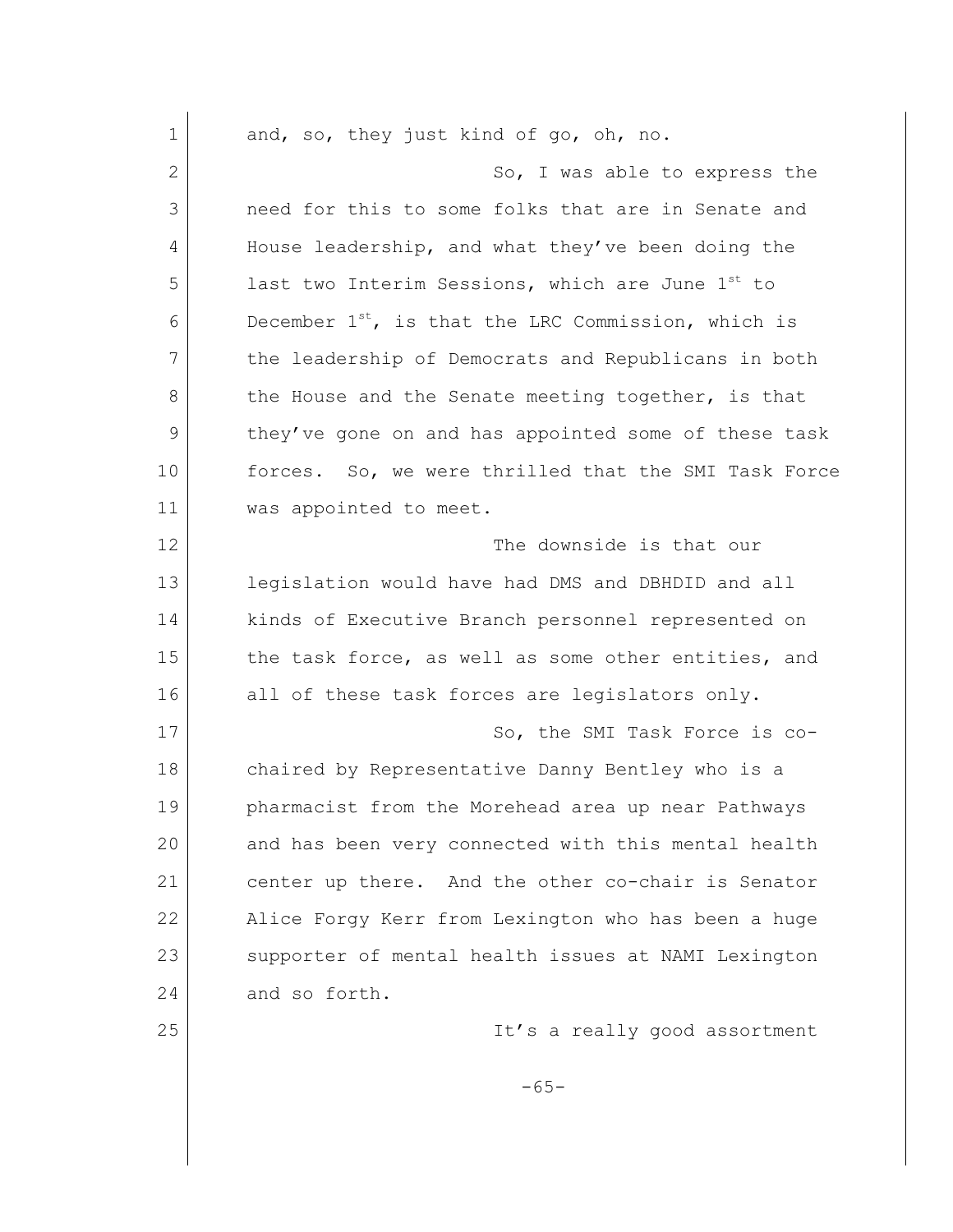and, so, they just kind of go, oh, no.

So, I was able to express the need for this to some folks that are in Senate and House leadership, and what they've been doing the last two Interim Sessions, which are June 1st to December 1st, is that the LRC Commission, which is the leadership of Democrats and Republicans in both the House and the Senate meeting together, is that they've gone on and has appointed some of these task forces. So, we were thrilled that the SMI Task Force was appointed to meet.

The downside is that our legislation would have had DMS and DBHDID and all kinds of Executive Branch personnel represented on the task force, as well as some other entities, and all of these task forces are legislators only.

So, the SMI Task Force is co-chaired by Representative Danny Bentley who is a pharmacist from the Morehead area up near Pathways and has been very connected with this mental health center up there. And the other co-chair is Senator Alice Forgy Kerr from Lexington who has been a huge supporter of mental health issues at NAMI Lexington and so forth.

It's a really good assortment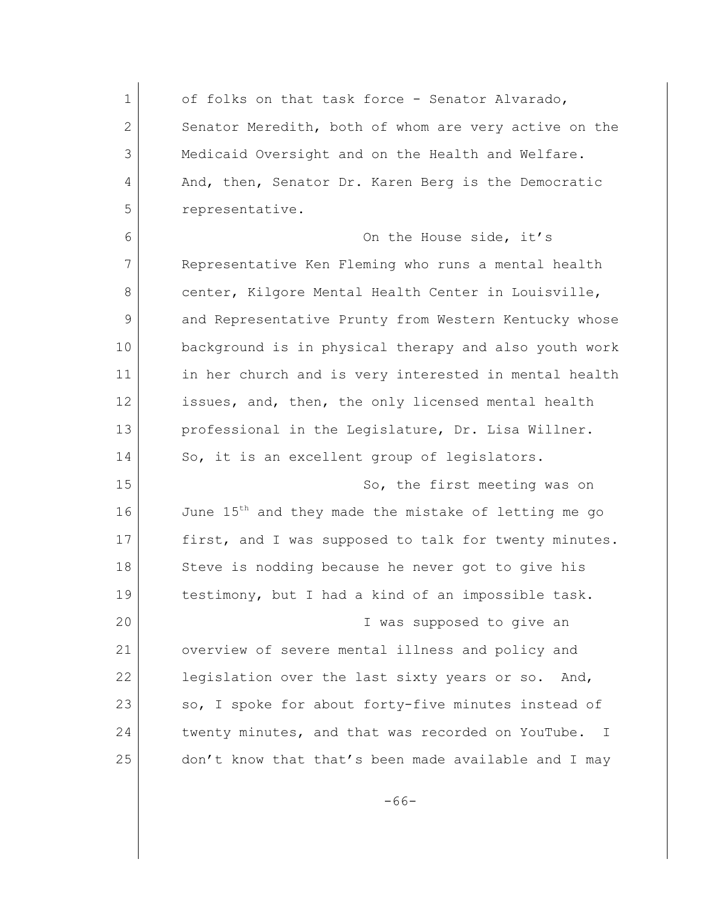of folks on that task force - Senator Alvarado, Senator Meredith, both of whom are very active on the Medicaid Oversight and on the Health and Welfare. And, then, Senator Dr. Karen Berg is the Democratic representative.

On the House side, it's Representative Ken Fleming who runs a mental health center, Kilgore Mental Health Center in Louisville, and Representative Prunty from Western Kentucky whose background is in physical therapy and also youth work in her church and is very interested in mental health issues, and, then, the only licensed mental health professional in the Legislature, Dr. Lisa Willner. So, it is an excellent group of legislators.

So, the first meeting was on June 15th and they made the mistake of letting me go first, and I was supposed to talk for twenty minutes. Steve is nodding because he never got to give his testimony, but I had a kind of an impossible task.

I was supposed to give an overview of severe mental illness and policy and legislation over the last sixty years or so. And, so, I spoke for about forty-five minutes instead of twenty minutes, and that was recorded on YouTube. I don't know that that's been made available and I may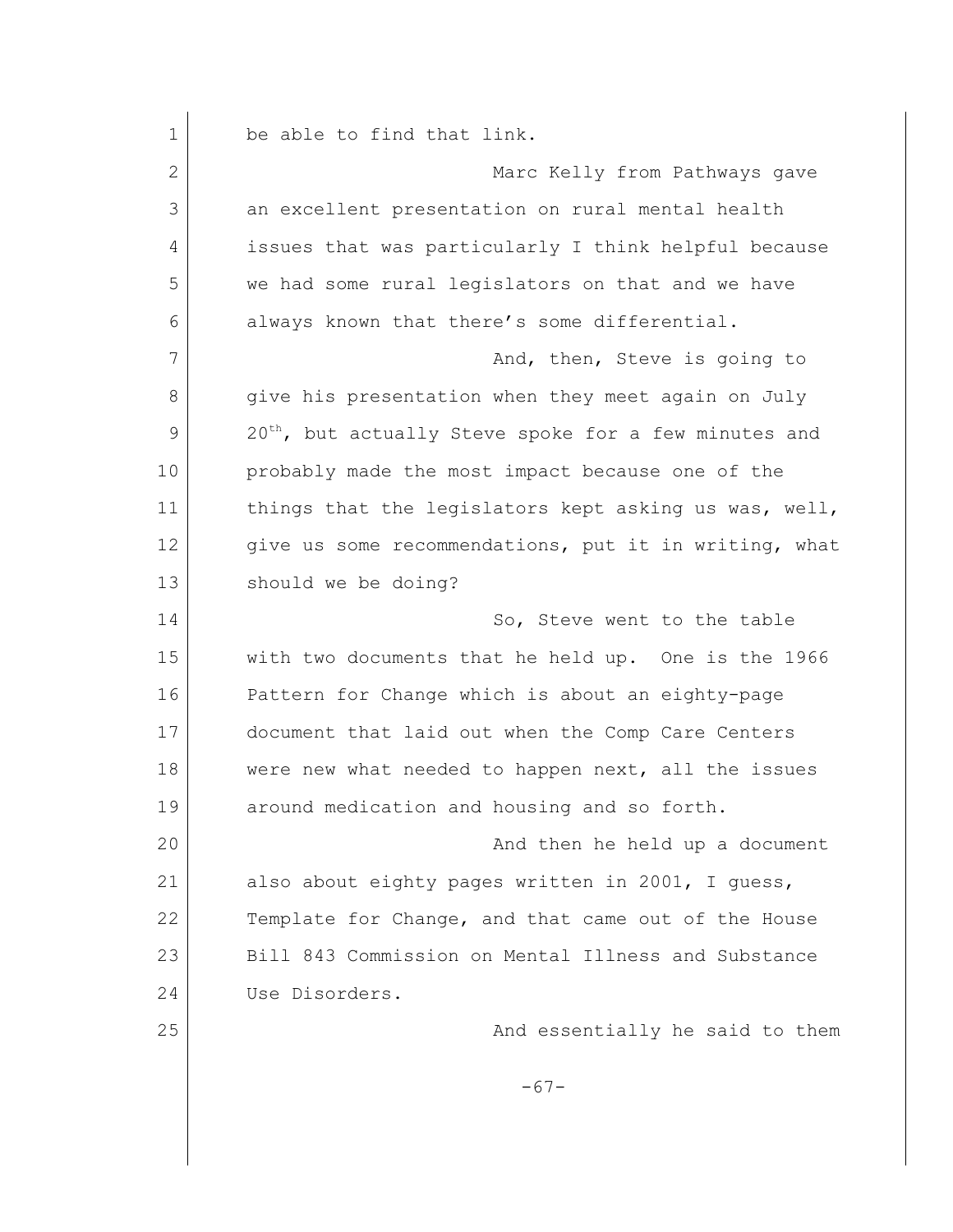be able to find that link.

Marc Kelly from Pathways gave an excellent presentation on rural mental health issues that was particularly I think helpful because we had some rural legislators on that and we have always known that there's some differential.

And, then, Steve is going to give his presentation when they meet again on July 20th, but actually Steve spoke for a few minutes and probably made the most impact because one of the things that the legislators kept asking us was, well, give us some recommendations, put it in writing, what should we be doing?

So, Steve went to the table with two documents that he held up. One is the 1966 Pattern for Change which is about an eighty-page document that laid out when the Comp Care Centers were new what needed to happen next, all the issues around medication and housing and so forth.

And then he held up a document also about eighty pages written in 2001, I guess, Template for Change, and that came out of the House Bill 843 Commission on Mental Illness and Substance Use Disorders.

And essentially he said to them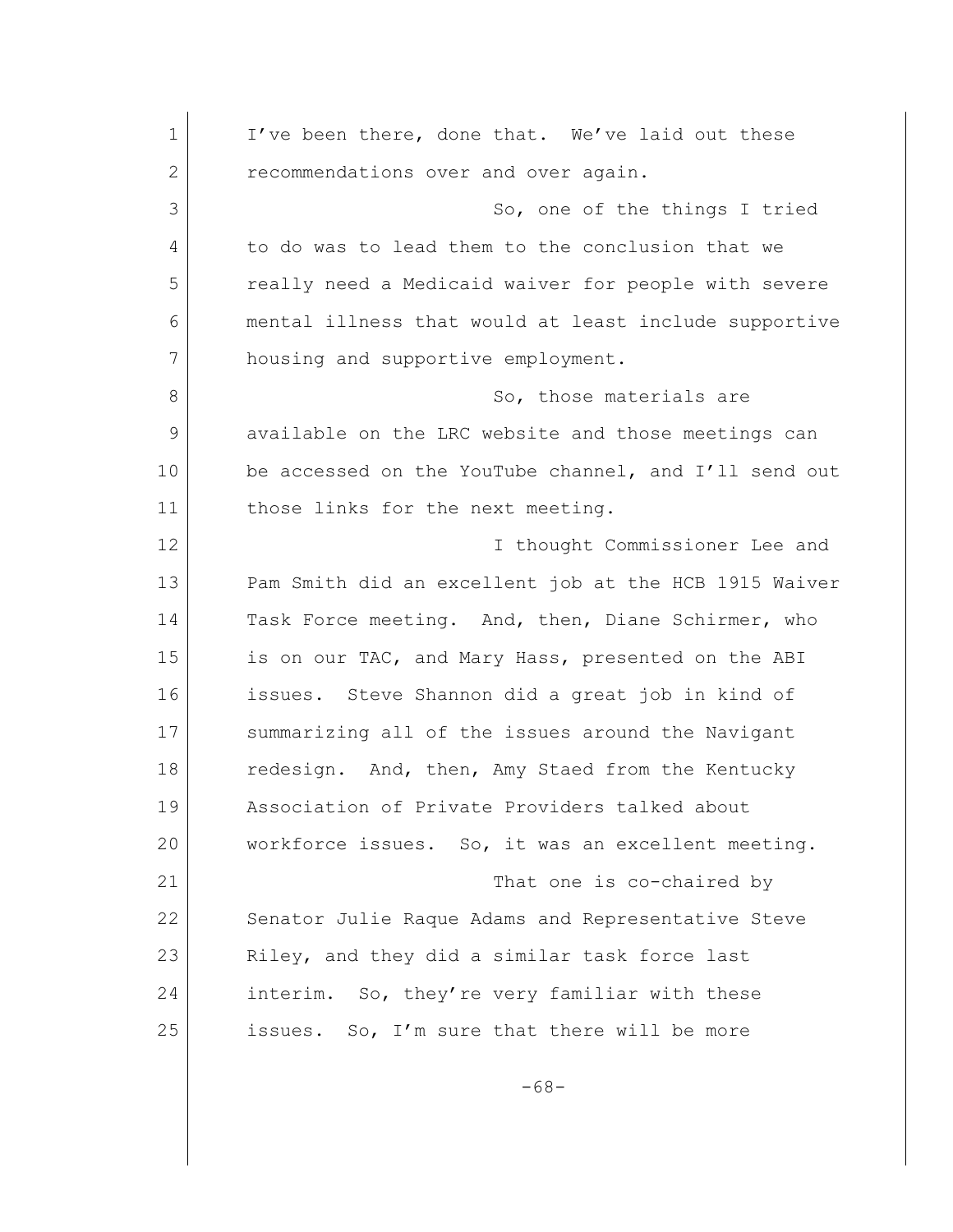I've been there, done that. We've laid out these recommendations over and over again.

So, one of the things I tried to do was to lead them to the conclusion that we really need a Medicaid waiver for people with severe mental illness that would at least include supportive housing and supportive employment.

So, those materials are available on the LRC website and those meetings can be accessed on the YouTube channel, and I'll send out those links for the next meeting.

I thought Commissioner Lee and Pam Smith did an excellent job at the HCB 1915 Waiver Task Force meeting. And, then, Diane Schirmer, who is on our TAC, and Mary Hass, presented on the ABI issues. Steve Shannon did a great job in kind of summarizing all of the issues around the Navigant redesign. And, then, Amy Staed from the Kentucky Association of Private Providers talked about workforce issues. So, it was an excellent meeting.

That one is co-chaired by Senator Julie Raque Adams and Representative Steve Riley, and they did a similar task force last interim. So, they're very familiar with these issues. So, I'm sure that there will be more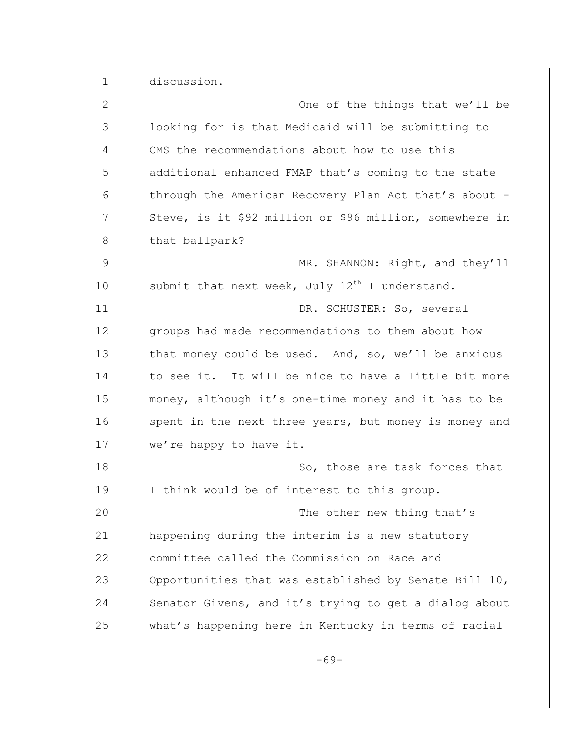discussion.

One of the things that we'll be looking for is that Medicaid will be submitting to CMS the recommendations about how to use this additional enhanced FMAP that's coming to the state through the American Recovery Plan Act that's about - Steve, is it $92 million or $96 million, somewhere in that ballpark?

MR. SHANNON: Right, and they'll submit that next week, July 12th I understand.

DR. SCHUSTER: So, several groups had made recommendations to them about how that money could be used. And, so, we'll be anxious to see it. It will be nice to have a little bit more money, although it's one-time money and it has to be spent in the next three years, but money is money and we're happy to have it.

So, those are task forces that I think would be of interest to this group.

The other new thing that's happening during the interim is a new statutory committee called the Commission on Race and Opportunities that was established by Senate Bill 10, Senator Givens, and it's trying to get a dialog about what's happening here in Kentucky in terms of racial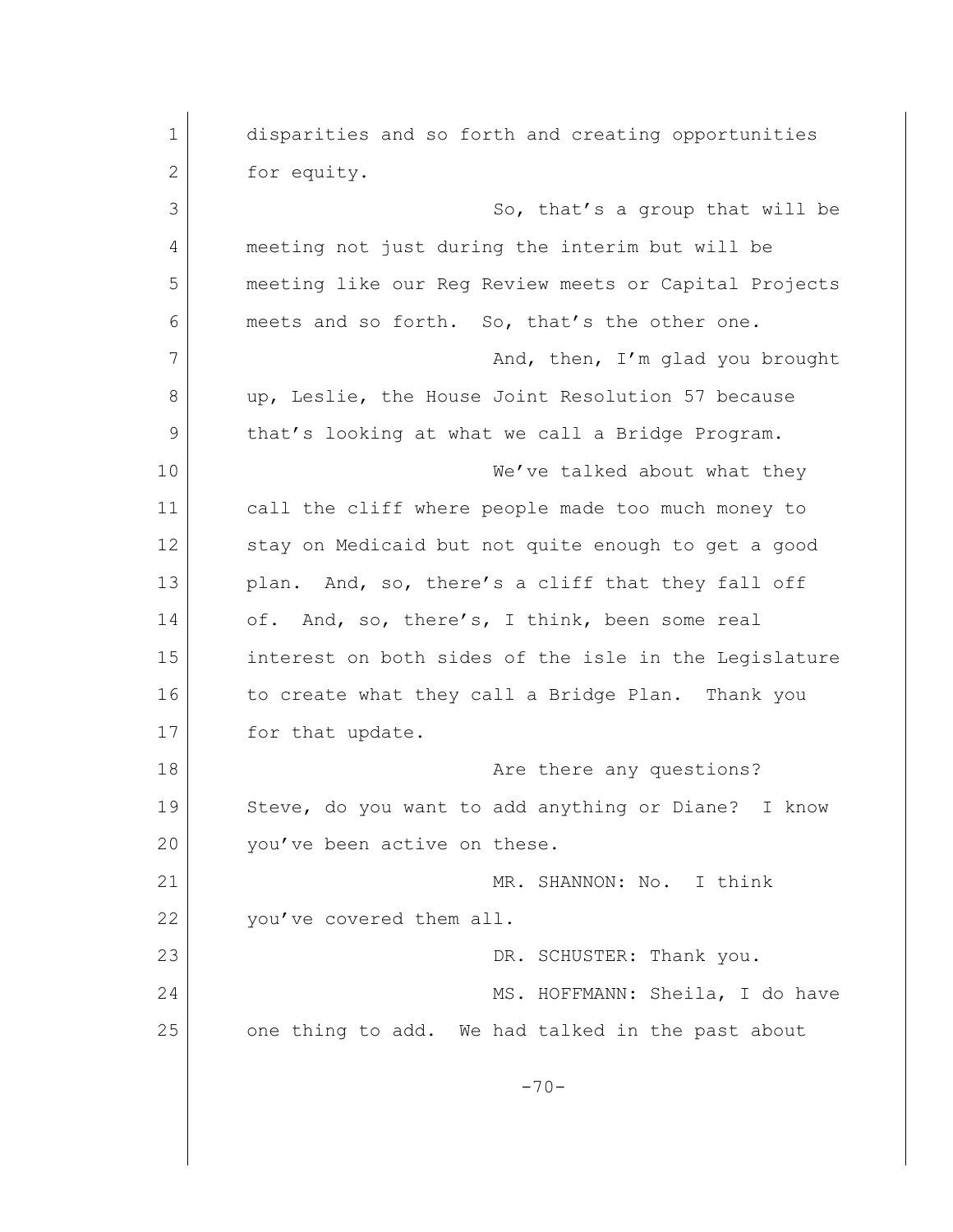disparities and so forth and creating opportunities for equity.

So, that's a group that will be meeting not just during the interim but will be meeting like our Reg Review meets or Capital Projects meets and so forth. So, that's the other one.

And, then, I'm glad you brought up, Leslie, the House Joint Resolution 57 because that's looking at what we call a Bridge Program.

We've talked about what they call the cliff where people made too much money to stay on Medicaid but not quite enough to get a good plan. And, so, there's a cliff that they fall off of. And, so, there's, I think, been some real interest on both sides of the isle in the Legislature to create what they call a Bridge Plan. Thank you for that update.

Are there any questions? Steve, do you want to add anything or Diane? I know you've been active on these.

MR. SHANNON: No. I think you've covered them all.

DR. SCHUSTER: Thank you.

MS. HOFFMANN: Sheila, I do have one thing to add. We had talked in the past about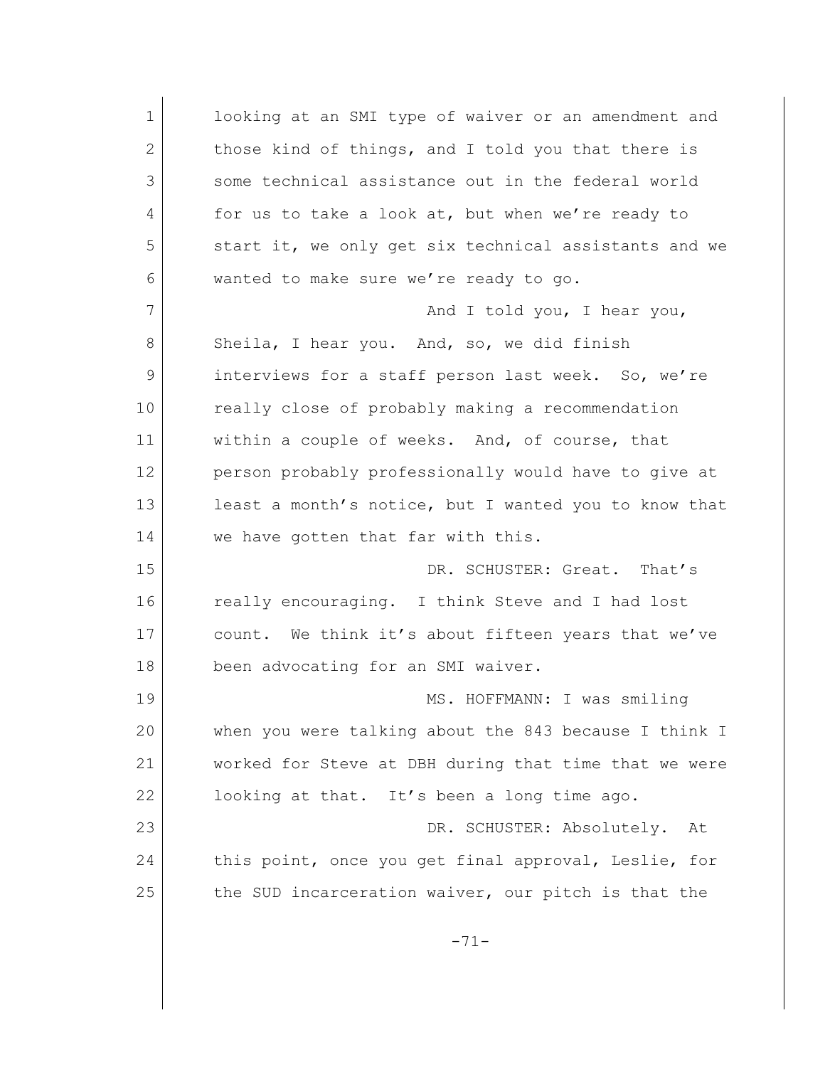looking at an SMI type of waiver or an amendment and those kind of things, and I told you that there is some technical assistance out in the federal world for us to take a look at, but when we're ready to start it, we only get six technical assistants and we wanted to make sure we're ready to go.

And I told you, I hear you, Sheila, I hear you. And, so, we did finish interviews for a staff person last week. So, we're really close of probably making a recommendation within a couple of weeks. And, of course, that person probably professionally would have to give at least a month's notice, but I wanted you to know that we have gotten that far with this.

DR. SCHUSTER: Great. That's really encouraging. I think Steve and I had lost count. We think it's about fifteen years that we've been advocating for an SMI waiver.

MS. HOFFMANN: I was smiling when you were talking about the 843 because I think I worked for Steve at DBH during that time that we were looking at that. It's been a long time ago.

DR. SCHUSTER: Absolutely. At this point, once you get final approval, Leslie, for the SUD incarceration waiver, our pitch is that the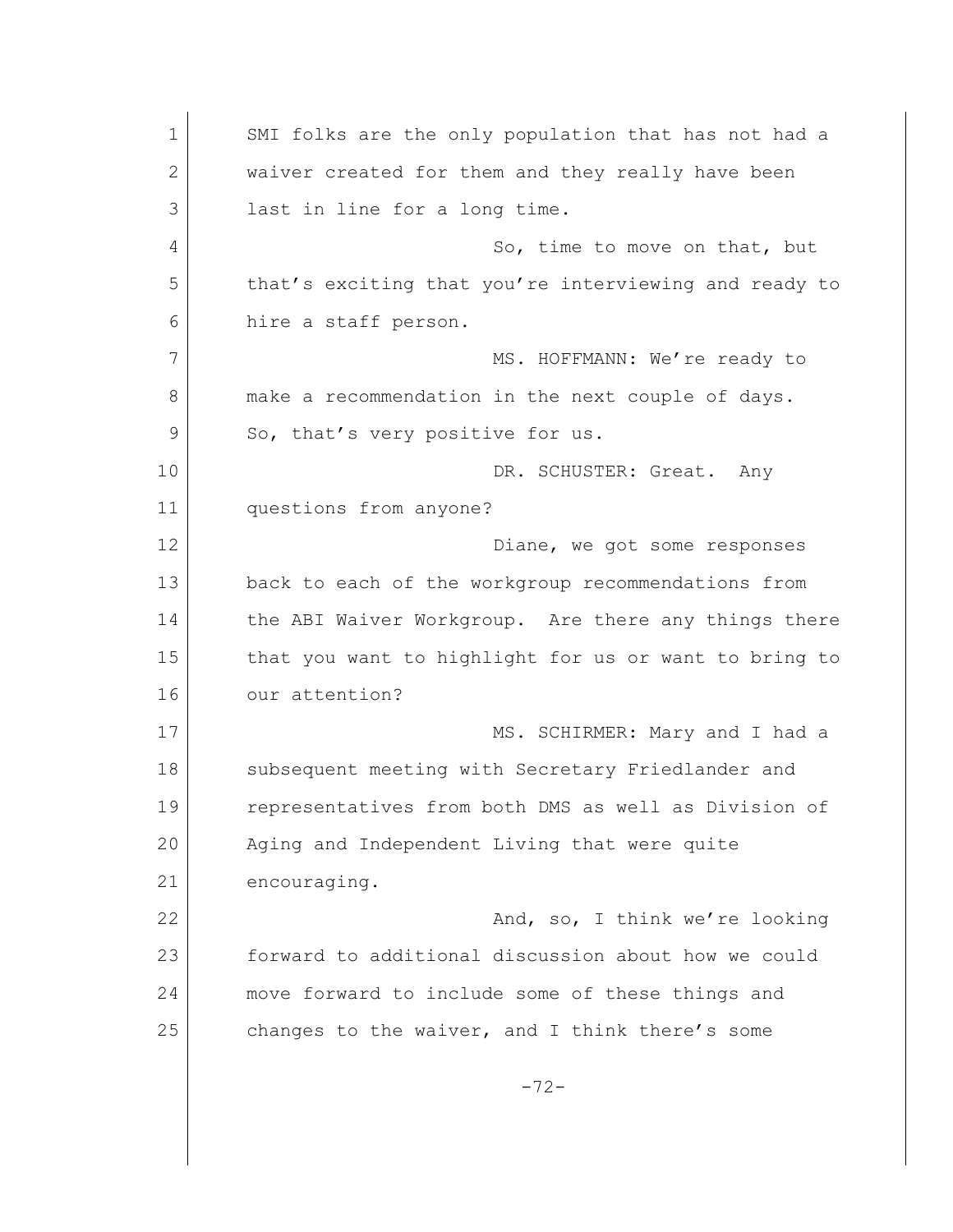SMI folks are the only population that has not had a waiver created for them and they really have been last in line for a long time.

So, time to move on that, but that's exciting that you're interviewing and ready to hire a staff person.

MS. HOFFMANN: We're ready to make a recommendation in the next couple of days. So, that's very positive for us.

DR. SCHUSTER: Great. Any questions from anyone?

Diane, we got some responses back to each of the workgroup recommendations from the ABI Waiver Workgroup. Are there any things there that you want to highlight for us or want to bring to our attention?

MS. SCHIRMER: Mary and I had a subsequent meeting with Secretary Friedlander and representatives from both DMS as well as Division of Aging and Independent Living that were quite encouraging.

And, so, I think we're looking forward to additional discussion about how we could move forward to include some of these things and changes to the waiver, and I think there's some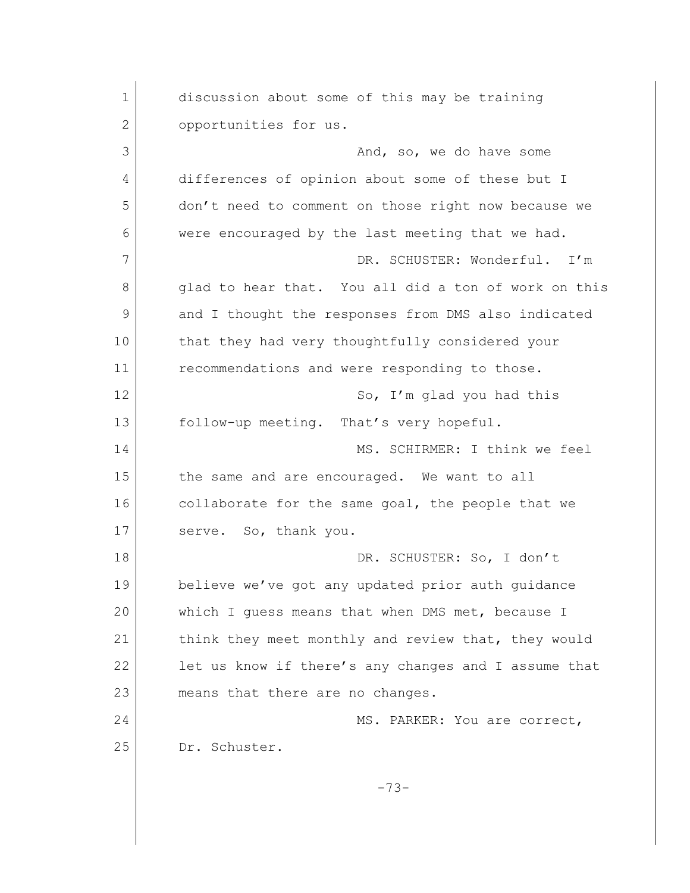discussion about some of this may be training opportunities for us.

And, so, we do have some differences of opinion about some of these but I don't need to comment on those right now because we were encouraged by the last meeting that we had.

DR. SCHUSTER: Wonderful. I'm glad to hear that. You all did a ton of work on this and I thought the responses from DMS also indicated that they had very thoughtfully considered your recommendations and were responding to those.

So, I'm glad you had this follow-up meeting. That's very hopeful.

MS. SCHIRMER: I think we feel the same and are encouraged. We want to all collaborate for the same goal, the people that we serve. So, thank you.

DR. SCHUSTER: So, I don't believe we've got any updated prior auth guidance which I guess means that when DMS met, because I think they meet monthly and review that, they would let us know if there's any changes and I assume that means that there are no changes.

MS. PARKER: You are correct, Dr. Schuster.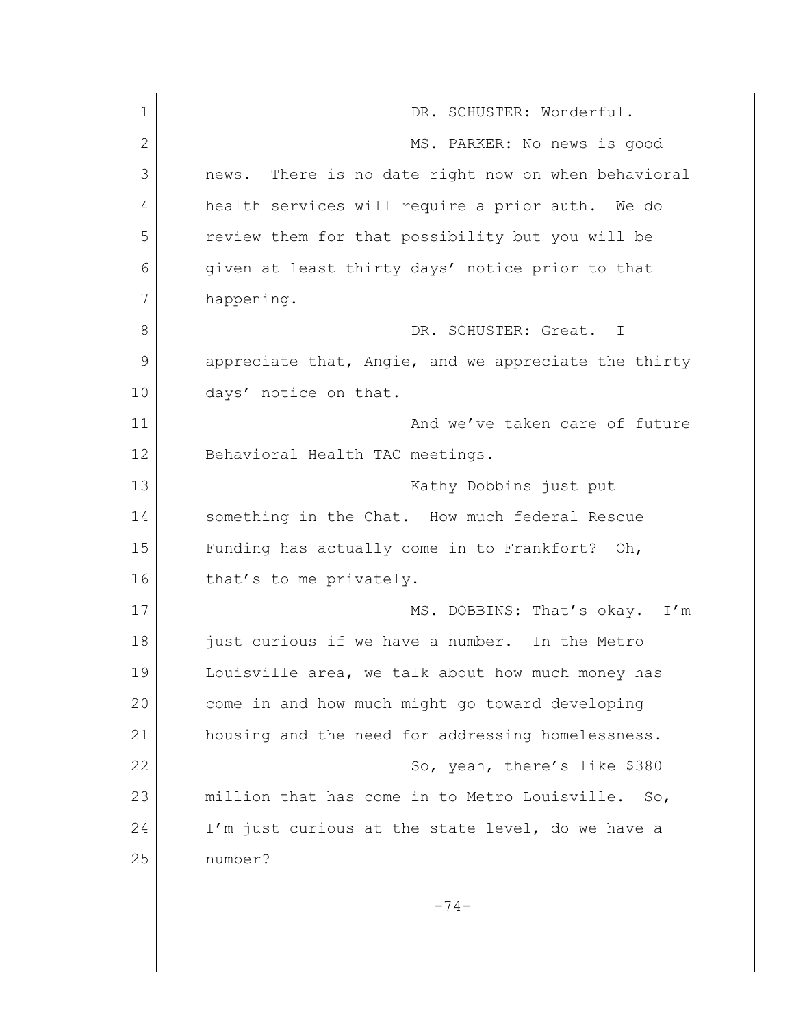DR. SCHUSTER: Wonderful.

MS. PARKER: No news is good news. There is no date right now on when behavioral health services will require a prior auth. We do review them for that possibility but you will be given at least thirty days' notice prior to that happening.

DR. SCHUSTER: Great. I appreciate that, Angie, and we appreciate the thirty days' notice on that.

And we've taken care of future Behavioral Health TAC meetings.

Kathy Dobbins just put something in the Chat. How much federal Rescue Funding has actually come in to Frankfort? Oh, that's to me privately.

MS. DOBBINS: That's okay. I'm just curious if we have a number. In the Metro Louisville area, we talk about how much money has come in and how much might go toward developing housing and the need for addressing homelessness.

So, yeah, there's like $380 million that has come in to Metro Louisville. So, I'm just curious at the state level, do we have a number?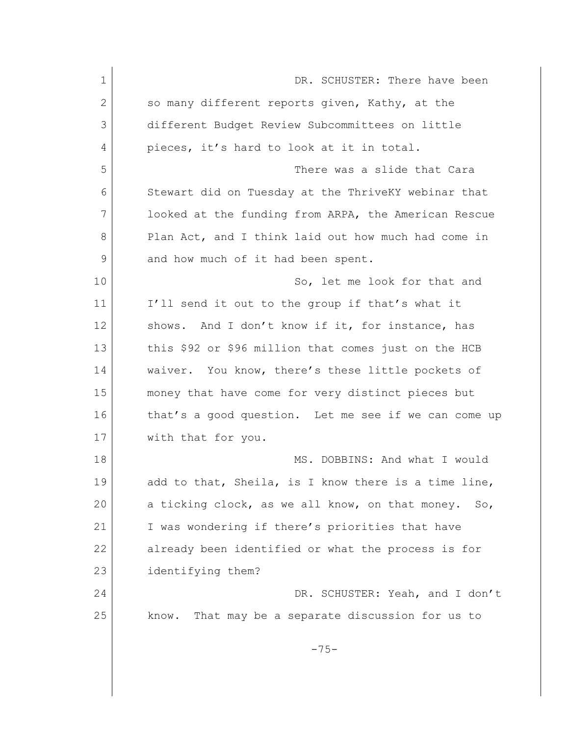DR. SCHUSTER: There have been so many different reports given, Kathy, at the different Budget Review Subcommittees on little pieces, it's hard to look at it in total.

There was a slide that Cara Stewart did on Tuesday at the ThriveKY webinar that looked at the funding from ARPA, the American Rescue Plan Act, and I think laid out how much had come in and how much of it had been spent.

So, let me look for that and I'll send it out to the group if that's what it shows. And I don't know if it, for instance, has this $92 or $96 million that comes just on the HCB waiver. You know, there's these little pockets of money that have come for very distinct pieces but that's a good question. Let me see if we can come up with that for you.

MS. DOBBINS: And what I would add to that, Sheila, is I know there is a time line, a ticking clock, as we all know, on that money. So, I was wondering if there's priorities that have already been identified or what the process is for identifying them?

DR. SCHUSTER: Yeah, and I don't know. That may be a separate discussion for us to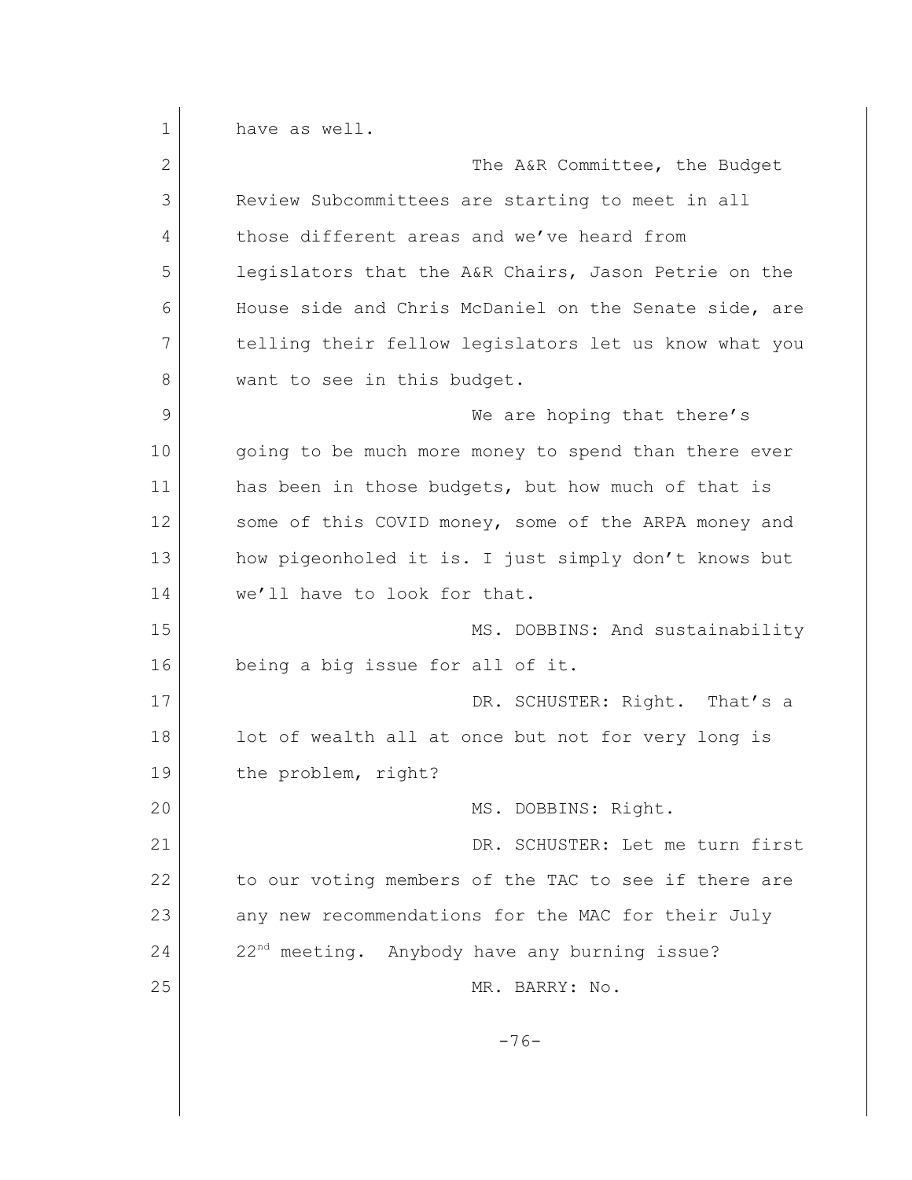have as well.

The A&R Committee, the Budget Review Subcommittees are starting to meet in all those different areas and we've heard from legislators that the A&R Chairs, Jason Petrie on the House side and Chris McDaniel on the Senate side, are telling their fellow legislators let us know what you want to see in this budget.

We are hoping that there's going to be much more money to spend than there ever has been in those budgets, but how much of that is some of this COVID money, some of the ARPA money and how pigeonholed it is. I just simply don't knows but we'll have to look for that.

MS. DOBBINS: And sustainability being a big issue for all of it.

DR. SCHUSTER: Right. That's a lot of wealth all at once but not for very long is the problem, right?

MS. DOBBINS: Right.

DR. SCHUSTER: Let me turn first to our voting members of the TAC to see if there are any new recommendations for the MAC for their July 22nd meeting. Anybody have any burning issue?

MR. BARRY: No.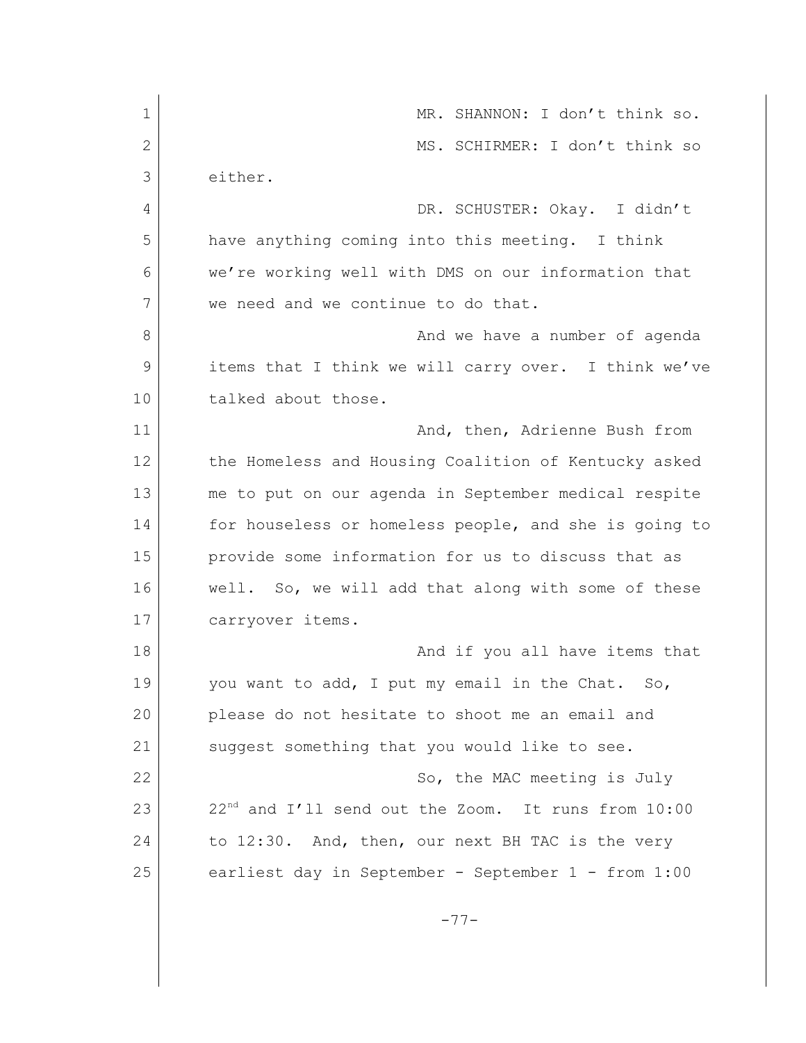MR. SHANNON: I don't think so.

MS. SCHIRMER: I don't think so either.

DR. SCHUSTER: Okay. I didn't have anything coming into this meeting. I think we're working well with DMS on our information that we need and we continue to do that.

And we have a number of agenda items that I think we will carry over. I think we've talked about those.

And, then, Adrienne Bush from the Homeless and Housing Coalition of Kentucky asked me to put on our agenda in September medical respite for houseless or homeless people, and she is going to provide some information for us to discuss that as well. So, we will add that along with some of these carryover items.

And if you all have items that you want to add, I put my email in the Chat. So, please do not hesitate to shoot me an email and suggest something that you would like to see.

So, the MAC meeting is July 22nd and I'll send out the Zoom. It runs from 10:00 to 12:30. And, then, our next BH TAC is the very earliest day in September - September 1 - from 1:00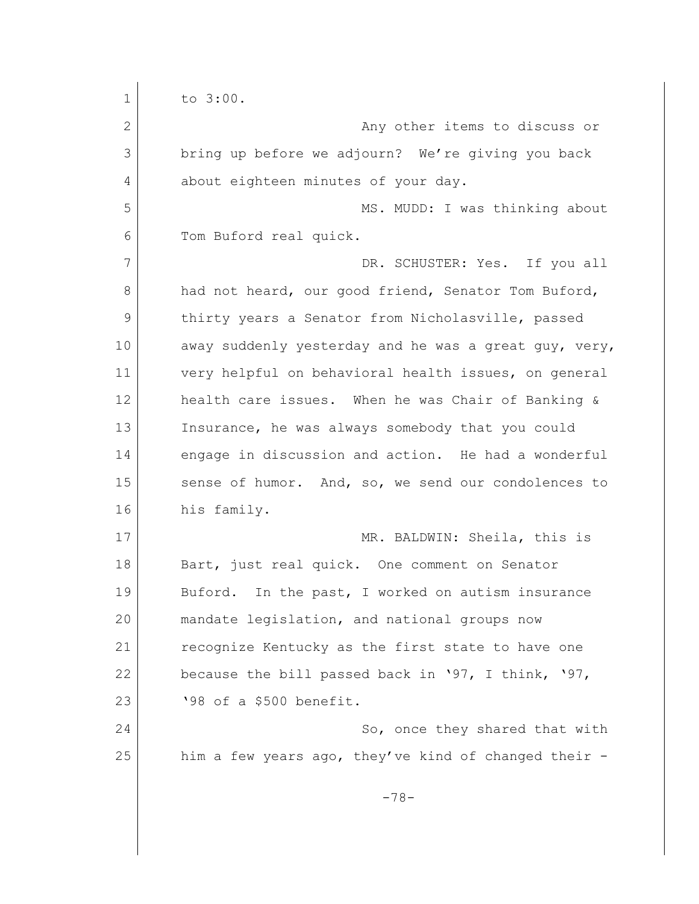to 3:00.

Any other items to discuss or bring up before we adjourn? We're giving you back about eighteen minutes of your day.

MS. MUDD: I was thinking about Tom Buford real quick.

DR. SCHUSTER: Yes. If you all had not heard, our good friend, Senator Tom Buford, thirty years a Senator from Nicholasville, passed away suddenly yesterday and he was a great guy, very, very helpful on behavioral health issues, on general health care issues. When he was Chair of Banking & Insurance, he was always somebody that you could engage in discussion and action. He had a wonderful sense of humor. And, so, we send our condolences to his family.

MR. BALDWIN: Sheila, this is Bart, just real quick. One comment on Senator Buford. In the past, I worked on autism insurance mandate legislation, and national groups now recognize Kentucky as the first state to have one because the bill passed back in '97, I think, '97, '98 of a $500 benefit.

So, once they shared that with him a few years ago, they've kind of changed their -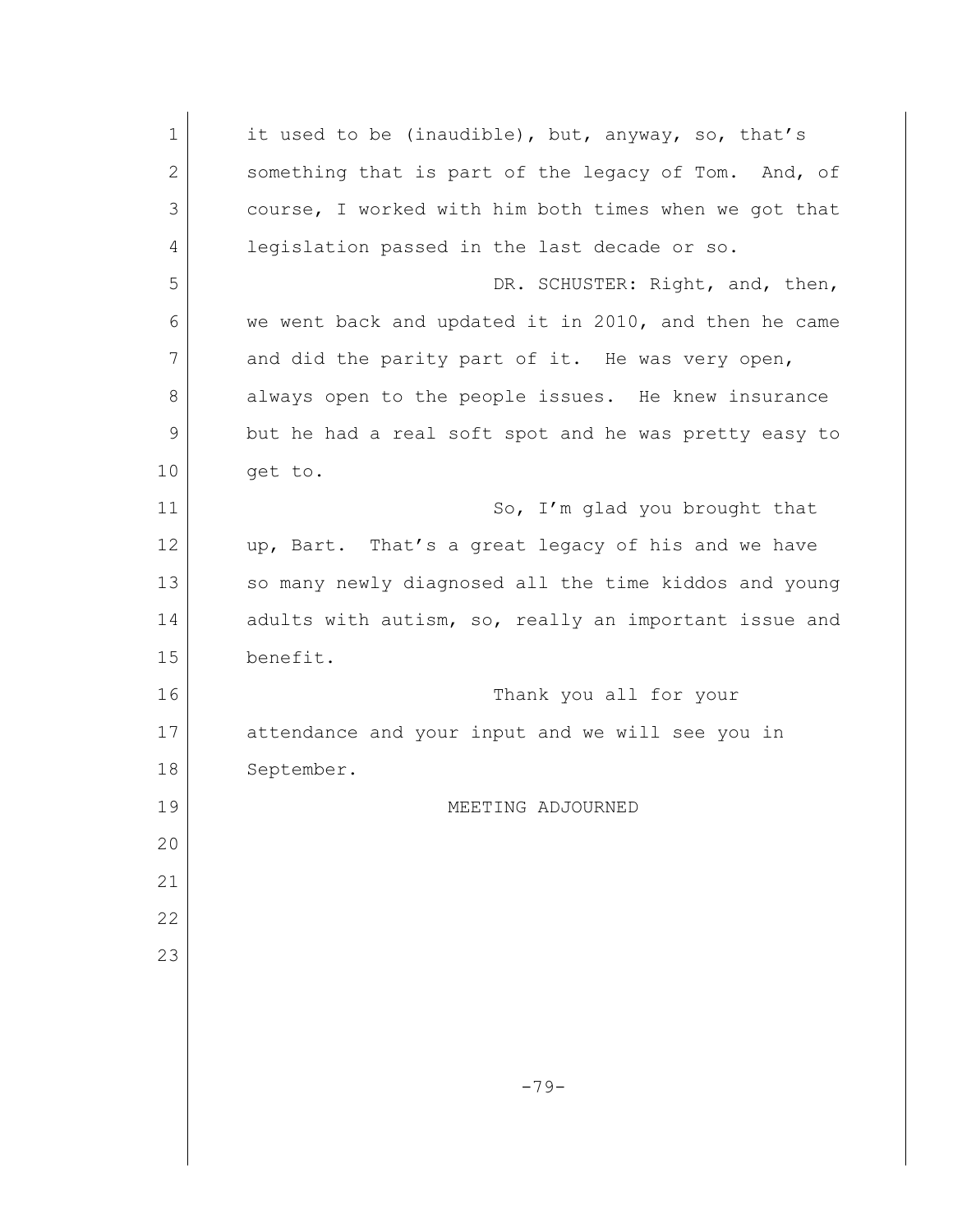it used to be (inaudible), but, anyway, so, that's something that is part of the legacy of Tom. And, of course, I worked with him both times when we got that legislation passed in the last decade or so.

DR. SCHUSTER: Right, and, then, we went back and updated it in 2010, and then he came and did the parity part of it. He was very open, always open to the people issues. He knew insurance but he had a real soft spot and he was pretty easy to get to.

So, I'm glad you brought that up, Bart. That's a great legacy of his and we have so many newly diagnosed all the time kiddos and young adults with autism, so, really an important issue and benefit.

Thank you all for your attendance and your input and we will see you in September.

MEETING ADJOURNED